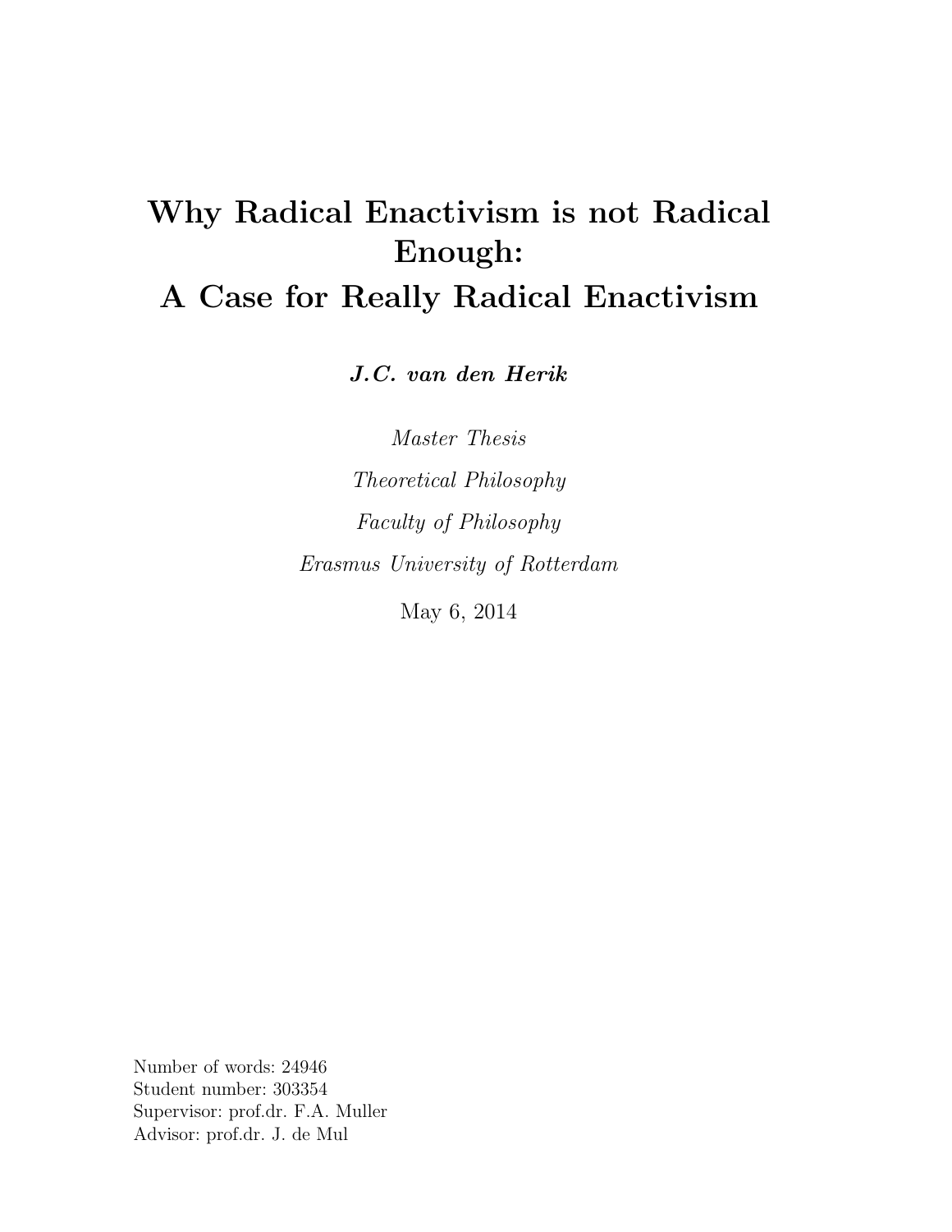# Why Radical Enactivism is not Radical Enough: A Case for Really Radical Enactivism

***J.C. van den Herik***

*Master Thesis*

*Theoretical Philosophy*

*Faculty of Philosophy*

*Erasmus University of Rotterdam*

May 6, 2014

Number of words: 24946
Student number: 303354
Supervisor: prof.dr. F.A. Muller
Advisor: prof.dr. J. de Mul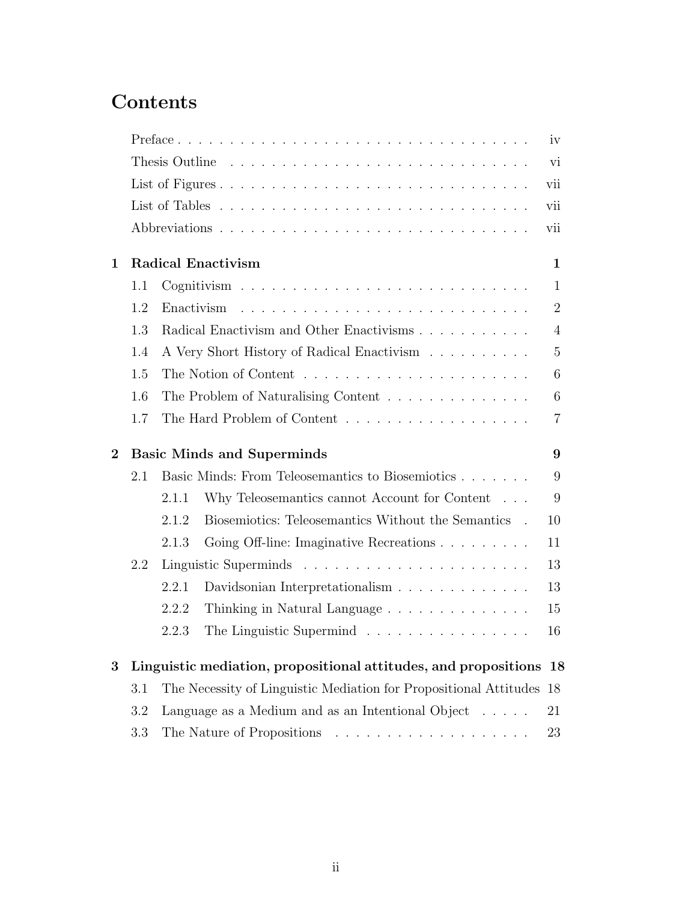# Contents

- Preface . . . . . . . . . . iv
- Thesis Outline . . . . . . . . . . vi
- List of Figures . . . . . . . . . . vii
- List of Tables . . . . . . . . . . vii
- Abbreviations . . . . . . . . . . vii

**1 Radical Enactivism** **1**

- 1.1 Cognitivism . . . . . . . . . . 1
- 1.2 Enactivism . . . . . . . . . . 2
- 1.3 Radical Enactivism and Other Enactivisms . . . . . . . . . . 4
- 1.4 A Very Short History of Radical Enactivism . . . . . . . . . . 5
- 1.5 The Notion of Content . . . . . . . . . . 6
- 1.6 The Problem of Naturalising Content . . . . . . . . . . 6
- 1.7 The Hard Problem of Content . . . . . . . . . . 7

**2 Basic Minds and Superminds** **9**

- 2.1 Basic Minds: From Teleosemantics to Biosemiotics . . . . . . . . . . 9
  - 2.1.1 Why Teleosemantics cannot Account for Content . . . 9
  - 2.1.2 Biosemiotics: Teleosemantics Without the Semantics . 10
  - 2.1.3 Going Off-line: Imaginative Recreations . . . . . . . . . . 11
- 2.2 Linguistic Superminds . . . . . . . . . . 13
  - 2.2.1 Davidsonian Interpretationalism . . . . . . . . . . 13
  - 2.2.2 Thinking in Natural Language . . . . . . . . . . 15
  - 2.2.3 The Linguistic Supermind . . . . . . . . . . 16

**3 Linguistic mediation, propositional attitudes, and propositions** **18**

- 3.1 The Necessity of Linguistic Mediation for Propositional Attitudes 18
- 3.2 Language as a Medium and as an Intentional Object . . . . . 21
- 3.3 The Nature of Propositions . . . . . . . . . . 23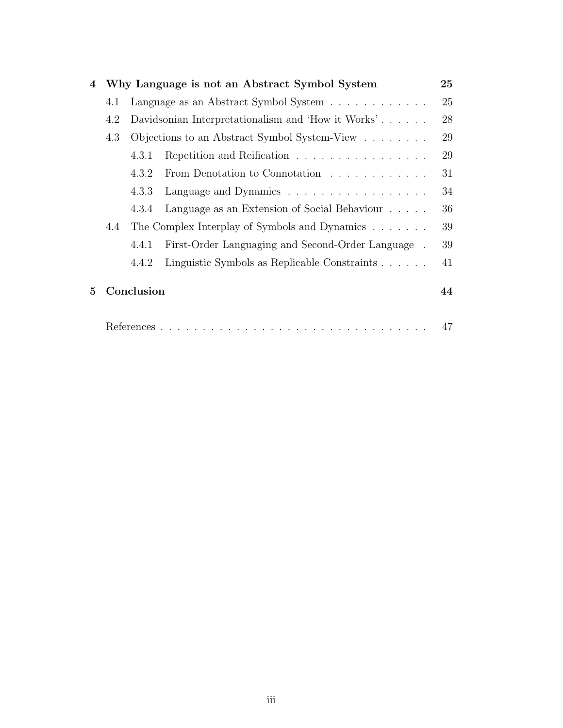**4 Why Language is not an Abstract Symbol System** **25**

- 4.1 Language as an Abstract Symbol System . . . . . . . . . . . . 25
- 4.2 Davidsonian Interpretationalism and 'How it Works' . . . . . . 28
- 4.3 Objections to an Abstract Symbol System-View . . . . . . . . 29
  - 4.3.1 Repetition and Reification . . . . . . . . . . . . . . . . 29
  - 4.3.2 From Denotation to Connotation . . . . . . . . . . . . 31
  - 4.3.3 Language and Dynamics . . . . . . . . . . . . . . . . . 34
  - 4.3.4 Language as an Extension of Social Behaviour . . . . . 36
- 4.4 The Complex Interplay of Symbols and Dynamics . . . . . . . 39
  - 4.4.1 First-Order Languaging and Second-Order Language . 39
  - 4.4.2 Linguistic Symbols as Replicable Constraints . . . . . . 41

**5 Conclusion** **44**

References . . . . . . . . . . . . . . . . . . . . . . . . . . . . . . . . 47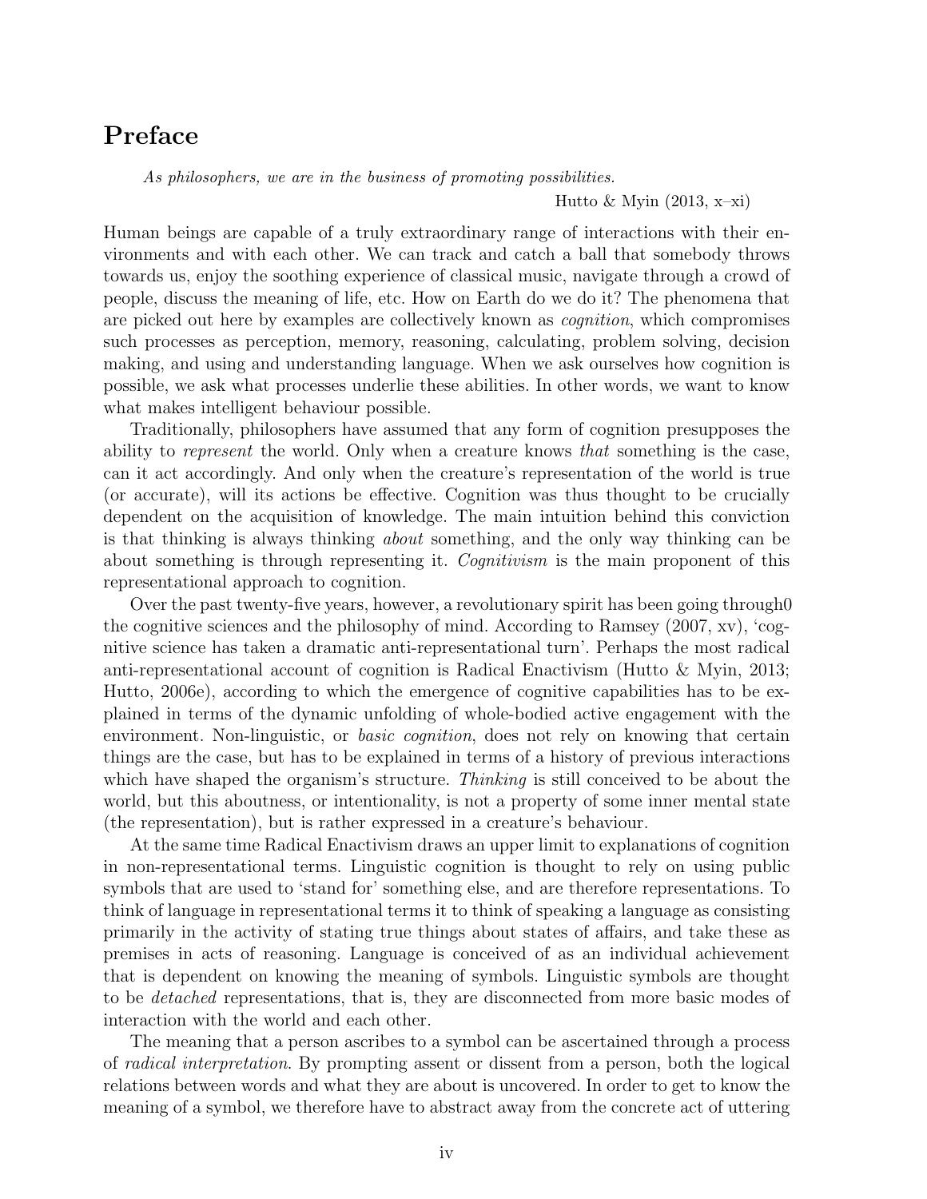# Preface

*As philosophers, we are in the business of promoting possibilities.*

Hutto & Myin (2013, x–xi)

Human beings are capable of a truly extraordinary range of interactions with their environments and with each other. We can track and catch a ball that somebody throws towards us, enjoy the soothing experience of classical music, navigate through a crowd of people, discuss the meaning of life, etc. How on Earth do we do it? The phenomena that are picked out here by examples are collectively known as *cognition*, which compromises such processes as perception, memory, reasoning, calculating, problem solving, decision making, and using and understanding language. When we ask ourselves how cognition is possible, we ask what processes underlie these abilities. In other words, we want to know what makes intelligent behaviour possible.

Traditionally, philosophers have assumed that any form of cognition presupposes the ability to *represent* the world. Only when a creature knows *that* something is the case, can it act accordingly. And only when the creature's representation of the world is true (or accurate), will its actions be effective. Cognition was thus thought to be crucially dependent on the acquisition of knowledge. The main intuition behind this conviction is that thinking is always thinking *about* something, and the only way thinking can be about something is through representing it. *Cognitivism* is the main proponent of this representational approach to cognition.

Over the past twenty-five years, however, a revolutionary spirit has been going through0 the cognitive sciences and the philosophy of mind. According to Ramsey (2007, xv), 'cognitive science has taken a dramatic anti-representational turn'. Perhaps the most radical anti-representational account of cognition is Radical Enactivism (Hutto & Myin, 2013; Hutto, 2006e), according to which the emergence of cognitive capabilities has to be explained in terms of the dynamic unfolding of whole-bodied active engagement with the environment. Non-linguistic, or *basic cognition*, does not rely on knowing that certain things are the case, but has to be explained in terms of a history of previous interactions which have shaped the organism's structure. *Thinking* is still conceived to be about the world, but this aboutness, or intentionality, is not a property of some inner mental state (the representation), but is rather expressed in a creature's behaviour.

At the same time Radical Enactivism draws an upper limit to explanations of cognition in non-representational terms. Linguistic cognition is thought to rely on using public symbols that are used to 'stand for' something else, and are therefore representations. To think of language in representational terms it to think of speaking a language as consisting primarily in the activity of stating true things about states of affairs, and take these as premises in acts of reasoning. Language is conceived of as an individual achievement that is dependent on knowing the meaning of symbols. Linguistic symbols are thought to be *detached* representations, that is, they are disconnected from more basic modes of interaction with the world and each other.

The meaning that a person ascribes to a symbol can be ascertained through a process of *radical interpretation*. By prompting assent or dissent from a person, both the logical relations between words and what they are about is uncovered. In order to get to know the meaning of a symbol, we therefore have to abstract away from the concrete act of uttering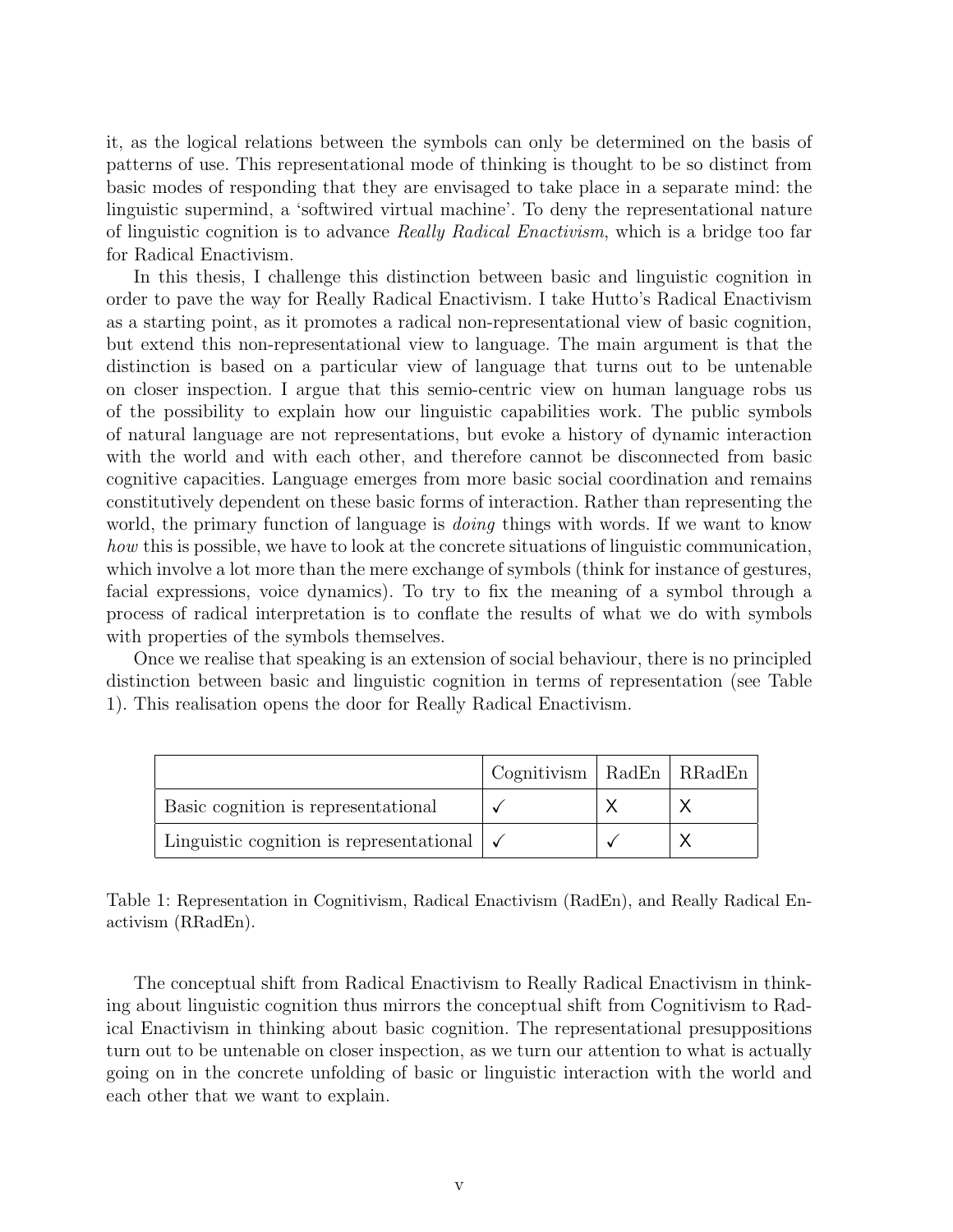it, as the logical relations between the symbols can only be determined on the basis of patterns of use. This representational mode of thinking is thought to be so distinct from basic modes of responding that they are envisaged to take place in a separate mind: the linguistic supermind, a 'softwired virtual machine'. To deny the representational nature of linguistic cognition is to advance *Really Radical Enactivism*, which is a bridge too far for Radical Enactivism.

In this thesis, I challenge this distinction between basic and linguistic cognition in order to pave the way for Really Radical Enactivism. I take Hutto's Radical Enactivism as a starting point, as it promotes a radical non-representational view of basic cognition, but extend this non-representational view to language. The main argument is that the distinction is based on a particular view of language that turns out to be untenable on closer inspection. I argue that this semio-centric view on human language robs us of the possibility to explain how our linguistic capabilities work. The public symbols of natural language are not representations, but evoke a history of dynamic interaction with the world and with each other, and therefore cannot be disconnected from basic cognitive capacities. Language emerges from more basic social coordination and remains constitutively dependent on these basic forms of interaction. Rather than representing the world, the primary function of language is *doing* things with words. If we want to know *how* this is possible, we have to look at the concrete situations of linguistic communication, which involve a lot more than the mere exchange of symbols (think for instance of gestures, facial expressions, voice dynamics). To try to fix the meaning of a symbol through a process of radical interpretation is to conflate the results of what we do with symbols with properties of the symbols themselves.

Once we realise that speaking is an extension of social behaviour, there is no principled distinction between basic and linguistic cognition in terms of representation (see Table 1). This realisation opens the door for Really Radical Enactivism.

| | Cognitivism | RadEn | RRadEn |
|---|---|---|---|
| Basic cognition is representational | ✓ | X | X |
| Linguistic cognition is representational | ✓ | ✓ | X |

Table 1: Representation in Cognitivism, Radical Enactivism (RadEn), and Really Radical Enactivism (RRadEn).

The conceptual shift from Radical Enactivism to Really Radical Enactivism in thinking about linguistic cognition thus mirrors the conceptual shift from Cognitivism to Radical Enactivism in thinking about basic cognition. The representational presuppositions turn out to be untenable on closer inspection, as we turn our attention to what is actually going on in the concrete unfolding of basic or linguistic interaction with the world and each other that we want to explain.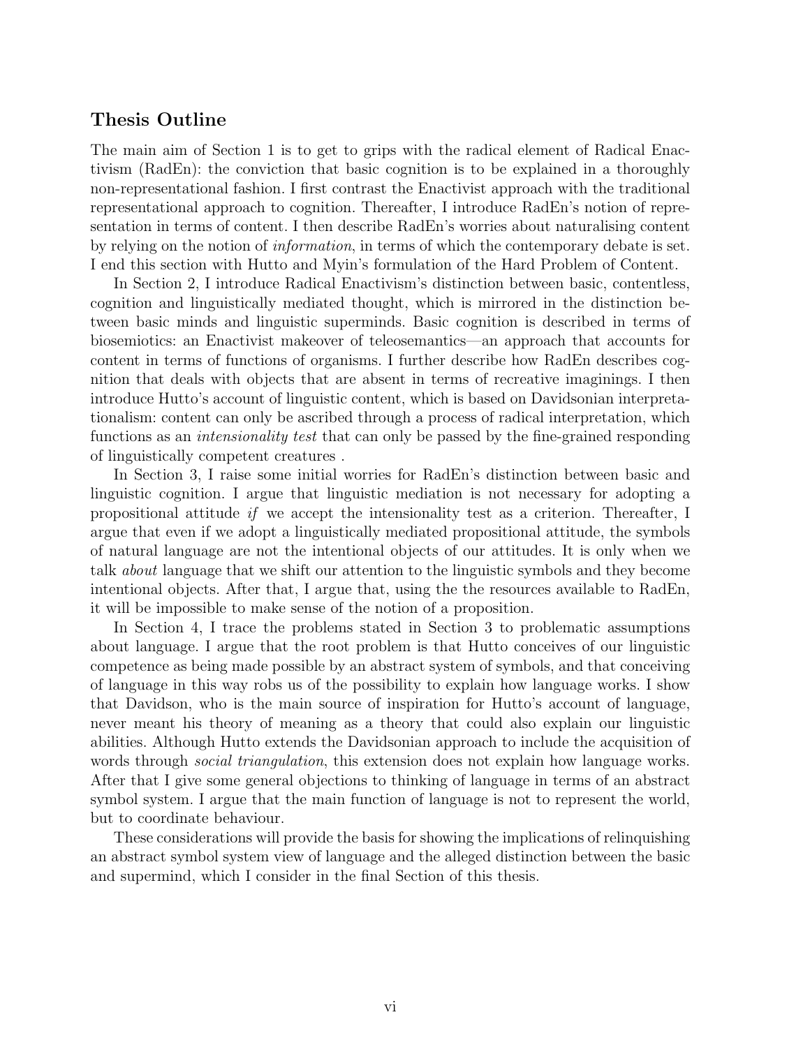## Thesis Outline

The main aim of Section 1 is to get to grips with the radical element of Radical Enactivism (RadEn): the conviction that basic cognition is to be explained in a thoroughly non-representational fashion. I first contrast the Enactivist approach with the traditional representational approach to cognition. Thereafter, I introduce RadEn's notion of representation in terms of content. I then describe RadEn's worries about naturalising content by relying on the notion of *information*, in terms of which the contemporary debate is set. I end this section with Hutto and Myin's formulation of the Hard Problem of Content.

In Section 2, I introduce Radical Enactivism's distinction between basic, contentless, cognition and linguistically mediated thought, which is mirrored in the distinction between basic minds and linguistic superminds. Basic cognition is described in terms of biosemiotics: an Enactivist makeover of teleosemantics—an approach that accounts for content in terms of functions of organisms. I further describe how RadEn describes cognition that deals with objects that are absent in terms of recreative imaginings. I then introduce Hutto's account of linguistic content, which is based on Davidsonian interpretationalism: content can only be ascribed through a process of radical interpretation, which functions as an *intensionality test* that can only be passed by the fine-grained responding of linguistically competent creatures .

In Section 3, I raise some initial worries for RadEn's distinction between basic and linguistic cognition. I argue that linguistic mediation is not necessary for adopting a propositional attitude *if* we accept the intensionality test as a criterion. Thereafter, I argue that even if we adopt a linguistically mediated propositional attitude, the symbols of natural language are not the intentional objects of our attitudes. It is only when we talk *about* language that we shift our attention to the linguistic symbols and they become intentional objects. After that, I argue that, using the the resources available to RadEn, it will be impossible to make sense of the notion of a proposition.

In Section 4, I trace the problems stated in Section 3 to problematic assumptions about language. I argue that the root problem is that Hutto conceives of our linguistic competence as being made possible by an abstract system of symbols, and that conceiving of language in this way robs us of the possibility to explain how language works. I show that Davidson, who is the main source of inspiration for Hutto's account of language, never meant his theory of meaning as a theory that could also explain our linguistic abilities. Although Hutto extends the Davidsonian approach to include the acquisition of words through *social triangulation*, this extension does not explain how language works. After that I give some general objections to thinking of language in terms of an abstract symbol system. I argue that the main function of language is not to represent the world, but to coordinate behaviour.

These considerations will provide the basis for showing the implications of relinquishing an abstract symbol system view of language and the alleged distinction between the basic and supermind, which I consider in the final Section of this thesis.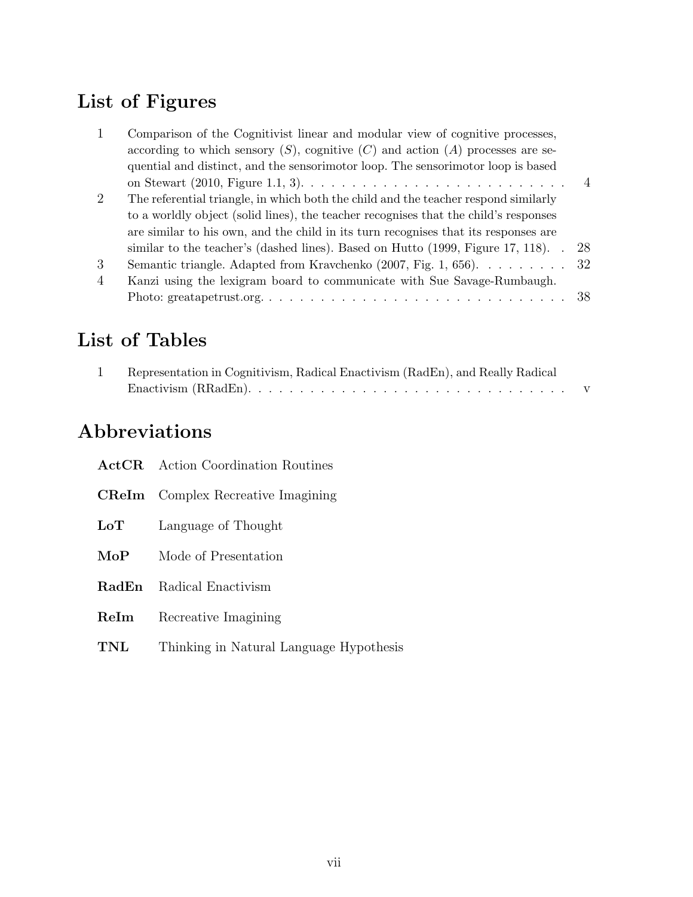# List of Figures

1. Comparison of the Cognitivist linear and modular view of cognitive processes, according to which sensory ($S$), cognitive ($C$) and action ($A$) processes are sequential and distinct, and the sensorimotor loop. The sensorimotor loop is based on Stewart (2010, Figure 1.1, 3). . . . . . . . . . . . . . . . . . . . . . . . . . 4
2. The referential triangle, in which both the child and the teacher respond similarly to a worldly object (solid lines), the teacher recognises that the child's responses are similar to his own, and the child in its turn recognises that its responses are similar to the teacher's (dashed lines). Based on Hutto (1999, Figure 17, 118). . 28
3. Semantic triangle. Adapted from Kravchenko (2007, Fig. 1, 656). . . . . . . . . 32
4. Kanzi using the lexigram board to communicate with Sue Savage-Rumbaugh. Photo: greatapetrust.org. . . . . . . . . . . . . . . . . . . . . . . . . . . . . . 38

# List of Tables

1. Representation in Cognitivism, Radical Enactivism (RadEn), and Really Radical Enactivism (RRadEn). . . . . . . . . . . . . . . . . . . . . . . . . . . . . . . . v

# Abbreviations

**ActCR** Action Coordination Routines

**CReIm** Complex Recreative Imagining

**LoT** Language of Thought

**MoP** Mode of Presentation

**RadEn** Radical Enactivism

**ReIm** Recreative Imagining

**TNL** Thinking in Natural Language Hypothesis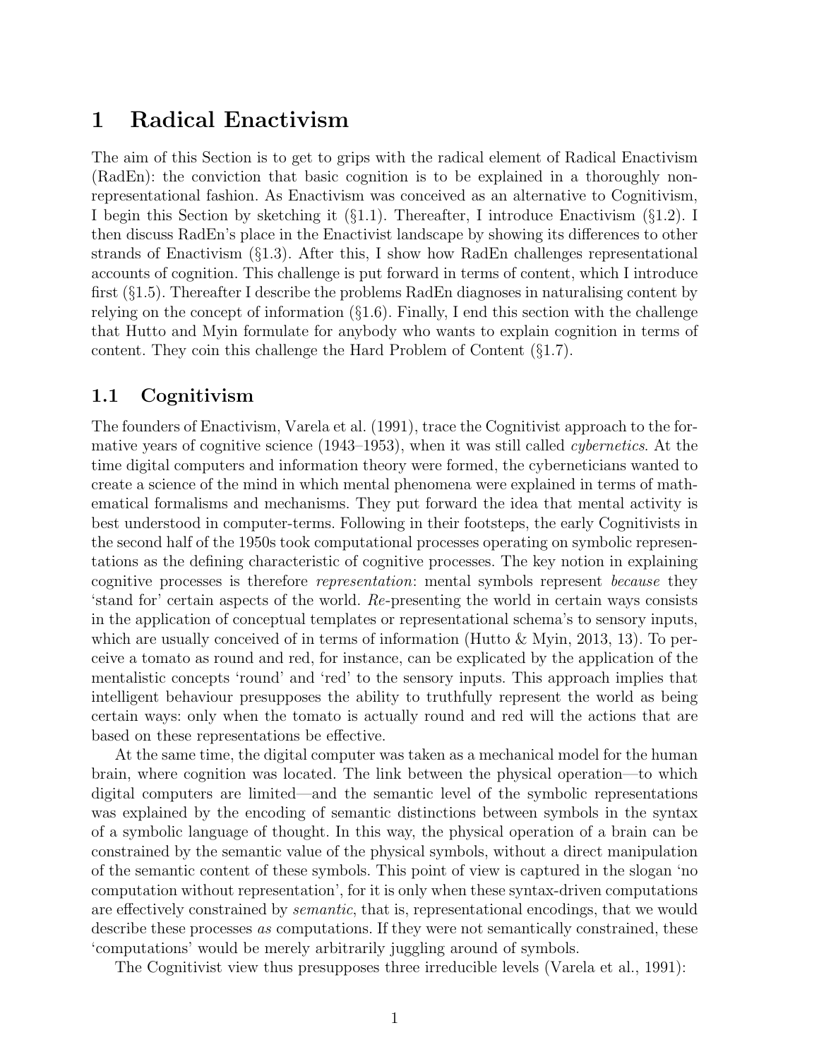# 1 Radical Enactivism

The aim of this Section is to get to grips with the radical element of Radical Enactivism (RadEn): the conviction that basic cognition is to be explained in a thoroughly non-representational fashion. As Enactivism was conceived as an alternative to Cognitivism, I begin this Section by sketching it (§1.1). Thereafter, I introduce Enactivism (§1.2). I then discuss RadEn's place in the Enactivist landscape by showing its differences to other strands of Enactivism (§1.3). After this, I show how RadEn challenges representational accounts of cognition. This challenge is put forward in terms of content, which I introduce first (§1.5). Thereafter I describe the problems RadEn diagnoses in naturalising content by relying on the concept of information (§1.6). Finally, I end this section with the challenge that Hutto and Myin formulate for anybody who wants to explain cognition in terms of content. They coin this challenge the Hard Problem of Content (§1.7).

## 1.1 Cognitivism

The founders of Enactivism, Varela et al. (1991), trace the Cognitivist approach to the formative years of cognitive science (1943–1953), when it was still called *cybernetics*. At the time digital computers and information theory were formed, the cyberneticians wanted to create a science of the mind in which mental phenomena were explained in terms of mathematical formalisms and mechanisms. They put forward the idea that mental activity is best understood in computer-terms. Following in their footsteps, the early Cognitivists in the second half of the 1950s took computational processes operating on symbolic representations as the defining characteristic of cognitive processes. The key notion in explaining cognitive processes is therefore *representation*: mental symbols represent *because* they 'stand for' certain aspects of the world. *Re*-presenting the world in certain ways consists in the application of conceptual templates or representational schema's to sensory inputs, which are usually conceived of in terms of information (Hutto & Myin, 2013, 13). To perceive a tomato as round and red, for instance, can be explicated by the application of the mentalistic concepts 'round' and 'red' to the sensory inputs. This approach implies that intelligent behaviour presupposes the ability to truthfully represent the world as being certain ways: only when the tomato is actually round and red will the actions that are based on these representations be effective.

At the same time, the digital computer was taken as a mechanical model for the human brain, where cognition was located. The link between the physical operation—to which digital computers are limited—and the semantic level of the symbolic representations was explained by the encoding of semantic distinctions between symbols in the syntax of a symbolic language of thought. In this way, the physical operation of a brain can be constrained by the semantic value of the physical symbols, without a direct manipulation of the semantic content of these symbols. This point of view is captured in the slogan 'no computation without representation', for it is only when these syntax-driven computations are effectively constrained by *semantic*, that is, representational encodings, that we would describe these processes *as* computations. If they were not semantically constrained, these 'computations' would be merely arbitrarily juggling around of symbols.

The Cognitivist view thus presupposes three irreducible levels (Varela et al., 1991):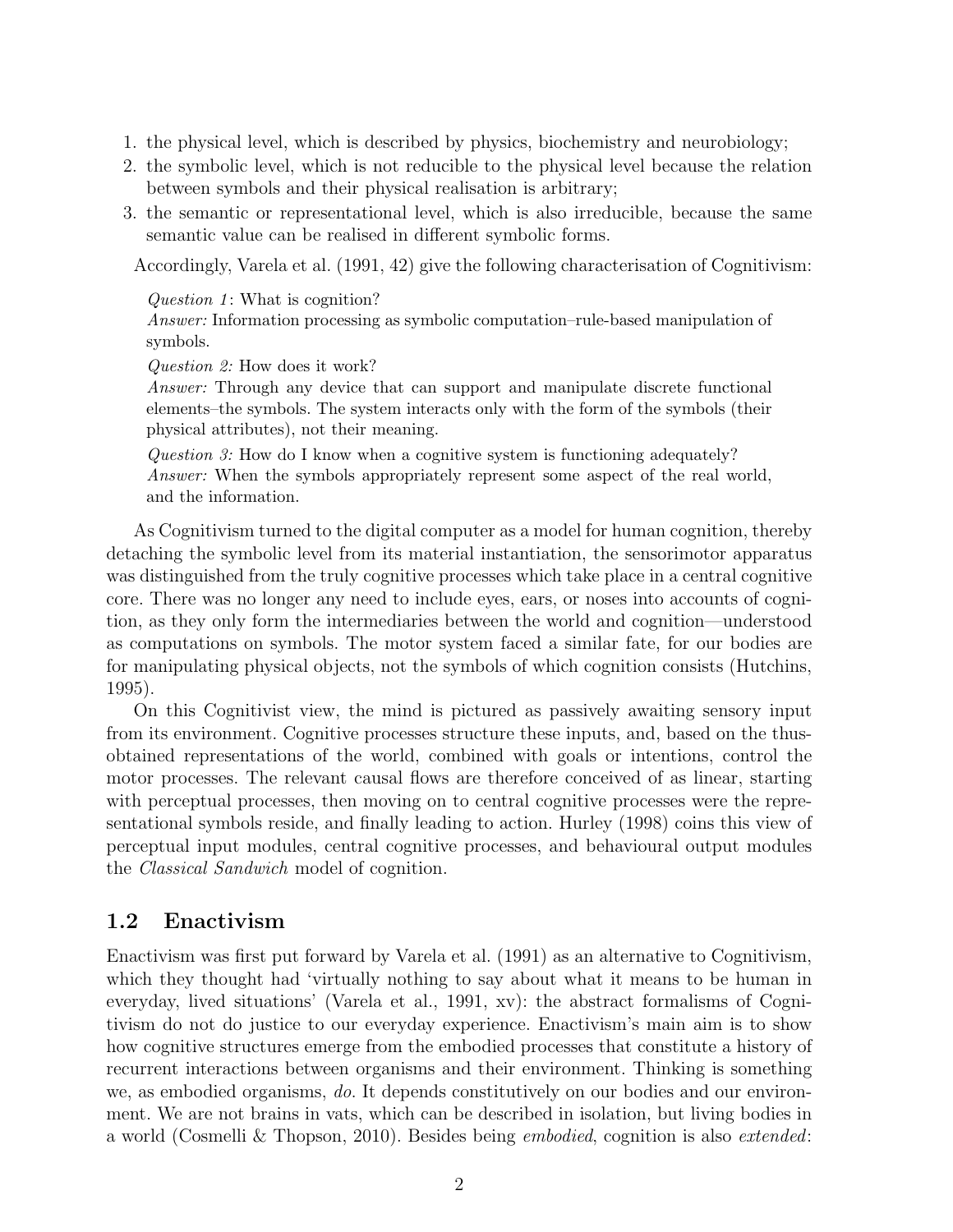1. the physical level, which is described by physics, biochemistry and neurobiology;
2. the symbolic level, which is not reducible to the physical level because the relation between symbols and their physical realisation is arbitrary;
3. the semantic or representational level, which is also irreducible, because the same semantic value can be realised in different symbolic forms.

Accordingly, Varela et al. (1991, 42) give the following characterisation of Cognitivism:

> *Question 1*: What is cognition?
> *Answer:* Information processing as symbolic computation–rule-based manipulation of symbols.
>
> *Question 2:* How does it work?
> *Answer:* Through any device that can support and manipulate discrete functional elements–the symbols. The system interacts only with the form of the symbols (their physical attributes), not their meaning.
>
> *Question 3:* How do I know when a cognitive system is functioning adequately?
> *Answer:* When the symbols appropriately represent some aspect of the real world, and the information.

As Cognitivism turned to the digital computer as a model for human cognition, thereby detaching the symbolic level from its material instantiation, the sensorimotor apparatus was distinguished from the truly cognitive processes which take place in a central cognitive core. There was no longer any need to include eyes, ears, or noses into accounts of cognition, as they only form the intermediaries between the world and cognition—understood as computations on symbols. The motor system faced a similar fate, for our bodies are for manipulating physical objects, not the symbols of which cognition consists (Hutchins, 1995).

On this Cognitivist view, the mind is pictured as passively awaiting sensory input from its environment. Cognitive processes structure these inputs, and, based on the thus-obtained representations of the world, combined with goals or intentions, control the motor processes. The relevant causal flows are therefore conceived of as linear, starting with perceptual processes, then moving on to central cognitive processes were the representational symbols reside, and finally leading to action. Hurley (1998) coins this view of perceptual input modules, central cognitive processes, and behavioural output modules the *Classical Sandwich* model of cognition.

## 1.2 Enactivism

Enactivism was first put forward by Varela et al. (1991) as an alternative to Cognitivism, which they thought had 'virtually nothing to say about what it means to be human in everyday, lived situations' (Varela et al., 1991, xv): the abstract formalisms of Cognitivism do not do justice to our everyday experience. Enactivism's main aim is to show how cognitive structures emerge from the embodied processes that constitute a history of recurrent interactions between organisms and their environment. Thinking is something we, as embodied organisms, *do*. It depends constitutively on our bodies and our environment. We are not brains in vats, which can be described in isolation, but living bodies in a world (Cosmelli & Thopson, 2010). Besides being *embodied*, cognition is also *extended*: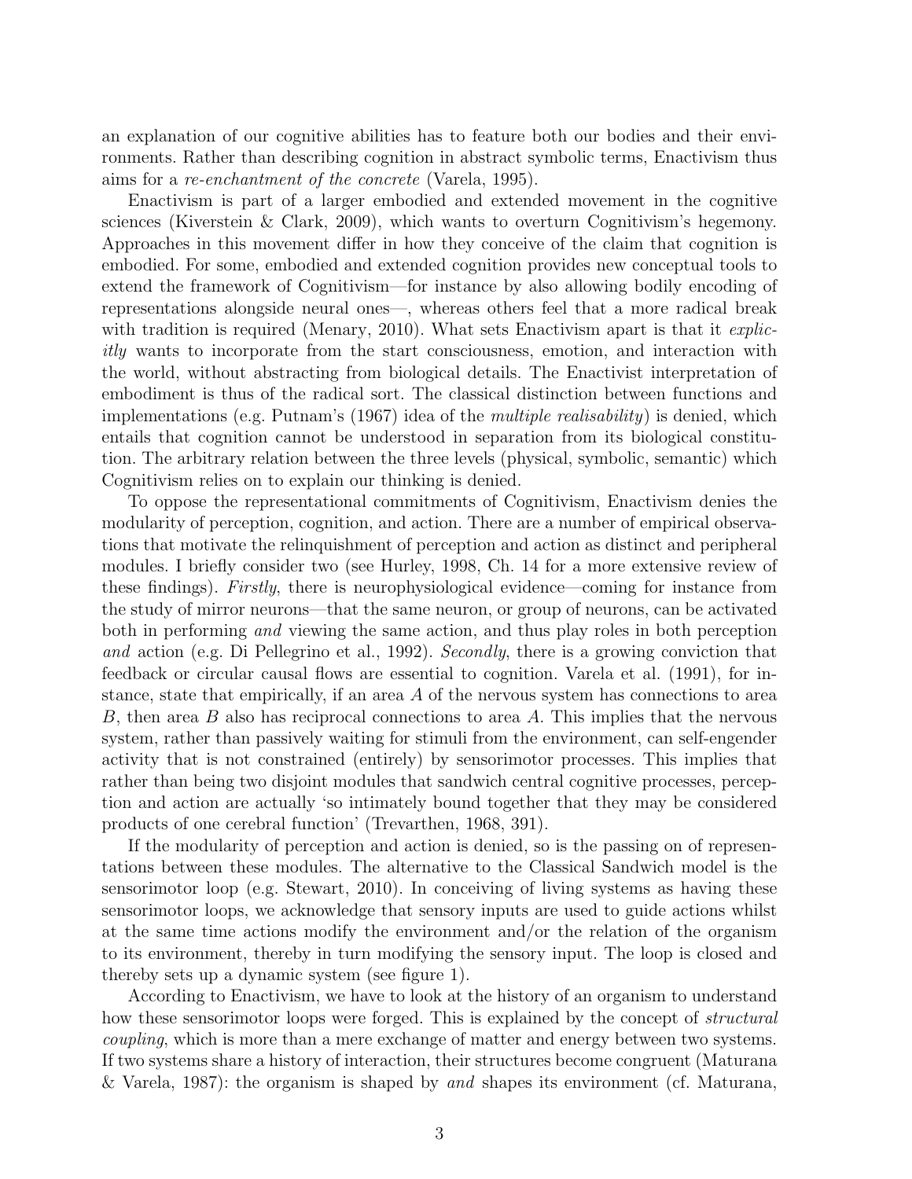an explanation of our cognitive abilities has to feature both our bodies and their environments. Rather than describing cognition in abstract symbolic terms, Enactivism thus aims for a *re-enchantment of the concrete* (Varela, 1995).

Enactivism is part of a larger embodied and extended movement in the cognitive sciences (Kiverstein & Clark, 2009), which wants to overturn Cognitivism's hegemony. Approaches in this movement differ in how they conceive of the claim that cognition is embodied. For some, embodied and extended cognition provides new conceptual tools to extend the framework of Cognitivism—for instance by also allowing bodily encoding of representations alongside neural ones—, whereas others feel that a more radical break with tradition is required (Menary, 2010). What sets Enactivism apart is that it *explicitly* wants to incorporate from the start consciousness, emotion, and interaction with the world, without abstracting from biological details. The Enactivist interpretation of embodiment is thus of the radical sort. The classical distinction between functions and implementations (e.g. Putnam's (1967) idea of the *multiple realisability*) is denied, which entails that cognition cannot be understood in separation from its biological constitution. The arbitrary relation between the three levels (physical, symbolic, semantic) which Cognitivism relies on to explain our thinking is denied.

To oppose the representational commitments of Cognitivism, Enactivism denies the modularity of perception, cognition, and action. There are a number of empirical observations that motivate the relinquishment of perception and action as distinct and peripheral modules. I briefly consider two (see Hurley, 1998, Ch. 14 for a more extensive review of these findings). *Firstly*, there is neurophysiological evidence—coming for instance from the study of mirror neurons—that the same neuron, or group of neurons, can be activated both in performing *and* viewing the same action, and thus play roles in both perception *and* action (e.g. Di Pellegrino et al., 1992). *Secondly*, there is a growing conviction that feedback or circular causal flows are essential to cognition. Varela et al. (1991), for instance, state that empirically, if an area $A$ of the nervous system has connections to area $B$, then area $B$ also has reciprocal connections to area $A$. This implies that the nervous system, rather than passively waiting for stimuli from the environment, can self-engender activity that is not constrained (entirely) by sensorimotor processes. This implies that rather than being two disjoint modules that sandwich central cognitive processes, perception and action are actually 'so intimately bound together that they may be considered products of one cerebral function' (Trevarthen, 1968, 391).

If the modularity of perception and action is denied, so is the passing on of representations between these modules. The alternative to the Classical Sandwich model is the sensorimotor loop (e.g. Stewart, 2010). In conceiving of living systems as having these sensorimotor loops, we acknowledge that sensory inputs are used to guide actions whilst at the same time actions modify the environment and/or the relation of the organism to its environment, thereby in turn modifying the sensory input. The loop is closed and thereby sets up a dynamic system (see figure 1).

According to Enactivism, we have to look at the history of an organism to understand how these sensorimotor loops were forged. This is explained by the concept of *structural coupling*, which is more than a mere exchange of matter and energy between two systems. If two systems share a history of interaction, their structures become congruent (Maturana & Varela, 1987): the organism is shaped by *and* shapes its environment (cf. Maturana,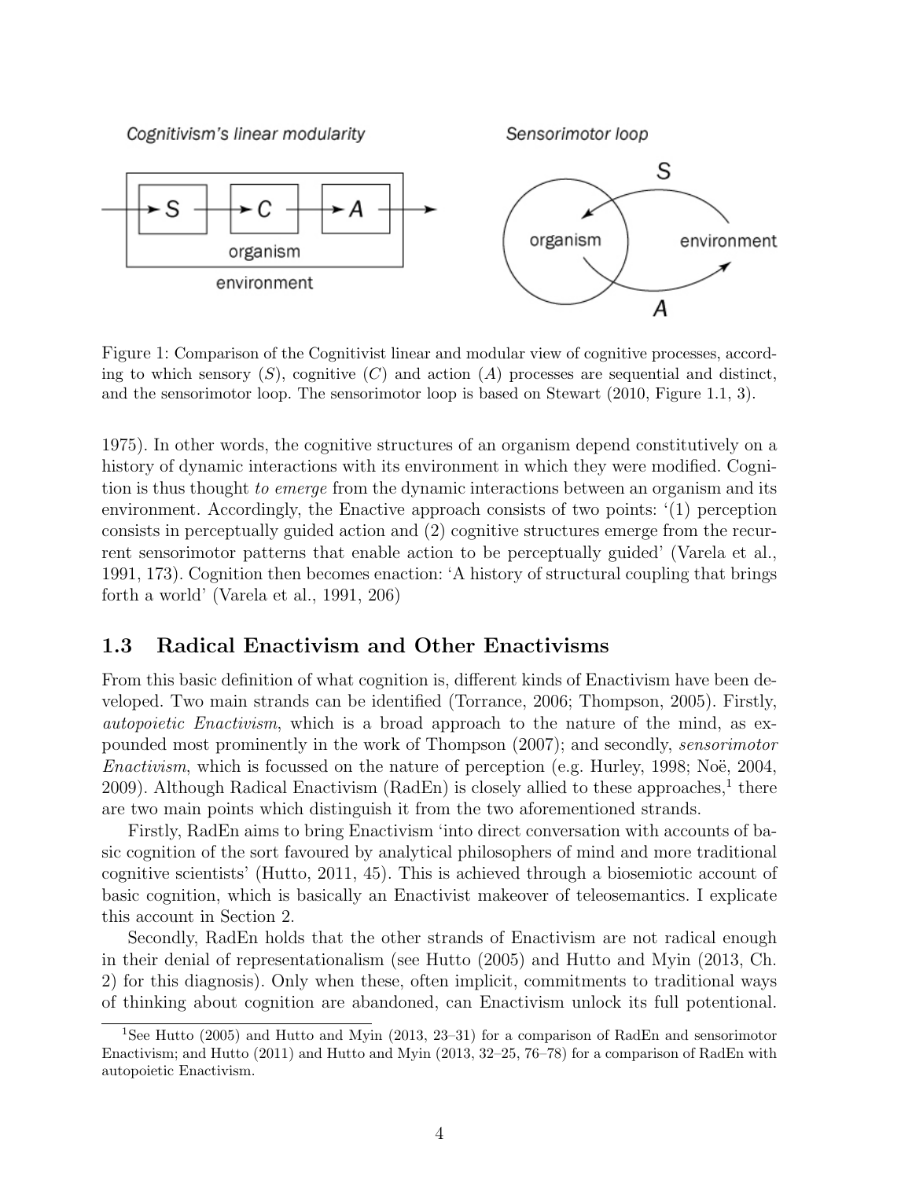Figure 1: Comparison of the Cognitivist linear and modular view of cognitive processes, according to which sensory ($S$), cognitive ($C$) and action ($A$) processes are sequential and distinct, and the sensorimotor loop. The sensorimotor loop is based on Stewart (2010, Figure 1.1, 3).

1975). In other words, the cognitive structures of an organism depend constitutively on a history of dynamic interactions with its environment in which they were modified. Cognition is thus thought *to emerge* from the dynamic interactions between an organism and its environment. Accordingly, the Enactive approach consists of two points: '(1) perception consists in perceptually guided action and (2) cognitive structures emerge from the recurrent sensorimotor patterns that enable action to be perceptually guided' (Varela et al., 1991, 173). Cognition then becomes enaction: 'A history of structural coupling that brings forth a world' (Varela et al., 1991, 206)

### 1.3 Radical Enactivism and Other Enactivisms

From this basic definition of what cognition is, different kinds of Enactivism have been developed. Two main strands can be identified (Torrance, 2006; Thompson, 2005). Firstly, *autopoietic Enactivism*, which is a broad approach to the nature of the mind, as expounded most prominently in the work of Thompson (2007); and secondly, *sensorimotor Enactivism*, which is focussed on the nature of perception (e.g. Hurley, 1998; Noë, 2004, 2009). Although Radical Enactivism (RadEn) is closely allied to these approaches,[1] there are two main points which distinguish it from the two aforementioned strands.

Firstly, RadEn aims to bring Enactivism 'into direct conversation with accounts of basic cognition of the sort favoured by analytical philosophers of mind and more traditional cognitive scientists' (Hutto, 2011, 45). This is achieved through a biosemiotic account of basic cognition, which is basically an Enactivist makeover of teleosemantics. I explicate this account in Section 2.

Secondly, RadEn holds that the other strands of Enactivism are not radical enough in their denial of representationalism (see Hutto (2005) and Hutto and Myin (2013, Ch. 2) for this diagnosis). Only when these, often implicit, commitments to traditional ways of thinking about cognition are abandoned, can Enactivism unlock its full potentional.

[1] See Hutto (2005) and Hutto and Myin (2013, 23–31) for a comparison of RadEn and sensorimotor Enactivism; and Hutto (2011) and Hutto and Myin (2013, 32–25, 76–78) for a comparison of RadEn with autopoietic Enactivism.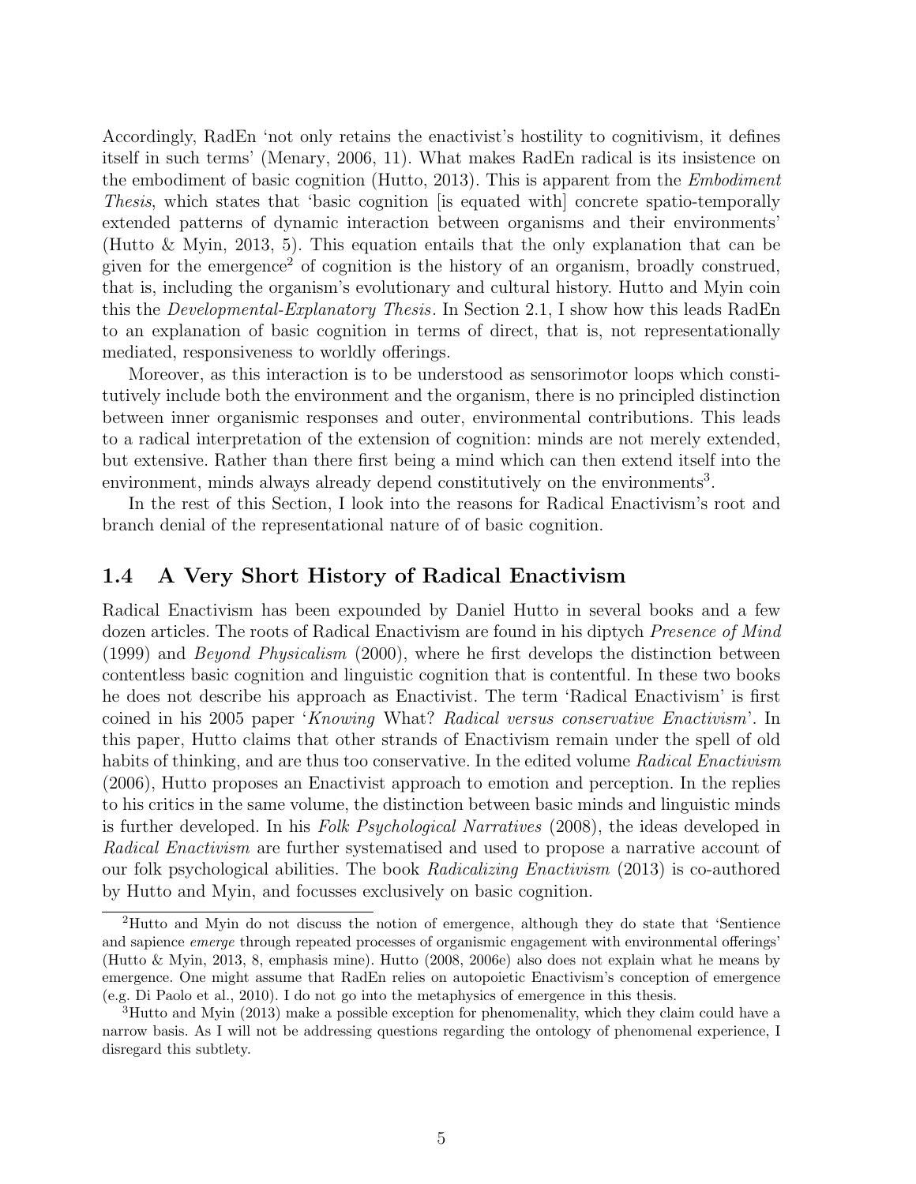Accordingly, RadEn 'not only retains the enactivist's hostility to cognitivism, it defines itself in such terms' (Menary, 2006, 11). What makes RadEn radical is its insistence on the embodiment of basic cognition (Hutto, 2013). This is apparent from the *Embodiment Thesis*, which states that 'basic cognition [is equated with] concrete spatio-temporally extended patterns of dynamic interaction between organisms and their environments' (Hutto & Myin, 2013, 5). This equation entails that the only explanation that can be given for the emergence[2] of cognition is the history of an organism, broadly construed, that is, including the organism's evolutionary and cultural history. Hutto and Myin coin this the *Developmental-Explanatory Thesis*. In Section 2.1, I show how this leads RadEn to an explanation of basic cognition in terms of direct, that is, not representationally mediated, responsiveness to worldly offerings.

Moreover, as this interaction is to be understood as sensorimotor loops which constitutively include both the environment and the organism, there is no principled distinction between inner organismic responses and outer, environmental contributions. This leads to a radical interpretation of the extension of cognition: minds are not merely extended, but extensive. Rather than there first being a mind which can then extend itself into the environment, minds always already depend constitutively on the environments[3].

In the rest of this Section, I look into the reasons for Radical Enactivism's root and branch denial of the representational nature of of basic cognition.

## 1.4 A Very Short History of Radical Enactivism

Radical Enactivism has been expounded by Daniel Hutto in several books and a few dozen articles. The roots of Radical Enactivism are found in his diptych *Presence of Mind* (1999) and *Beyond Physicalism* (2000), where he first develops the distinction between contentless basic cognition and linguistic cognition that is contentful. In these two books he does not describe his approach as Enactivist. The term 'Radical Enactivism' is first coined in his 2005 paper '*Knowing* What? *Radical versus conservative Enactivism*'. In this paper, Hutto claims that other strands of Enactivism remain under the spell of old habits of thinking, and are thus too conservative. In the edited volume *Radical Enactivism* (2006), Hutto proposes an Enactivist approach to emotion and perception. In the replies to his critics in the same volume, the distinction between basic minds and linguistic minds is further developed. In his *Folk Psychological Narratives* (2008), the ideas developed in *Radical Enactivism* are further systematised and used to propose a narrative account of our folk psychological abilities. The book *Radicalizing Enactivism* (2013) is co-authored by Hutto and Myin, and focusses exclusively on basic cognition.

---

[2] Hutto and Myin do not discuss the notion of emergence, although they do state that 'Sentience and sapience *emerge* through repeated processes of organismic engagement with environmental offerings' (Hutto & Myin, 2013, 8, emphasis mine). Hutto (2008, 2006e) also does not explain what he means by emergence. One might assume that RadEn relies on autopoietic Enactivism's conception of emergence (e.g. Di Paolo et al., 2010). I do not go into the metaphysics of emergence in this thesis.

[3] Hutto and Myin (2013) make a possible exception for phenomenality, which they claim could have a narrow basis. As I will not be addressing questions regarding the ontology of phenomenal experience, I disregard this subtlety.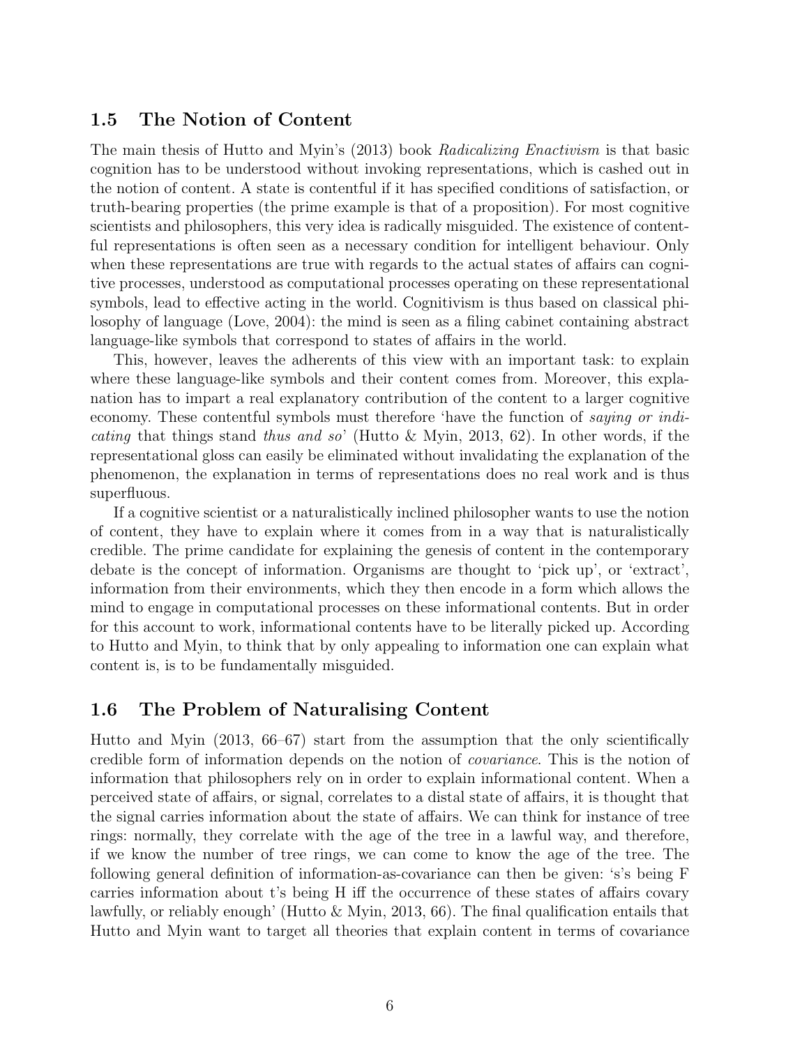## 1.5 The Notion of Content

The main thesis of Hutto and Myin's (2013) book *Radicalizing Enactivism* is that basic cognition has to be understood without invoking representations, which is cashed out in the notion of content. A state is contentful if it has specified conditions of satisfaction, or truth-bearing properties (the prime example is that of a proposition). For most cognitive scientists and philosophers, this very idea is radically misguided. The existence of contentful representations is often seen as a necessary condition for intelligent behaviour. Only when these representations are true with regards to the actual states of affairs can cognitive processes, understood as computational processes operating on these representational symbols, lead to effective acting in the world. Cognitivism is thus based on classical philosophy of language (Love, 2004): the mind is seen as a filing cabinet containing abstract language-like symbols that correspond to states of affairs in the world.

This, however, leaves the adherents of this view with an important task: to explain where these language-like symbols and their content comes from. Moreover, this explanation has to impart a real explanatory contribution of the content to a larger cognitive economy. These contentful symbols must therefore 'have the function of *saying or indicating* that things stand *thus and so*' (Hutto & Myin, 2013, 62). In other words, if the representational gloss can easily be eliminated without invalidating the explanation of the phenomenon, the explanation in terms of representations does no real work and is thus superfluous.

If a cognitive scientist or a naturalistically inclined philosopher wants to use the notion of content, they have to explain where it comes from in a way that is naturalistically credible. The prime candidate for explaining the genesis of content in the contemporary debate is the concept of information. Organisms are thought to 'pick up', or 'extract', information from their environments, which they then encode in a form which allows the mind to engage in computational processes on these informational contents. But in order for this account to work, informational contents have to be literally picked up. According to Hutto and Myin, to think that by only appealing to information one can explain what content is, is to be fundamentally misguided.

## 1.6 The Problem of Naturalising Content

Hutto and Myin (2013, 66–67) start from the assumption that the only scientifically credible form of information depends on the notion of *covariance*. This is the notion of information that philosophers rely on in order to explain informational content. When a perceived state of affairs, or signal, correlates to a distal state of affairs, it is thought that the signal carries information about the state of affairs. We can think for instance of tree rings: normally, they correlate with the age of the tree in a lawful way, and therefore, if we know the number of tree rings, we can come to know the age of the tree. The following general definition of information-as-covariance can then be given: 's's being F carries information about t's being H iff the occurrence of these states of affairs covary lawfully, or reliably enough' (Hutto & Myin, 2013, 66). The final qualification entails that Hutto and Myin want to target all theories that explain content in terms of covariance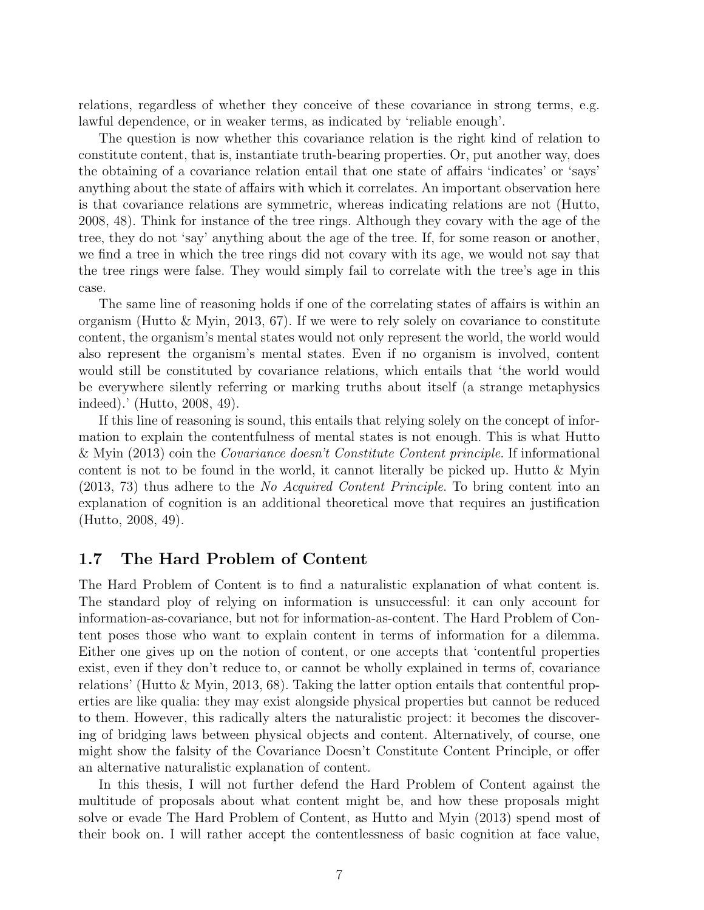relations, regardless of whether they conceive of these covariance in strong terms, e.g. lawful dependence, or in weaker terms, as indicated by 'reliable enough'.

The question is now whether this covariance relation is the right kind of relation to constitute content, that is, instantiate truth-bearing properties. Or, put another way, does the obtaining of a covariance relation entail that one state of affairs 'indicates' or 'says' anything about the state of affairs with which it correlates. An important observation here is that covariance relations are symmetric, whereas indicating relations are not (Hutto, 2008, 48). Think for instance of the tree rings. Although they covary with the age of the tree, they do not 'say' anything about the age of the tree. If, for some reason or another, we find a tree in which the tree rings did not covary with its age, we would not say that the tree rings were false. They would simply fail to correlate with the tree's age in this case.

The same line of reasoning holds if one of the correlating states of affairs is within an organism (Hutto & Myin, 2013, 67). If we were to rely solely on covariance to constitute content, the organism's mental states would not only represent the world, the world would also represent the organism's mental states. Even if no organism is involved, content would still be constituted by covariance relations, which entails that 'the world would be everywhere silently referring or marking truths about itself (a strange metaphysics indeed).' (Hutto, 2008, 49).

If this line of reasoning is sound, this entails that relying solely on the concept of information to explain the contentfulness of mental states is not enough. This is what Hutto & Myin (2013) coin the *Covariance doesn't Constitute Content principle*. If informational content is not to be found in the world, it cannot literally be picked up. Hutto & Myin (2013, 73) thus adhere to the *No Acquired Content Principle*. To bring content into an explanation of cognition is an additional theoretical move that requires an justification (Hutto, 2008, 49).

## 1.7 The Hard Problem of Content

The Hard Problem of Content is to find a naturalistic explanation of what content is. The standard ploy of relying on information is unsuccessful: it can only account for information-as-covariance, but not for information-as-content. The Hard Problem of Content poses those who want to explain content in terms of information for a dilemma. Either one gives up on the notion of content, or one accepts that 'contentful properties exist, even if they don't reduce to, or cannot be wholly explained in terms of, covariance relations' (Hutto & Myin, 2013, 68). Taking the latter option entails that contentful properties are like qualia: they may exist alongside physical properties but cannot be reduced to them. However, this radically alters the naturalistic project: it becomes the discovering of bridging laws between physical objects and content. Alternatively, of course, one might show the falsity of the Covariance Doesn't Constitute Content Principle, or offer an alternative naturalistic explanation of content.

In this thesis, I will not further defend the Hard Problem of Content against the multitude of proposals about what content might be, and how these proposals might solve or evade The Hard Problem of Content, as Hutto and Myin (2013) spend most of their book on. I will rather accept the contentlessness of basic cognition at face value,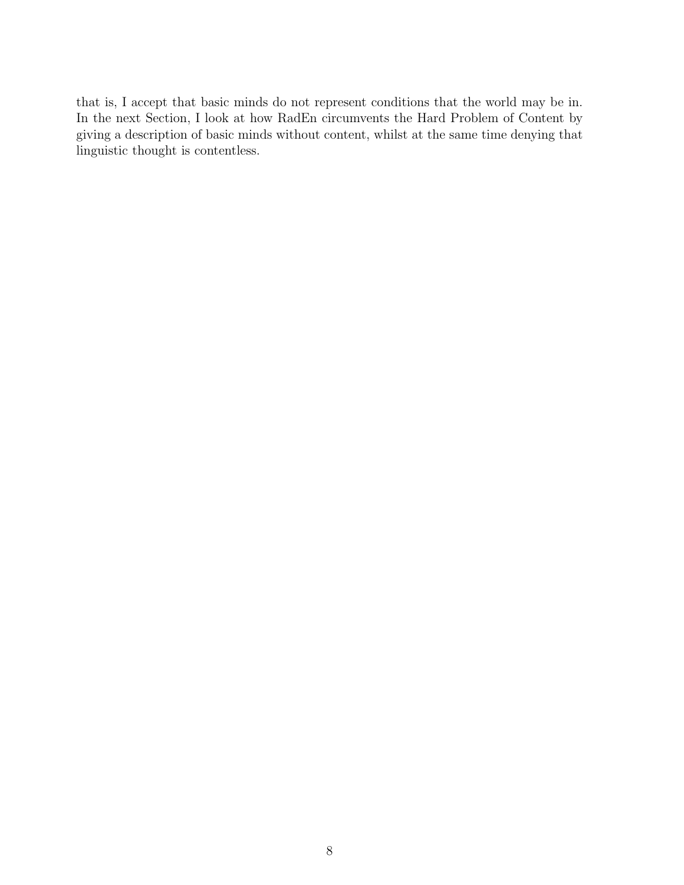that is, I accept that basic minds do not represent conditions that the world may be in. In the next Section, I look at how RadEn circumvents the Hard Problem of Content by giving a description of basic minds without content, whilst at the same time denying that linguistic thought is contentless.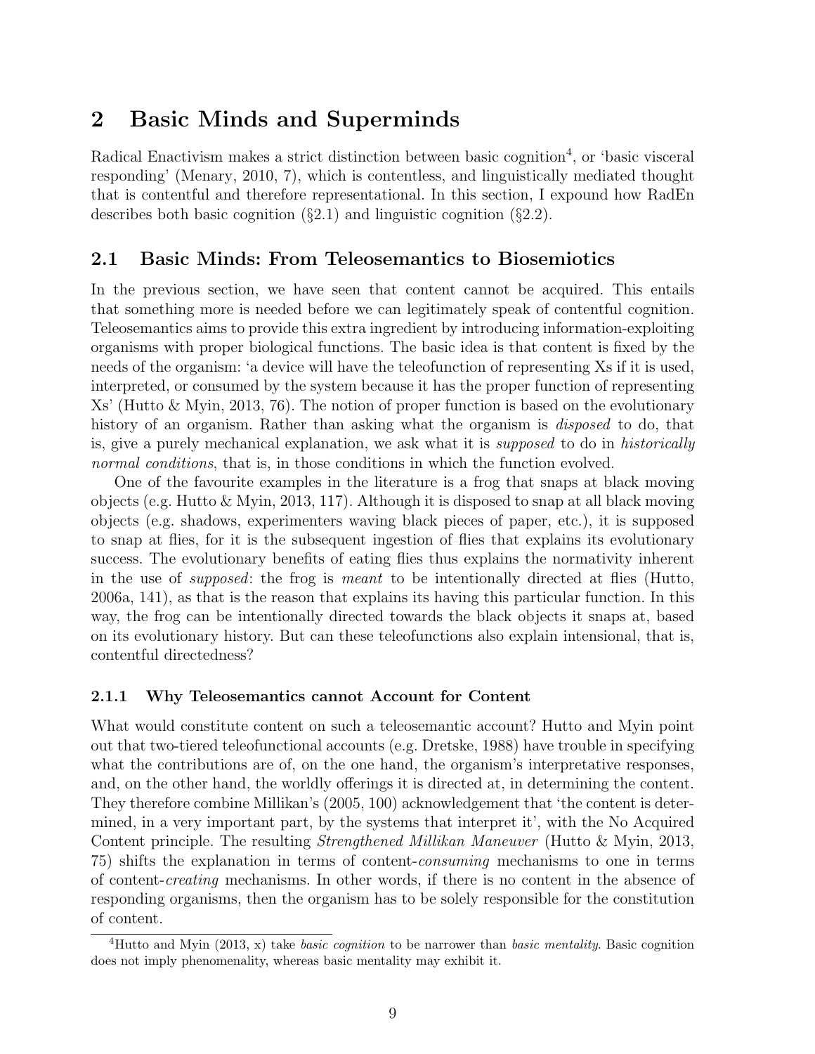# 2 Basic Minds and Superminds

Radical Enactivism makes a strict distinction between basic cognition[4], or 'basic visceral responding' (Menary, 2010, 7), which is contentless, and linguistically mediated thought that is contentful and therefore representational. In this section, I expound how RadEn describes both basic cognition (§2.1) and linguistic cognition (§2.2).

## 2.1 Basic Minds: From Teleosemantics to Biosemiotics

In the previous section, we have seen that content cannot be acquired. This entails that something more is needed before we can legitimately speak of contentful cognition. Teleosemantics aims to provide this extra ingredient by introducing information-exploiting organisms with proper biological functions. The basic idea is that content is fixed by the needs of the organism: 'a device will have the teleofunction of representing Xs if it is used, interpreted, or consumed by the system because it has the proper function of representing Xs' (Hutto & Myin, 2013, 76). The notion of proper function is based on the evolutionary history of an organism. Rather than asking what the organism is *disposed* to do, that is, give a purely mechanical explanation, we ask what it is *supposed* to do in *historically normal conditions*, that is, in those conditions in which the function evolved.

One of the favourite examples in the literature is a frog that snaps at black moving objects (e.g. Hutto & Myin, 2013, 117). Although it is disposed to snap at all black moving objects (e.g. shadows, experimenters waving black pieces of paper, etc.), it is supposed to snap at flies, for it is the subsequent ingestion of flies that explains its evolutionary success. The evolutionary benefits of eating flies thus explains the normativity inherent in the use of *supposed*: the frog is *meant* to be intentionally directed at flies (Hutto, 2006a, 141), as that is the reason that explains its having this particular function. In this way, the frog can be intentionally directed towards the black objects it snaps at, based on its evolutionary history. But can these teleofunctions also explain intensional, that is, contentful directedness?

### 2.1.1 Why Teleosemantics cannot Account for Content

What would constitute content on such a teleosemantic account? Hutto and Myin point out that two-tiered teleofunctional accounts (e.g. Dretske, 1988) have trouble in specifying what the contributions are of, on the one hand, the organism's interpretative responses, and, on the other hand, the worldly offerings it is directed at, in determining the content. They therefore combine Millikan's (2005, 100) acknowledgement that 'the content is determined, in a very important part, by the systems that interpret it', with the No Acquired Content principle. The resulting *Strengthened Millikan Maneuver* (Hutto & Myin, 2013, 75) shifts the explanation in terms of content-*consuming* mechanisms to one in terms of content-*creating* mechanisms. In other words, if there is no content in the absence of responding organisms, then the organism has to be solely responsible for the constitution of content.

[4] Hutto and Myin (2013, x) take *basic cognition* to be narrower than *basic mentality*. Basic cognition does not imply phenomenality, whereas basic mentality may exhibit it.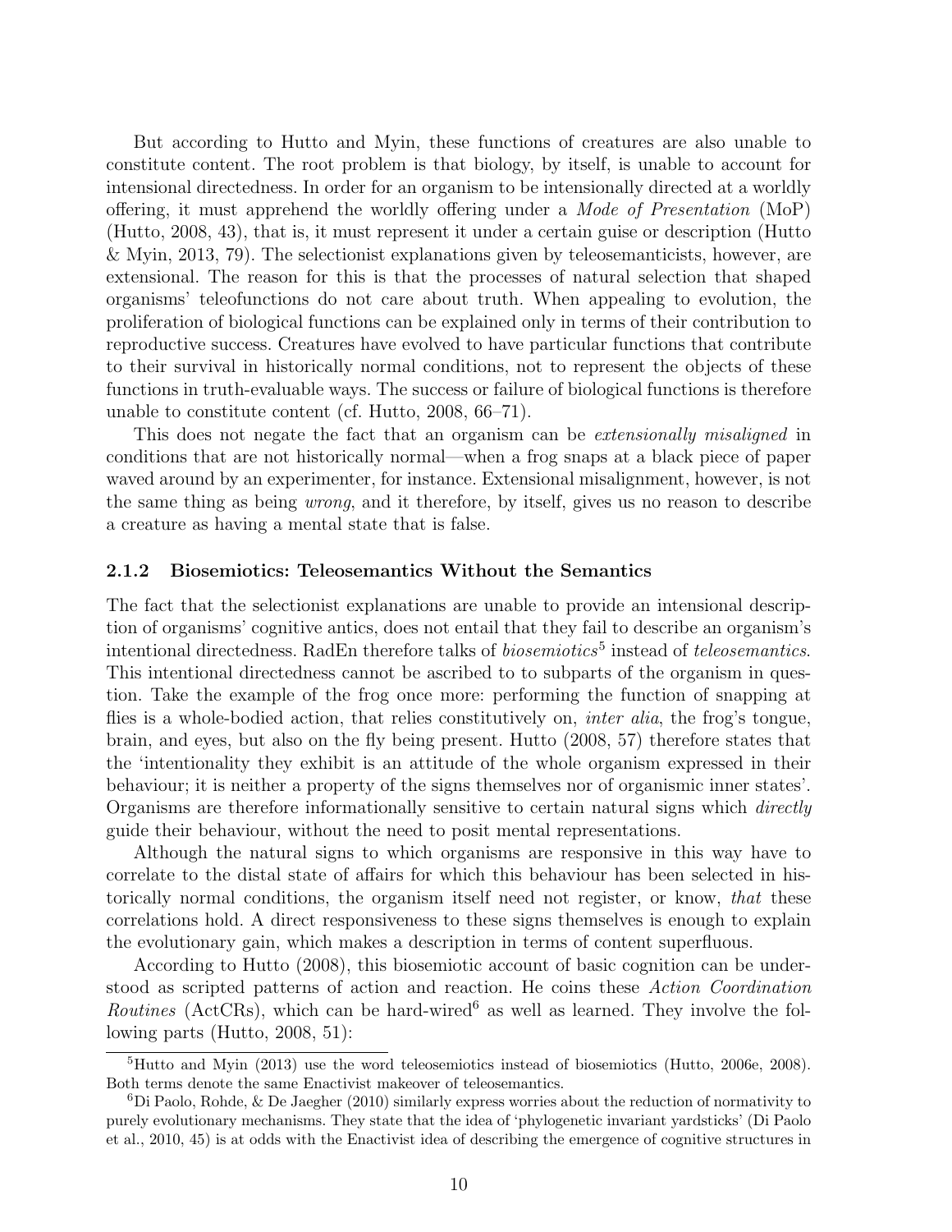But according to Hutto and Myin, these functions of creatures are also unable to constitute content. The root problem is that biology, by itself, is unable to account for intensional directedness. In order for an organism to be intensionally directed at a worldly offering, it must apprehend the worldly offering under a *Mode of Presentation* (MoP) (Hutto, 2008, 43), that is, it must represent it under a certain guise or description (Hutto & Myin, 2013, 79). The selectionist explanations given by teleosemanticists, however, are extensional. The reason for this is that the processes of natural selection that shaped organisms' teleofunctions do not care about truth. When appealing to evolution, the proliferation of biological functions can be explained only in terms of their contribution to reproductive success. Creatures have evolved to have particular functions that contribute to their survival in historically normal conditions, not to represent the objects of these functions in truth-evaluable ways. The success or failure of biological functions is therefore unable to constitute content (cf. Hutto, 2008, 66–71).

This does not negate the fact that an organism can be *extensionally misaligned* in conditions that are not historically normal—when a frog snaps at a black piece of paper waved around by an experimenter, for instance. Extensional misalignment, however, is not the same thing as being *wrong*, and it therefore, by itself, gives us no reason to describe a creature as having a mental state that is false.

### 2.1.2 Biosemiotics: Teleosemantics Without the Semantics

The fact that the selectionist explanations are unable to provide an intensional description of organisms' cognitive antics, does not entail that they fail to describe an organism's intentional directedness. RadEn therefore talks of *biosemiotics*[5] instead of *teleosemantics*. This intentional directedness cannot be ascribed to to subparts of the organism in question. Take the example of the frog once more: performing the function of snapping at flies is a whole-bodied action, that relies constitutively on, *inter alia*, the frog's tongue, brain, and eyes, but also on the fly being present. Hutto (2008, 57) therefore states that the 'intentionality they exhibit is an attitude of the whole organism expressed in their behaviour; it is neither a property of the signs themselves nor of organismic inner states'. Organisms are therefore informationally sensitive to certain natural signs which *directly* guide their behaviour, without the need to posit mental representations.

Although the natural signs to which organisms are responsive in this way have to correlate to the distal state of affairs for which this behaviour has been selected in historically normal conditions, the organism itself need not register, or know, *that* these correlations hold. A direct responsiveness to these signs themselves is enough to explain the evolutionary gain, which makes a description in terms of content superfluous.

According to Hutto (2008), this biosemiotic account of basic cognition can be understood as scripted patterns of action and reaction. He coins these *Action Coordination Routines* (ActCRs), which can be hard-wired[6] as well as learned. They involve the following parts (Hutto, 2008, 51):

---

[5] Hutto and Myin (2013) use the word teleosemiotics instead of biosemiotics (Hutto, 2006e, 2008). Both terms denote the same Enactivist makeover of teleosemantics.

[6] Di Paolo, Rohde, & De Jaegher (2010) similarly express worries about the reduction of normativity to purely evolutionary mechanisms. They state that the idea of 'phylogenetic invariant yardsticks' (Di Paolo et al., 2010, 45) is at odds with the Enactivist idea of describing the emergence of cognitive structures in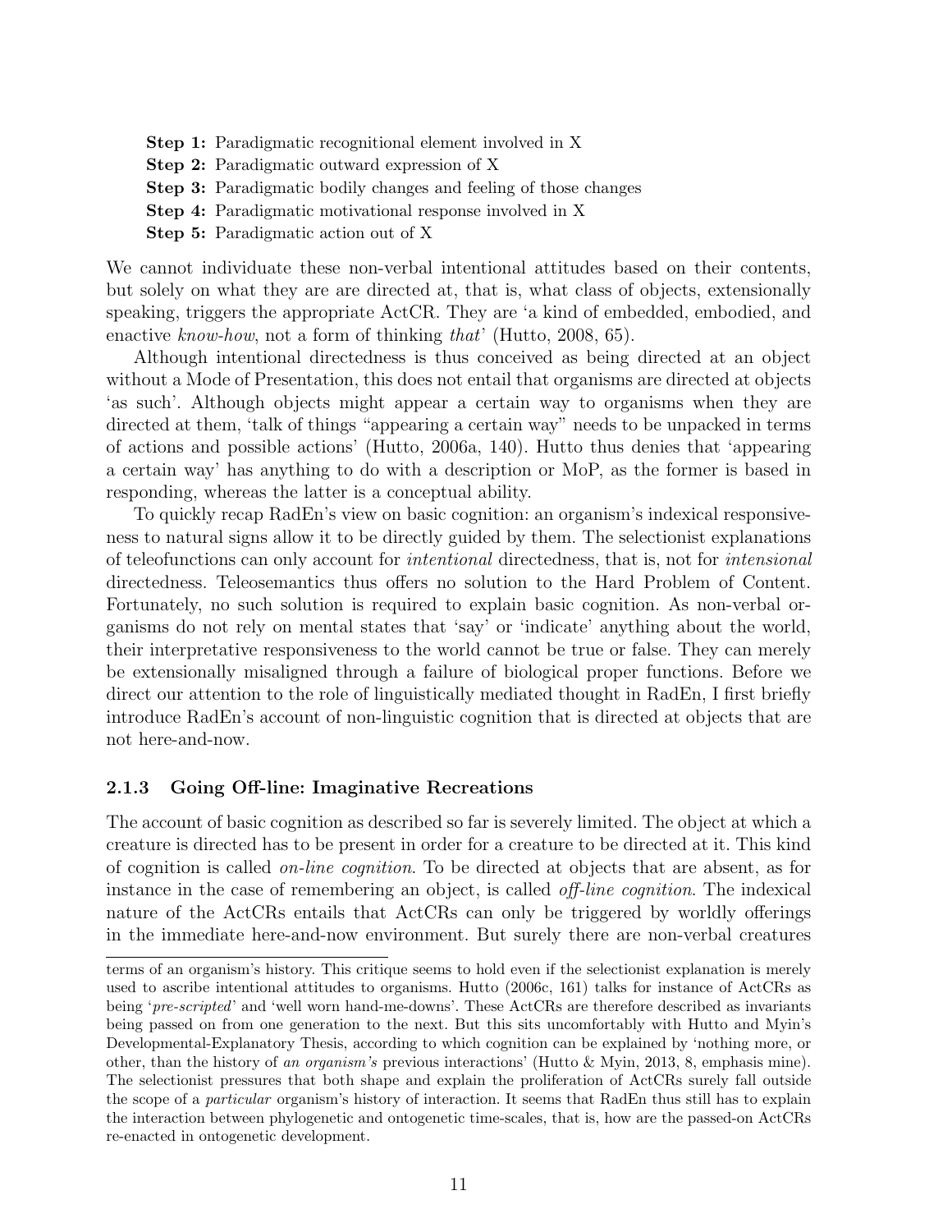**Step 1:** Paradigmatic recognitional element involved in X  
**Step 2:** Paradigmatic outward expression of X  
**Step 3:** Paradigmatic bodily changes and feeling of those changes  
**Step 4:** Paradigmatic motivational response involved in X  
**Step 5:** Paradigmatic action out of X

We cannot individuate these non-verbal intentional attitudes based on their contents, but solely on what they are are directed at, that is, what class of objects, extensionally speaking, triggers the appropriate ActCR. They are 'a kind of embedded, embodied, and enactive *know-how*, not a form of thinking *that*' (Hutto, 2008, 65).

Although intentional directedness is thus conceived as being directed at an object without a Mode of Presentation, this does not entail that organisms are directed at objects 'as such'. Although objects might appear a certain way to organisms when they are directed at them, 'talk of things "appearing a certain way" needs to be unpacked in terms of actions and possible actions' (Hutto, 2006a, 140). Hutto thus denies that 'appearing a certain way' has anything to do with a description or MoP, as the former is based in responding, whereas the latter is a conceptual ability.

To quickly recap RadEn's view on basic cognition: an organism's indexical responsiveness to natural signs allow it to be directly guided by them. The selectionist explanations of teleofunctions can only account for *intentional* directedness, that is, not for *intensional* directedness. Teleosemantics thus offers no solution to the Hard Problem of Content. Fortunately, no such solution is required to explain basic cognition. As non-verbal organisms do not rely on mental states that 'say' or 'indicate' anything about the world, their interpretative responsiveness to the world cannot be true or false. They can merely be extensionally misaligned through a failure of biological proper functions. Before we direct our attention to the role of linguistically mediated thought in RadEn, I first briefly introduce RadEn's account of non-linguistic cognition that is directed at objects that are not here-and-now.

### 2.1.3 Going Off-line: Imaginative Recreations

The account of basic cognition as described so far is severely limited. The object at which a creature is directed has to be present in order for a creature to be directed at it. This kind of cognition is called *on-line cognition*. To be directed at objects that are absent, as for instance in the case of remembering an object, is called *off-line cognition*. The indexical nature of the ActCRs entails that ActCRs can only be triggered by worldly offerings in the immediate here-and-now environment. But surely there are non-verbal creatures

terms of an organism's history. This critique seems to hold even if the selectionist explanation is merely used to ascribe intentional attitudes to organisms. Hutto (2006c, 161) talks for instance of ActCRs as being '*pre-scripted*' and 'well worn hand-me-downs'. These ActCRs are therefore described as invariants being passed on from one generation to the next. But this sits uncomfortably with Hutto and Myin's Developmental-Explanatory Thesis, according to which cognition can be explained by 'nothing more, or other, than the history of *an organism's* previous interactions' (Hutto & Myin, 2013, 8, emphasis mine). The selectionist pressures that both shape and explain the proliferation of ActCRs surely fall outside the scope of a *particular* organism's history of interaction. It seems that RadEn thus still has to explain the interaction between phylogenetic and ontogenetic time-scales, that is, how are the passed-on ActCRs re-enacted in ontogenetic development.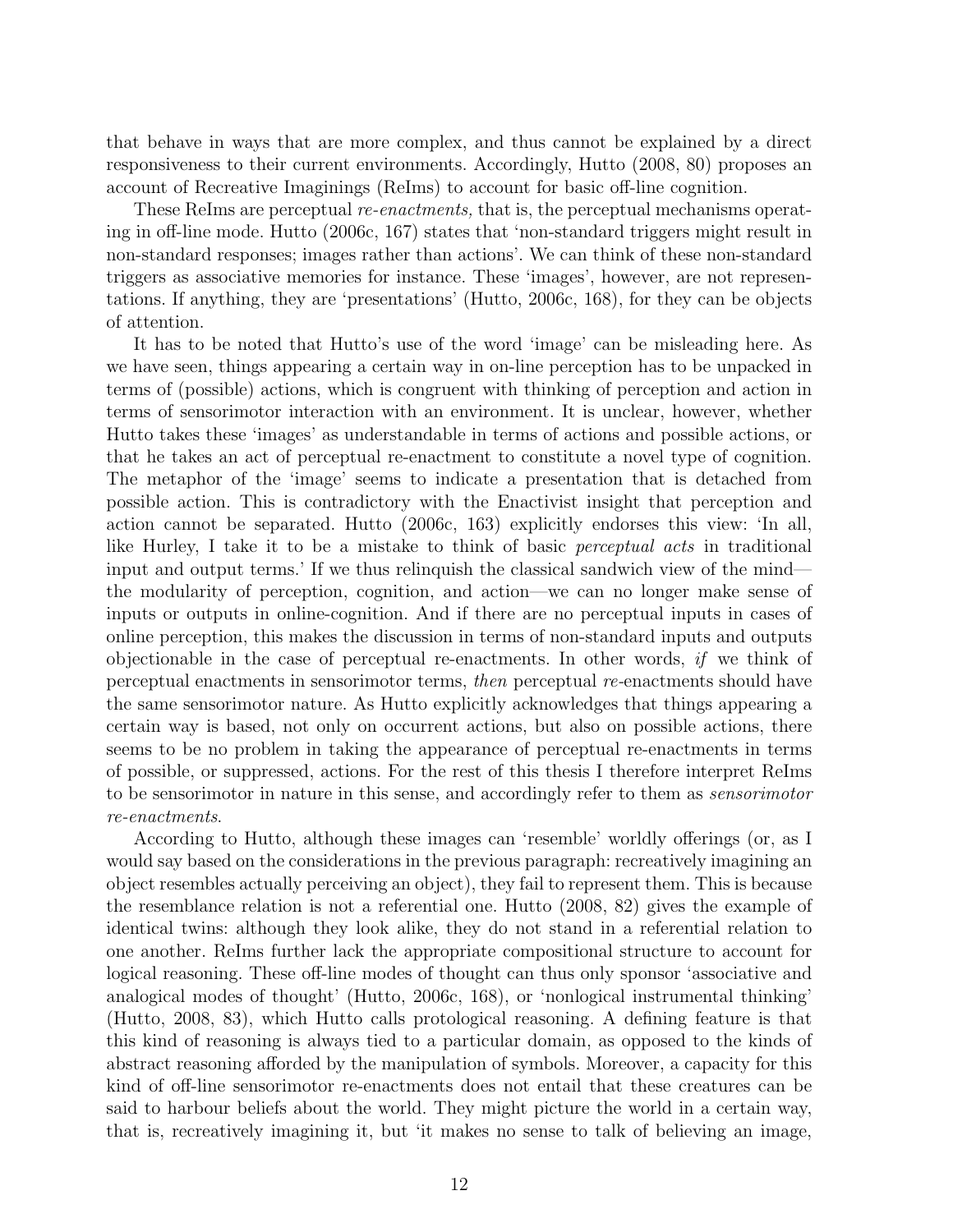that behave in ways that are more complex, and thus cannot be explained by a direct responsiveness to their current environments. Accordingly, Hutto (2008, 80) proposes an account of Recreative Imaginings (ReIms) to account for basic off-line cognition.

These ReIms are perceptual *re-enactments,* that is, the perceptual mechanisms operating in off-line mode. Hutto (2006c, 167) states that 'non-standard triggers might result in non-standard responses; images rather than actions'. We can think of these non-standard triggers as associative memories for instance. These 'images', however, are not representations. If anything, they are 'presentations' (Hutto, 2006c, 168), for they can be objects of attention.

It has to be noted that Hutto's use of the word 'image' can be misleading here. As we have seen, things appearing a certain way in on-line perception has to be unpacked in terms of (possible) actions, which is congruent with thinking of perception and action in terms of sensorimotor interaction with an environment. It is unclear, however, whether Hutto takes these 'images' as understandable in terms of actions and possible actions, or that he takes an act of perceptual re-enactment to constitute a novel type of cognition. The metaphor of the 'image' seems to indicate a presentation that is detached from possible action. This is contradictory with the Enactivist insight that perception and action cannot be separated. Hutto (2006c, 163) explicitly endorses this view: 'In all, like Hurley, I take it to be a mistake to think of basic *perceptual acts* in traditional input and output terms.' If we thus relinquish the classical sandwich view of the mind—the modularity of perception, cognition, and action—we can no longer make sense of inputs or outputs in online-cognition. And if there are no perceptual inputs in cases of online perception, this makes the discussion in terms of non-standard inputs and outputs objectionable in the case of perceptual re-enactments. In other words, *if* we think of perceptual enactments in sensorimotor terms, *then* perceptual *re*-enactments should have the same sensorimotor nature. As Hutto explicitly acknowledges that things appearing a certain way is based, not only on occurrent actions, but also on possible actions, there seems to be no problem in taking the appearance of perceptual re-enactments in terms of possible, or suppressed, actions. For the rest of this thesis I therefore interpret ReIms to be sensorimotor in nature in this sense, and accordingly refer to them as *sensorimotor re-enactments*.

According to Hutto, although these images can 'resemble' worldly offerings (or, as I would say based on the considerations in the previous paragraph: recreatively imagining an object resembles actually perceiving an object), they fail to represent them. This is because the resemblance relation is not a referential one. Hutto (2008, 82) gives the example of identical twins: although they look alike, they do not stand in a referential relation to one another. ReIms further lack the appropriate compositional structure to account for logical reasoning. These off-line modes of thought can thus only sponsor 'associative and analogical modes of thought' (Hutto, 2006c, 168), or 'nonlogical instrumental thinking' (Hutto, 2008, 83), which Hutto calls protological reasoning. A defining feature is that this kind of reasoning is always tied to a particular domain, as opposed to the kinds of abstract reasoning afforded by the manipulation of symbols. Moreover, a capacity for this kind of off-line sensorimotor re-enactments does not entail that these creatures can be said to harbour beliefs about the world. They might picture the world in a certain way, that is, recreatively imagining it, but 'it makes no sense to talk of believing an image,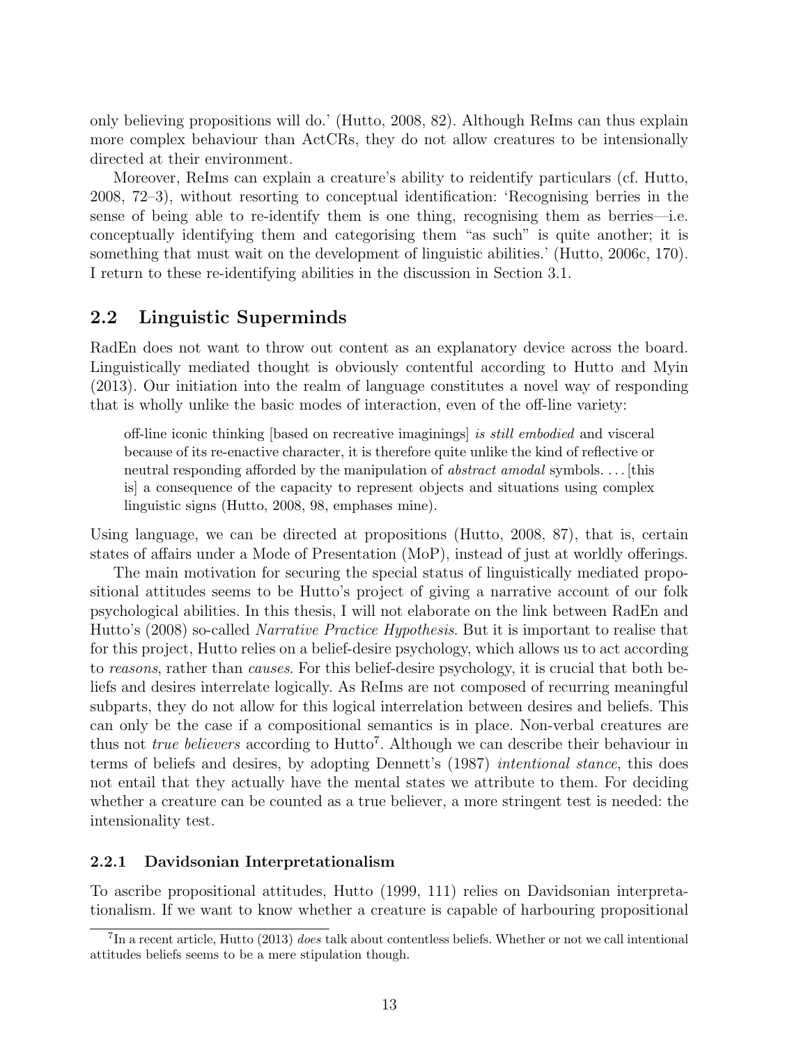only believing propositions will do.' (Hutto, 2008, 82). Although ReIms can thus explain more complex behaviour than ActCRs, they do not allow creatures to be intensionally directed at their environment.

Moreover, ReIms can explain a creature's ability to reidentify particulars (cf. Hutto, 2008, 72–3), without resorting to conceptual identification: 'Recognising berries in the sense of being able to re-identify them is one thing, recognising them as berries—i.e. conceptually identifying them and categorising them "as such" is quite another; it is something that must wait on the development of linguistic abilities.' (Hutto, 2006c, 170). I return to these re-identifying abilities in the discussion in Section 3.1.

## 2.2 Linguistic Superminds

RadEn does not want to throw out content as an explanatory device across the board. Linguistically mediated thought is obviously contentful according to Hutto and Myin (2013). Our initiation into the realm of language constitutes a novel way of responding that is wholly unlike the basic modes of interaction, even of the off-line variety:

> off-line iconic thinking [based on recreative imaginings] *is still embodied* and visceral because of its re-enactive character, it is therefore quite unlike the kind of reflective or neutral responding afforded by the manipulation of *abstract amodal* symbols. . . . [this is] a consequence of the capacity to represent objects and situations using complex linguistic signs (Hutto, 2008, 98, emphases mine).

Using language, we can be directed at propositions (Hutto, 2008, 87), that is, certain states of affairs under a Mode of Presentation (MoP), instead of just at worldly offerings.

The main motivation for securing the special status of linguistically mediated propositional attitudes seems to be Hutto's project of giving a narrative account of our folk psychological abilities. In this thesis, I will not elaborate on the link between RadEn and Hutto's (2008) so-called *Narrative Practice Hypothesis*. But it is important to realise that for this project, Hutto relies on a belief-desire psychology, which allows us to act according to *reasons*, rather than *causes*. For this belief-desire psychology, it is crucial that both beliefs and desires interrelate logically. As ReIms are not composed of recurring meaningful subparts, they do not allow for this logical interrelation between desires and beliefs. This can only be the case if a compositional semantics is in place. Non-verbal creatures are thus not *true believers* according to Hutto[7]. Although we can describe their behaviour in terms of beliefs and desires, by adopting Dennett's (1987) *intentional stance*, this does not entail that they actually have the mental states we attribute to them. For deciding whether a creature can be counted as a true believer, a more stringent test is needed: the intensionality test.

### 2.2.1 Davidsonian Interpretationalism

To ascribe propositional attitudes, Hutto (1999, 111) relies on Davidsonian interpretationalism. If we want to know whether a creature is capable of harbouring propositional

[7] In a recent article, Hutto (2013) *does* talk about contentless beliefs. Whether or not we call intentional attitudes beliefs seems to be a mere stipulation though.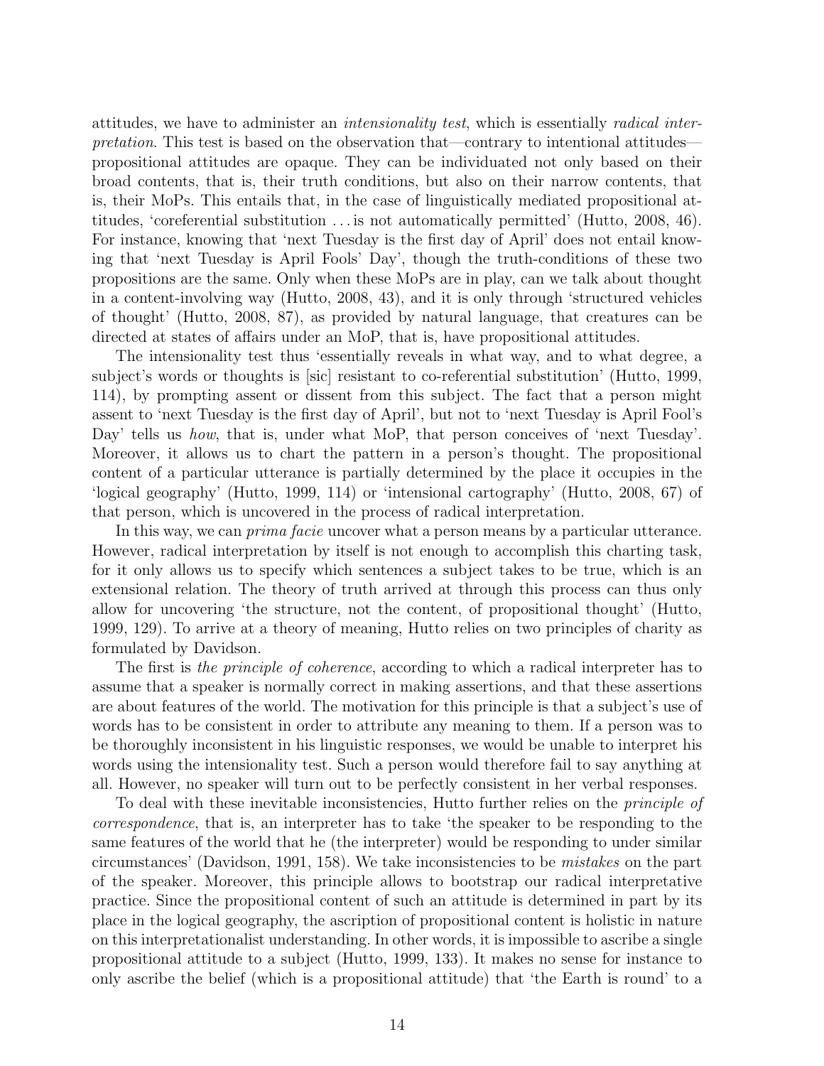attitudes, we have to administer an *intensionality test*, which is essentially *radical interpretation*. This test is based on the observation that—contrary to intentional attitudes—propositional attitudes are opaque. They can be individuated not only based on their broad contents, that is, their truth conditions, but also on their narrow contents, that is, their MoPs. This entails that, in the case of linguistically mediated propositional attitudes, 'coreferential substitution . . . is not automatically permitted' (Hutto, 2008, 46). For instance, knowing that 'next Tuesday is the first day of April' does not entail knowing that 'next Tuesday is April Fools' Day', though the truth-conditions of these two propositions are the same. Only when these MoPs are in play, can we talk about thought in a content-involving way (Hutto, 2008, 43), and it is only through 'structured vehicles of thought' (Hutto, 2008, 87), as provided by natural language, that creatures can be directed at states of affairs under an MoP, that is, have propositional attitudes.

The intensionality test thus 'essentially reveals in what way, and to what degree, a subject's words or thoughts is [sic] resistant to co-referential substitution' (Hutto, 1999, 114), by prompting assent or dissent from this subject. The fact that a person might assent to 'next Tuesday is the first day of April', but not to 'next Tuesday is April Fool's Day' tells us *how*, that is, under what MoP, that person conceives of 'next Tuesday'. Moreover, it allows us to chart the pattern in a person's thought. The propositional content of a particular utterance is partially determined by the place it occupies in the 'logical geography' (Hutto, 1999, 114) or 'intensional cartography' (Hutto, 2008, 67) of that person, which is uncovered in the process of radical interpretation.

In this way, we can *prima facie* uncover what a person means by a particular utterance. However, radical interpretation by itself is not enough to accomplish this charting task, for it only allows us to specify which sentences a subject takes to be true, which is an extensional relation. The theory of truth arrived at through this process can thus only allow for uncovering 'the structure, not the content, of propositional thought' (Hutto, 1999, 129). To arrive at a theory of meaning, Hutto relies on two principles of charity as formulated by Davidson.

The first is *the principle of coherence*, according to which a radical interpreter has to assume that a speaker is normally correct in making assertions, and that these assertions are about features of the world. The motivation for this principle is that a subject's use of words has to be consistent in order to attribute any meaning to them. If a person was to be thoroughly inconsistent in his linguistic responses, we would be unable to interpret his words using the intensionality test. Such a person would therefore fail to say anything at all. However, no speaker will turn out to be perfectly consistent in her verbal responses.

To deal with these inevitable inconsistencies, Hutto further relies on the *principle of correspondence*, that is, an interpreter has to take 'the speaker to be responding to the same features of the world that he (the interpreter) would be responding to under similar circumstances' (Davidson, 1991, 158). We take inconsistencies to be *mistakes* on the part of the speaker. Moreover, this principle allows to bootstrap our radical interpretative practice. Since the propositional content of such an attitude is determined in part by its place in the logical geography, the ascription of propositional content is holistic in nature on this interpretationalist understanding. In other words, it is impossible to ascribe a single propositional attitude to a subject (Hutto, 1999, 133). It makes no sense for instance to only ascribe the belief (which is a propositional attitude) that 'the Earth is round' to a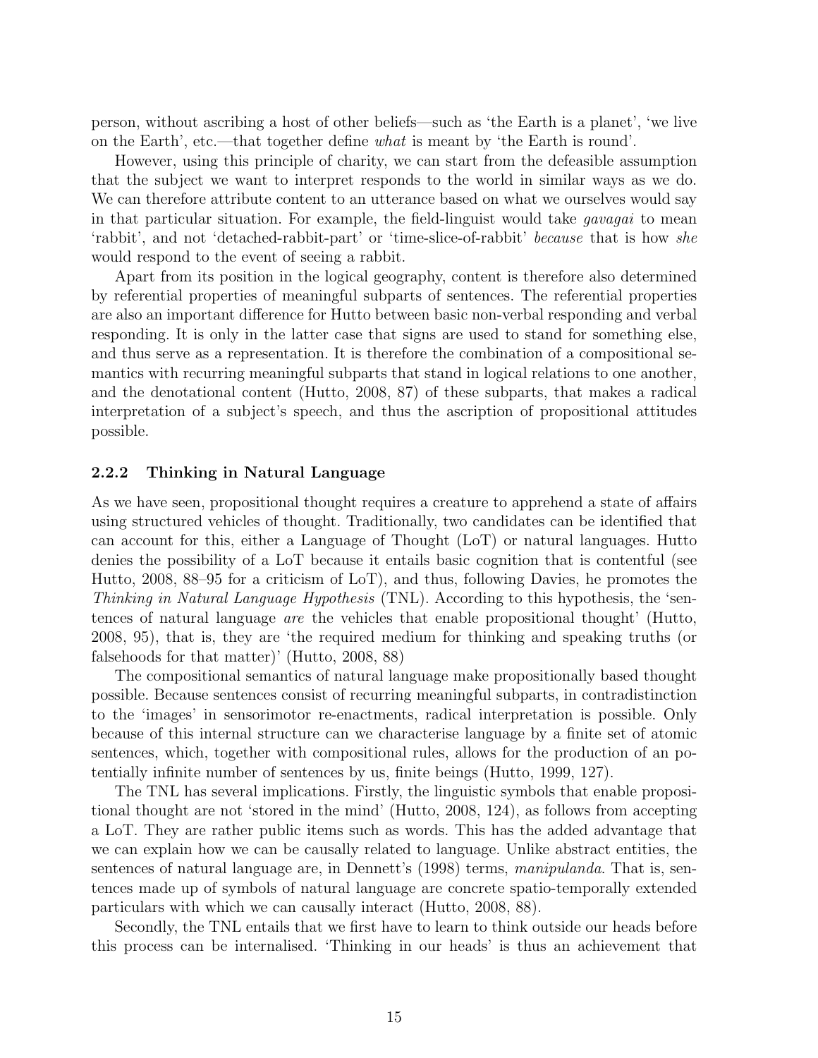person, without ascribing a host of other beliefs—such as 'the Earth is a planet', 'we live on the Earth', etc.—that together define *what* is meant by 'the Earth is round'.

However, using this principle of charity, we can start from the defeasible assumption that the subject we want to interpret responds to the world in similar ways as we do. We can therefore attribute content to an utterance based on what we ourselves would say in that particular situation. For example, the field-linguist would take *gavagai* to mean 'rabbit', and not 'detached-rabbit-part' or 'time-slice-of-rabbit' *because* that is how *she* would respond to the event of seeing a rabbit.

Apart from its position in the logical geography, content is therefore also determined by referential properties of meaningful subparts of sentences. The referential properties are also an important difference for Hutto between basic non-verbal responding and verbal responding. It is only in the latter case that signs are used to stand for something else, and thus serve as a representation. It is therefore the combination of a compositional semantics with recurring meaningful subparts that stand in logical relations to one another, and the denotational content (Hutto, 2008, 87) of these subparts, that makes a radical interpretation of a subject's speech, and thus the ascription of propositional attitudes possible.

### 2.2.2 Thinking in Natural Language

As we have seen, propositional thought requires a creature to apprehend a state of affairs using structured vehicles of thought. Traditionally, two candidates can be identified that can account for this, either a Language of Thought (LoT) or natural languages. Hutto denies the possibility of a LoT because it entails basic cognition that is contentful (see Hutto, 2008, 88–95 for a criticism of LoT), and thus, following Davies, he promotes the *Thinking in Natural Language Hypothesis* (TNL). According to this hypothesis, the 'sentences of natural language *are* the vehicles that enable propositional thought' (Hutto, 2008, 95), that is, they are 'the required medium for thinking and speaking truths (or falsehoods for that matter)' (Hutto, 2008, 88)

The compositional semantics of natural language make propositionally based thought possible. Because sentences consist of recurring meaningful subparts, in contradistinction to the 'images' in sensorimotor re-enactments, radical interpretation is possible. Only because of this internal structure can we characterise language by a finite set of atomic sentences, which, together with compositional rules, allows for the production of an potentially infinite number of sentences by us, finite beings (Hutto, 1999, 127).

The TNL has several implications. Firstly, the linguistic symbols that enable propositional thought are not 'stored in the mind' (Hutto, 2008, 124), as follows from accepting a LoT. They are rather public items such as words. This has the added advantage that we can explain how we can be causally related to language. Unlike abstract entities, the sentences of natural language are, in Dennett's (1998) terms, *manipulanda*. That is, sentences made up of symbols of natural language are concrete spatio-temporally extended particulars with which we can causally interact (Hutto, 2008, 88).

Secondly, the TNL entails that we first have to learn to think outside our heads before this process can be internalised. 'Thinking in our heads' is thus an achievement that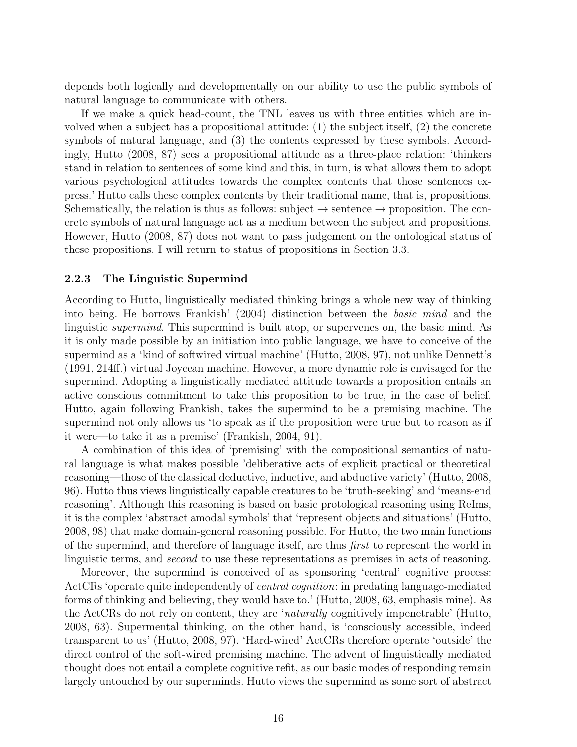depends both logically and developmentally on our ability to use the public symbols of natural language to communicate with others.

If we make a quick head-count, the TNL leaves us with three entities which are involved when a subject has a propositional attitude: (1) the subject itself, (2) the concrete symbols of natural language, and (3) the contents expressed by these symbols. Accordingly, Hutto (2008, 87) sees a propositional attitude as a three-place relation: 'thinkers stand in relation to sentences of some kind and this, in turn, is what allows them to adopt various psychological attitudes towards the complex contents that those sentences express.' Hutto calls these complex contents by their traditional name, that is, propositions. Schematically, the relation is thus as follows: subject → sentence → proposition. The concrete symbols of natural language act as a medium between the subject and propositions. However, Hutto (2008, 87) does not want to pass judgement on the ontological status of these propositions. I will return to status of propositions in Section 3.3.

### 2.2.3 The Linguistic Supermind

According to Hutto, linguistically mediated thinking brings a whole new way of thinking into being. He borrows Frankish' (2004) distinction between the *basic mind* and the linguistic *supermind*. This supermind is built atop, or supervenes on, the basic mind. As it is only made possible by an initiation into public language, we have to conceive of the supermind as a 'kind of softwired virtual machine' (Hutto, 2008, 97), not unlike Dennett's (1991, 214ff.) virtual Joycean machine. However, a more dynamic role is envisaged for the supermind. Adopting a linguistically mediated attitude towards a proposition entails an active conscious commitment to take this proposition to be true, in the case of belief. Hutto, again following Frankish, takes the supermind to be a premising machine. The supermind not only allows us 'to speak as if the proposition were true but to reason as if it were—to take it as a premise' (Frankish, 2004, 91).

A combination of this idea of 'premising' with the compositional semantics of natural language is what makes possible 'deliberative acts of explicit practical or theoretical reasoning—those of the classical deductive, inductive, and abductive variety' (Hutto, 2008, 96). Hutto thus views linguistically capable creatures to be 'truth-seeking' and 'means-end reasoning'. Although this reasoning is based on basic protological reasoning using ReIms, it is the complex 'abstract amodal symbols' that 'represent objects and situations' (Hutto, 2008, 98) that make domain-general reasoning possible. For Hutto, the two main functions of the supermind, and therefore of language itself, are thus *first* to represent the world in linguistic terms, and *second* to use these representations as premises in acts of reasoning.

Moreover, the supermind is conceived of as sponsoring 'central' cognitive process: ActCRs 'operate quite independently of *central cognition*: in predating language-mediated forms of thinking and believing, they would have to.' (Hutto, 2008, 63, emphasis mine). As the ActCRs do not rely on content, they are '*naturally* cognitively impenetrable' (Hutto, 2008, 63). Supermental thinking, on the other hand, is 'consciously accessible, indeed transparent to us' (Hutto, 2008, 97). 'Hard-wired' ActCRs therefore operate 'outside' the direct control of the soft-wired premising machine. The advent of linguistically mediated thought does not entail a complete cognitive refit, as our basic modes of responding remain largely untouched by our superminds. Hutto views the supermind as some sort of abstract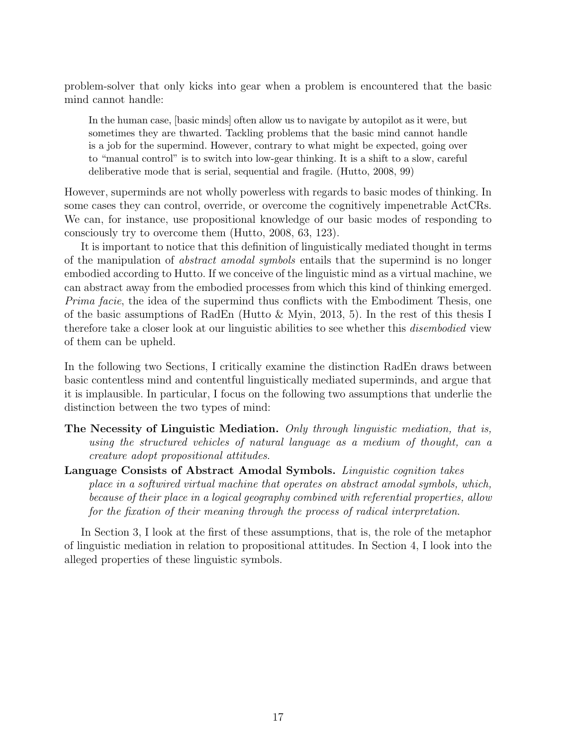problem-solver that only kicks into gear when a problem is encountered that the basic mind cannot handle:

> In the human case, [basic minds] often allow us to navigate by autopilot as it were, but sometimes they are thwarted. Tackling problems that the basic mind cannot handle is a job for the supermind. However, contrary to what might be expected, going over to "manual control" is to switch into low-gear thinking. It is a shift to a slow, careful deliberative mode that is serial, sequential and fragile. (Hutto, 2008, 99)

However, superminds are not wholly powerless with regards to basic modes of thinking. In some cases they can control, override, or overcome the cognitively impenetrable ActCRs. We can, for instance, use propositional knowledge of our basic modes of responding to consciously try to overcome them (Hutto, 2008, 63, 123).

It is important to notice that this definition of linguistically mediated thought in terms of the manipulation of *abstract amodal symbols* entails that the supermind is no longer embodied according to Hutto. If we conceive of the linguistic mind as a virtual machine, we can abstract away from the embodied processes from which this kind of thinking emerged. *Prima facie*, the idea of the supermind thus conflicts with the Embodiment Thesis, one of the basic assumptions of RadEn (Hutto & Myin, 2013, 5). In the rest of this thesis I therefore take a closer look at our linguistic abilities to see whether this *disembodied* view of them can be upheld.

In the following two Sections, I critically examine the distinction RadEn draws between basic contentless mind and contentful linguistically mediated superminds, and argue that it is implausible. In particular, I focus on the following two assumptions that underlie the distinction between the two types of mind:

**The Necessity of Linguistic Mediation.** *Only through linguistic mediation, that is, using the structured vehicles of natural language as a medium of thought, can a creature adopt propositional attitudes.*

**Language Consists of Abstract Amodal Symbols.** *Linguistic cognition takes place in a softwired virtual machine that operates on abstract amodal symbols, which, because of their place in a logical geography combined with referential properties, allow for the fixation of their meaning through the process of radical interpretation.*

In Section 3, I look at the first of these assumptions, that is, the role of the metaphor of linguistic mediation in relation to propositional attitudes. In Section 4, I look into the alleged properties of these linguistic symbols.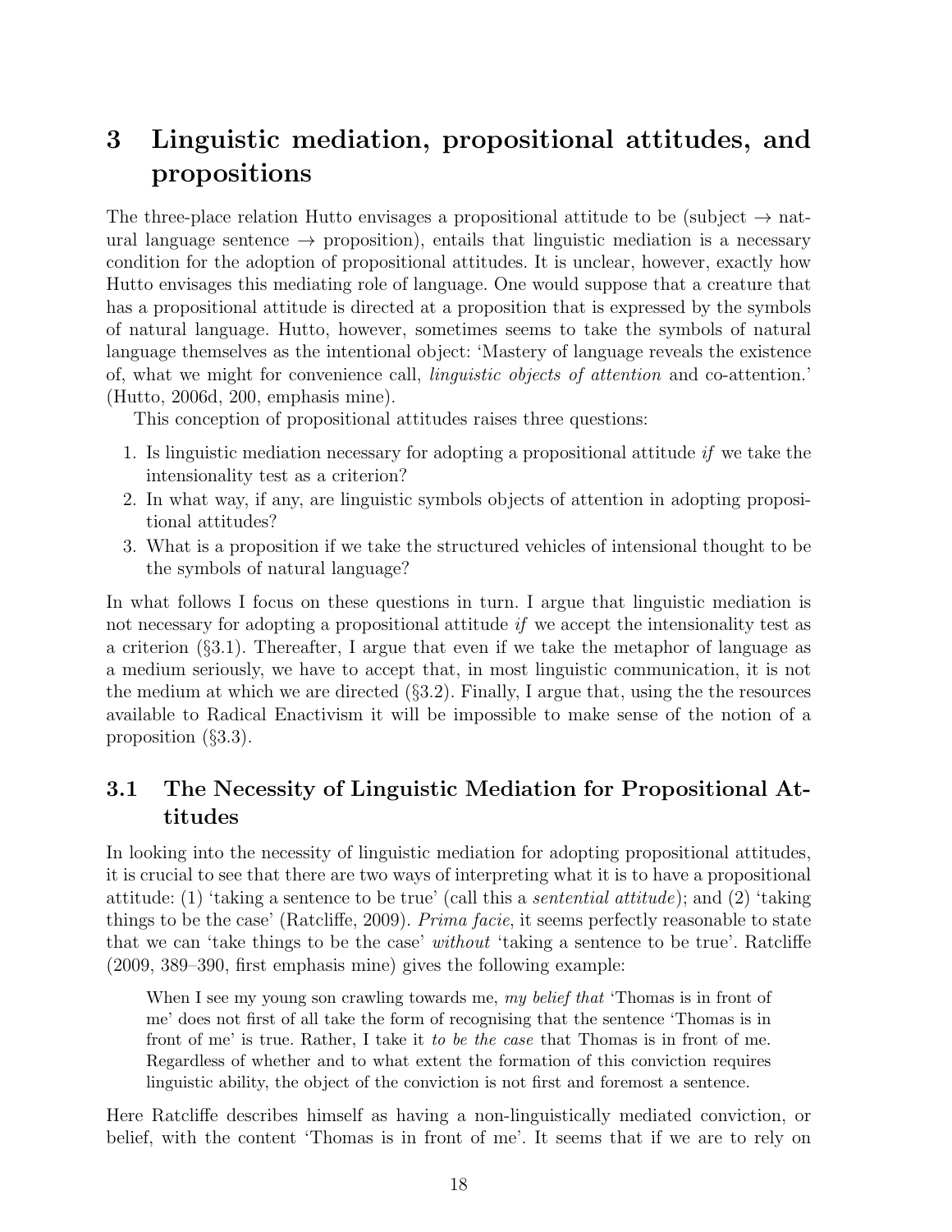# 3 Linguistic mediation, propositional attitudes, and propositions

The three-place relation Hutto envisages a propositional attitude to be (subject → natural language sentence → proposition), entails that linguistic mediation is a necessary condition for the adoption of propositional attitudes. It is unclear, however, exactly how Hutto envisages this mediating role of language. One would suppose that a creature that has a propositional attitude is directed at a proposition that is expressed by the symbols of natural language. Hutto, however, sometimes seems to take the symbols of natural language themselves as the intentional object: 'Mastery of language reveals the existence of, what we might for convenience call, *linguistic objects of attention* and co-attention.' (Hutto, 2006d, 200, emphasis mine).

This conception of propositional attitudes raises three questions:

1. Is linguistic mediation necessary for adopting a propositional attitude *if* we take the intensionality test as a criterion?
2. In what way, if any, are linguistic symbols objects of attention in adopting propositional attitudes?
3. What is a proposition if we take the structured vehicles of intensional thought to be the symbols of natural language?

In what follows I focus on these questions in turn. I argue that linguistic mediation is not necessary for adopting a propositional attitude *if* we accept the intensionality test as a criterion (§3.1). Thereafter, I argue that even if we take the metaphor of language as a medium seriously, we have to accept that, in most linguistic communication, it is not the medium at which we are directed (§3.2). Finally, I argue that, using the the resources available to Radical Enactivism it will be impossible to make sense of the notion of a proposition (§3.3).

## 3.1 The Necessity of Linguistic Mediation for Propositional Attitudes

In looking into the necessity of linguistic mediation for adopting propositional attitudes, it is crucial to see that there are two ways of interpreting what it is to have a propositional attitude: (1) 'taking a sentence to be true' (call this a *sentential attitude*); and (2) 'taking things to be the case' (Ratcliffe, 2009). *Prima facie*, it seems perfectly reasonable to state that we can 'take things to be the case' *without* 'taking a sentence to be true'. Ratcliffe (2009, 389–390, first emphasis mine) gives the following example:

> When I see my young son crawling towards me, *my belief that* 'Thomas is in front of me' does not first of all take the form of recognising that the sentence 'Thomas is in front of me' is true. Rather, I take it *to be the case* that Thomas is in front of me. Regardless of whether and to what extent the formation of this conviction requires linguistic ability, the object of the conviction is not first and foremost a sentence.

Here Ratcliffe describes himself as having a non-linguistically mediated conviction, or belief, with the content 'Thomas is in front of me'. It seems that if we are to rely on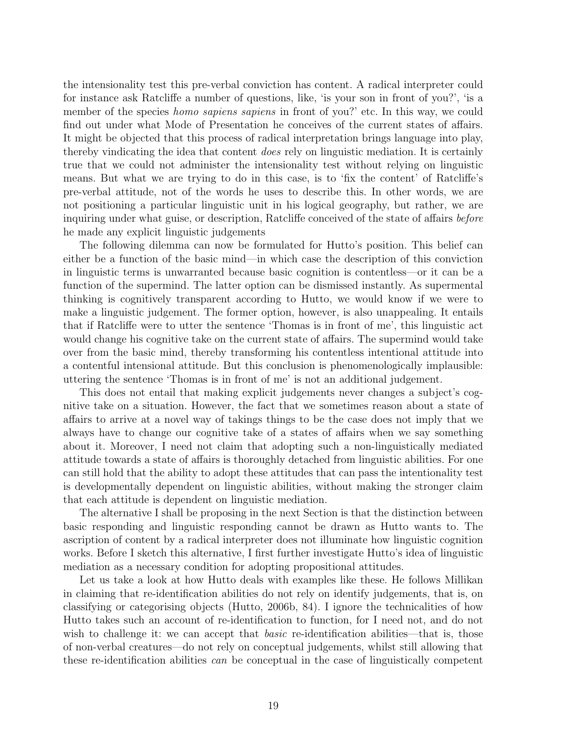the intensionality test this pre-verbal conviction has content. A radical interpreter could for instance ask Ratcliffe a number of questions, like, 'is your son in front of you?', 'is a member of the species *homo sapiens sapiens* in front of you?' etc. In this way, we could find out under what Mode of Presentation he conceives of the current states of affairs. It might be objected that this process of radical interpretation brings language into play, thereby vindicating the idea that content *does* rely on linguistic mediation. It is certainly true that we could not administer the intensionality test without relying on linguistic means. But what we are trying to do in this case, is to 'fix the content' of Ratcliffe's pre-verbal attitude, not of the words he uses to describe this. In other words, we are not positioning a particular linguistic unit in his logical geography, but rather, we are inquiring under what guise, or description, Ratcliffe conceived of the state of affairs *before* he made any explicit linguistic judgements

The following dilemma can now be formulated for Hutto's position. This belief can either be a function of the basic mind—in which case the description of this conviction in linguistic terms is unwarranted because basic cognition is contentless—or it can be a function of the supermind. The latter option can be dismissed instantly. As supermental thinking is cognitively transparent according to Hutto, we would know if we were to make a linguistic judgement. The former option, however, is also unappealing. It entails that if Ratcliffe were to utter the sentence 'Thomas is in front of me', this linguistic act would change his cognitive take on the current state of affairs. The supermind would take over from the basic mind, thereby transforming his contentless intentional attitude into a contentful intensional attitude. But this conclusion is phenomenologically implausible: uttering the sentence 'Thomas is in front of me' is not an additional judgement.

This does not entail that making explicit judgements never changes a subject's cognitive take on a situation. However, the fact that we sometimes reason about a state of affairs to arrive at a novel way of takings things to be the case does not imply that we always have to change our cognitive take of a states of affairs when we say something about it. Moreover, I need not claim that adopting such a non-linguistically mediated attitude towards a state of affairs is thoroughly detached from linguistic abilities. For one can still hold that the ability to adopt these attitudes that can pass the intentionality test is developmentally dependent on linguistic abilities, without making the stronger claim that each attitude is dependent on linguistic mediation.

The alternative I shall be proposing in the next Section is that the distinction between basic responding and linguistic responding cannot be drawn as Hutto wants to. The ascription of content by a radical interpreter does not illuminate how linguistic cognition works. Before I sketch this alternative, I first further investigate Hutto's idea of linguistic mediation as a necessary condition for adopting propositional attitudes.

Let us take a look at how Hutto deals with examples like these. He follows Millikan in claiming that re-identification abilities do not rely on identify judgements, that is, on classifying or categorising objects (Hutto, 2006b, 84). I ignore the technicalities of how Hutto takes such an account of re-identification to function, for I need not, and do not wish to challenge it: we can accept that *basic* re-identification abilities—that is, those of non-verbal creatures—do not rely on conceptual judgements, whilst still allowing that these re-identification abilities *can* be conceptual in the case of linguistically competent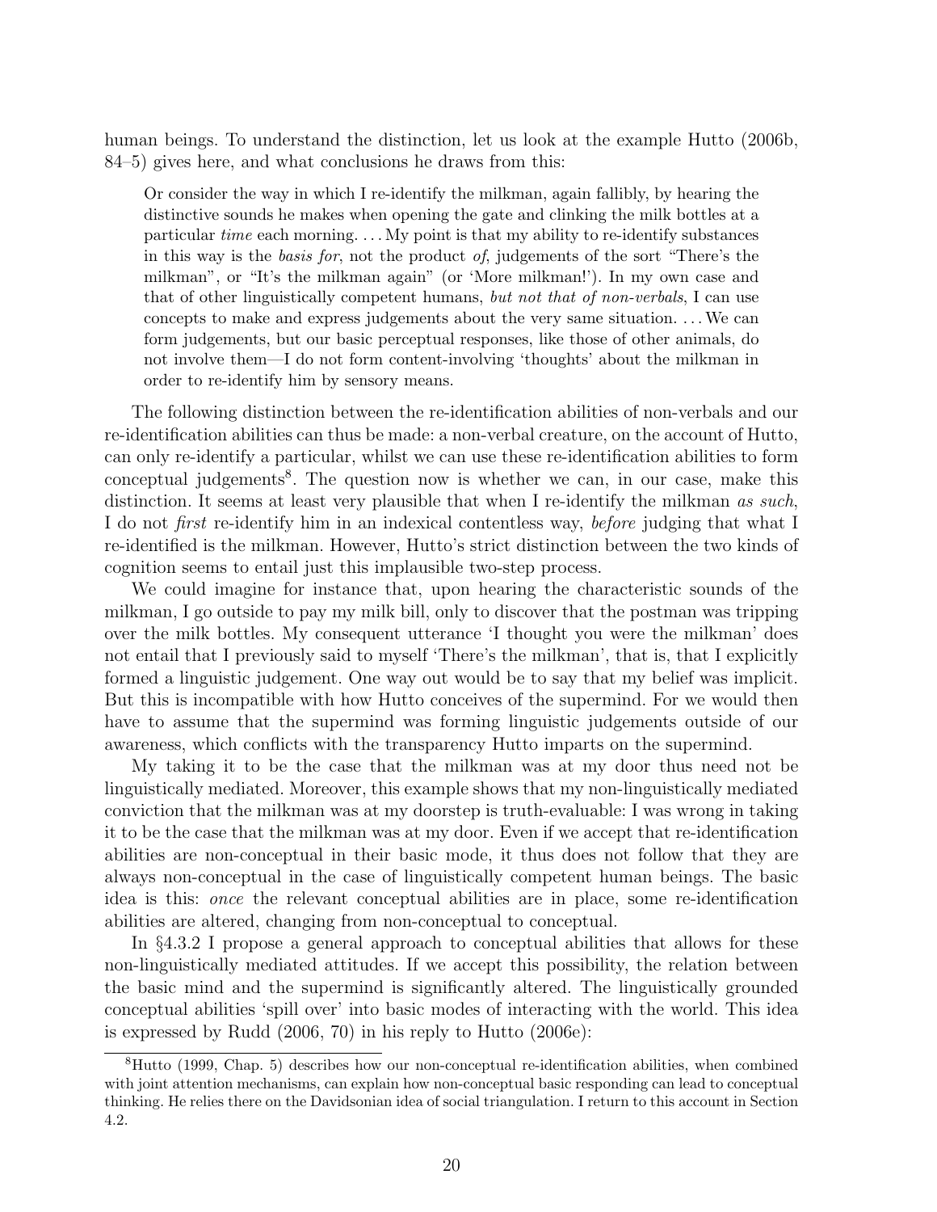human beings. To understand the distinction, let us look at the example Hutto (2006b, 84–5) gives here, and what conclusions he draws from this:

> Or consider the way in which I re-identify the milkman, again fallibly, by hearing the distinctive sounds he makes when opening the gate and clinking the milk bottles at a particular *time* each morning. . . . My point is that my ability to re-identify substances in this way is the *basis for*, not the product *of*, judgements of the sort "There's the milkman", or "It's the milkman again" (or 'More milkman!'). In my own case and that of other linguistically competent humans, *but not that of non-verbals*, I can use concepts to make and express judgements about the very same situation. . . . We can form judgements, but our basic perceptual responses, like those of other animals, do not involve them—I do not form content-involving 'thoughts' about the milkman in order to re-identify him by sensory means.

The following distinction between the re-identification abilities of non-verbals and our re-identification abilities can thus be made: a non-verbal creature, on the account of Hutto, can only re-identify a particular, whilst we can use these re-identification abilities to form conceptual judgements[8]. The question now is whether we can, in our case, make this distinction. It seems at least very plausible that when I re-identify the milkman *as such*, I do not *first* re-identify him in an indexical contentless way, *before* judging that what I re-identified is the milkman. However, Hutto's strict distinction between the two kinds of cognition seems to entail just this implausible two-step process.

We could imagine for instance that, upon hearing the characteristic sounds of the milkman, I go outside to pay my milk bill, only to discover that the postman was tripping over the milk bottles. My consequent utterance 'I thought you were the milkman' does not entail that I previously said to myself 'There's the milkman', that is, that I explicitly formed a linguistic judgement. One way out would be to say that my belief was implicit. But this is incompatible with how Hutto conceives of the supermind. For we would then have to assume that the supermind was forming linguistic judgements outside of our awareness, which conflicts with the transparency Hutto imparts on the supermind.

My taking it to be the case that the milkman was at my door thus need not be linguistically mediated. Moreover, this example shows that my non-linguistically mediated conviction that the milkman was at my doorstep is truth-evaluable: I was wrong in taking it to be the case that the milkman was at my door. Even if we accept that re-identification abilities are non-conceptual in their basic mode, it thus does not follow that they are always non-conceptual in the case of linguistically competent human beings. The basic idea is this: *once* the relevant conceptual abilities are in place, some re-identification abilities are altered, changing from non-conceptual to conceptual.

In §4.3.2 I propose a general approach to conceptual abilities that allows for these non-linguistically mediated attitudes. If we accept this possibility, the relation between the basic mind and the supermind is significantly altered. The linguistically grounded conceptual abilities 'spill over' into basic modes of interacting with the world. This idea is expressed by Rudd (2006, 70) in his reply to Hutto (2006e):

[8] Hutto (1999, Chap. 5) describes how our non-conceptual re-identification abilities, when combined with joint attention mechanisms, can explain how non-conceptual basic responding can lead to conceptual thinking. He relies there on the Davidsonian idea of social triangulation. I return to this account in Section 4.2.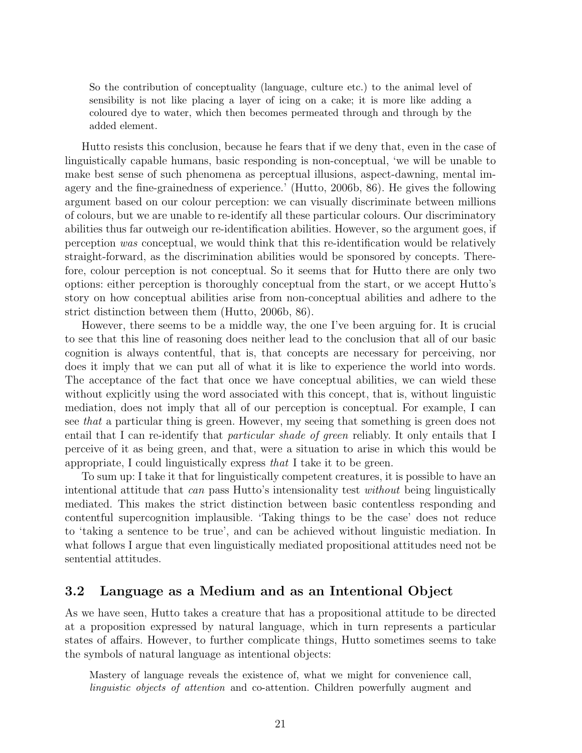> So the contribution of conceptuality (language, culture etc.) to the animal level of sensibility is not like placing a layer of icing on a cake; it is more like adding a coloured dye to water, which then becomes permeated through and through by the added element.

Hutto resists this conclusion, because he fears that if we deny that, even in the case of linguistically capable humans, basic responding is non-conceptual, 'we will be unable to make best sense of such phenomena as perceptual illusions, aspect-dawning, mental imagery and the fine-grainedness of experience.' (Hutto, 2006b, 86). He gives the following argument based on our colour perception: we can visually discriminate between millions of colours, but we are unable to re-identify all these particular colours. Our discriminatory abilities thus far outweigh our re-identification abilities. However, so the argument goes, if perception *was* conceptual, we would think that this re-identification would be relatively straight-forward, as the discrimination abilities would be sponsored by concepts. Therefore, colour perception is not conceptual. So it seems that for Hutto there are only two options: either perception is thoroughly conceptual from the start, or we accept Hutto's story on how conceptual abilities arise from non-conceptual abilities and adhere to the strict distinction between them (Hutto, 2006b, 86).

However, there seems to be a middle way, the one I've been arguing for. It is crucial to see that this line of reasoning does neither lead to the conclusion that all of our basic cognition is always contentful, that is, that concepts are necessary for perceiving, nor does it imply that we can put all of what it is like to experience the world into words. The acceptance of the fact that once we have conceptual abilities, we can wield these without explicitly using the word associated with this concept, that is, without linguistic mediation, does not imply that all of our perception is conceptual. For example, I can see *that* a particular thing is green. However, my seeing that something is green does not entail that I can re-identify that *particular shade of green* reliably. It only entails that I perceive of it as being green, and that, were a situation to arise in which this would be appropriate, I could linguistically express *that* I take it to be green.

To sum up: I take it that for linguistically competent creatures, it is possible to have an intentional attitude that *can* pass Hutto's intensionality test *without* being linguistically mediated. This makes the strict distinction between basic contentless responding and contentful supercognition implausible. 'Taking things to be the case' does not reduce to 'taking a sentence to be true', and can be achieved without linguistic mediation. In what follows I argue that even linguistically mediated propositional attitudes need not be sentential attitudes.

### 3.2 Language as a Medium and as an Intentional Object

As we have seen, Hutto takes a creature that has a propositional attitude to be directed at a proposition expressed by natural language, which in turn represents a particular states of affairs. However, to further complicate things, Hutto sometimes seems to take the symbols of natural language as intentional objects:

> Mastery of language reveals the existence of, what we might for convenience call, *linguistic objects of attention* and co-attention. Children powerfully augment and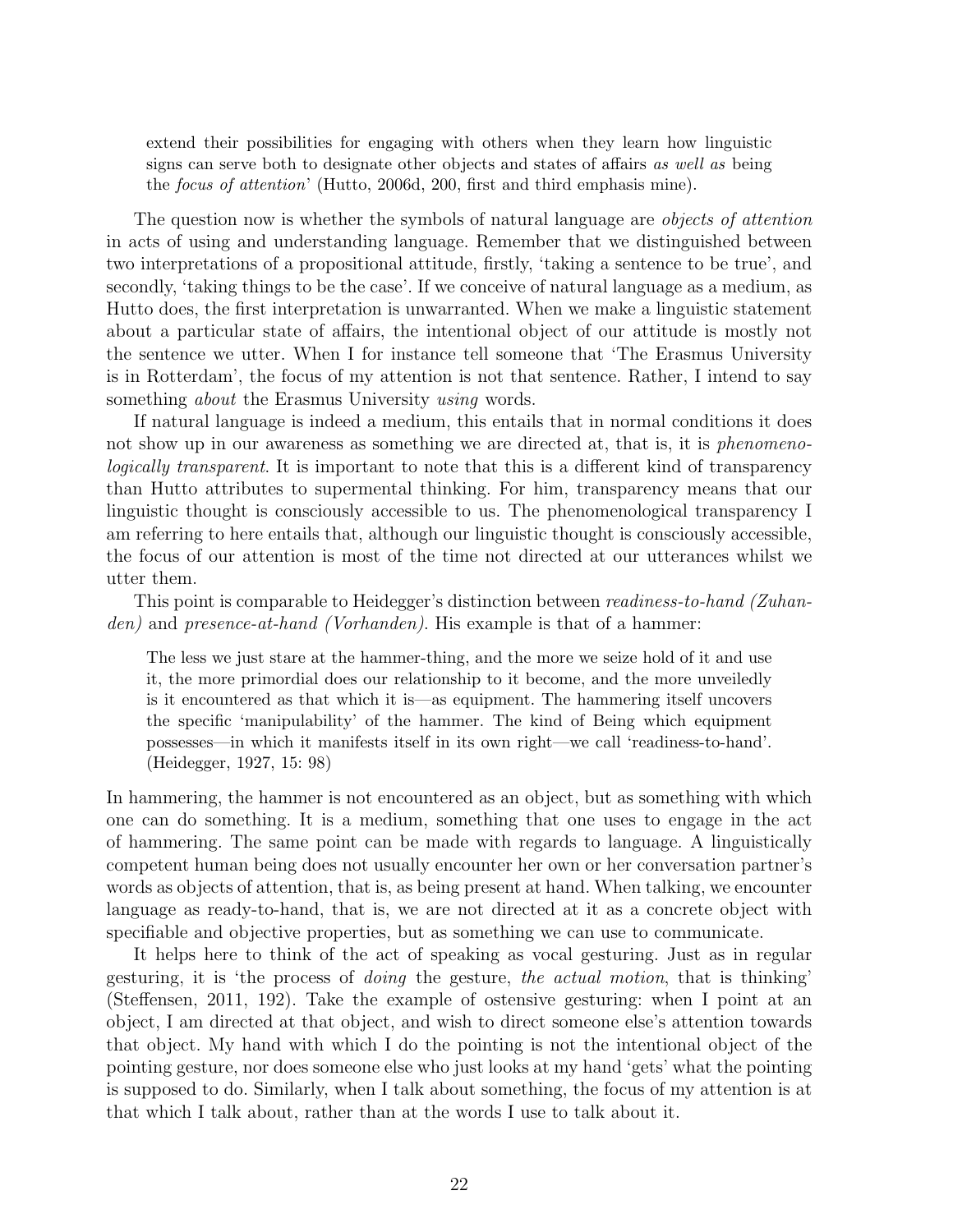> extend their possibilities for engaging with others when they learn how linguistic signs can serve both to designate other objects and states of affairs *as well as* being the *focus of attention*' (Hutto, 2006d, 200, first and third emphasis mine).

The question now is whether the symbols of natural language are *objects of attention* in acts of using and understanding language. Remember that we distinguished between two interpretations of a propositional attitude, firstly, 'taking a sentence to be true', and secondly, 'taking things to be the case'. If we conceive of natural language as a medium, as Hutto does, the first interpretation is unwarranted. When we make a linguistic statement about a particular state of affairs, the intentional object of our attitude is mostly not the sentence we utter. When I for instance tell someone that 'The Erasmus University is in Rotterdam', the focus of my attention is not that sentence. Rather, I intend to say something *about* the Erasmus University *using* words.

If natural language is indeed a medium, this entails that in normal conditions it does not show up in our awareness as something we are directed at, that is, it is *phenomenologically transparent*. It is important to note that this is a different kind of transparency than Hutto attributes to supermental thinking. For him, transparency means that our linguistic thought is consciously accessible to us. The phenomenological transparency I am referring to here entails that, although our linguistic thought is consciously accessible, the focus of our attention is most of the time not directed at our utterances whilst we utter them.

This point is comparable to Heidegger's distinction between *readiness-to-hand (Zuhanden)* and *presence-at-hand (Vorhanden)*. His example is that of a hammer:

> The less we just stare at the hammer-thing, and the more we seize hold of it and use it, the more primordial does our relationship to it become, and the more unveiledly is it encountered as that which it is—as equipment. The hammering itself uncovers the specific 'manipulability' of the hammer. The kind of Being which equipment possesses—in which it manifests itself in its own right—we call 'readiness-to-hand'. (Heidegger, 1927, 15: 98)

In hammering, the hammer is not encountered as an object, but as something with which one can do something. It is a medium, something that one uses to engage in the act of hammering. The same point can be made with regards to language. A linguistically competent human being does not usually encounter her own or her conversation partner's words as objects of attention, that is, as being present at hand. When talking, we encounter language as ready-to-hand, that is, we are not directed at it as a concrete object with specifiable and objective properties, but as something we can use to communicate.

It helps here to think of the act of speaking as vocal gesturing. Just as in regular gesturing, it is 'the process of *doing* the gesture, *the actual motion*, that is thinking' (Steffensen, 2011, 192). Take the example of ostensive gesturing: when I point at an object, I am directed at that object, and wish to direct someone else's attention towards that object. My hand with which I do the pointing is not the intentional object of the pointing gesture, nor does someone else who just looks at my hand 'gets' what the pointing is supposed to do. Similarly, when I talk about something, the focus of my attention is at that which I talk about, rather than at the words I use to talk about it.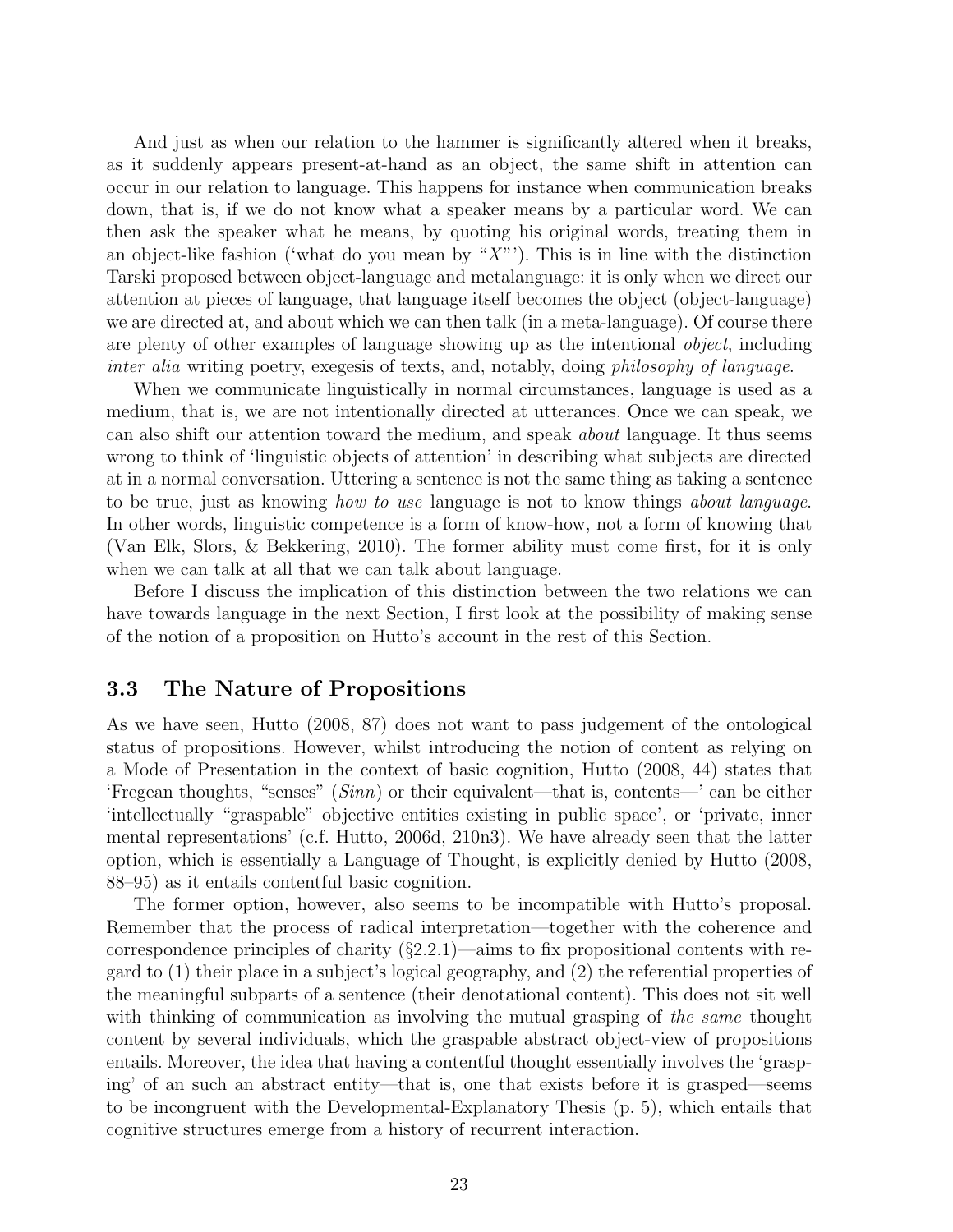And just as when our relation to the hammer is significantly altered when it breaks, as it suddenly appears present-at-hand as an object, the same shift in attention can occur in our relation to language. This happens for instance when communication breaks down, that is, if we do not know what a speaker means by a particular word. We can then ask the speaker what he means, by quoting his original words, treating them in an object-like fashion ('what do you mean by "*X*"'). This is in line with the distinction Tarski proposed between object-language and metalanguage: it is only when we direct our attention at pieces of language, that language itself becomes the object (object-language) we are directed at, and about which we can then talk (in a meta-language). Of course there are plenty of other examples of language showing up as the intentional *object*, including *inter alia* writing poetry, exegesis of texts, and, notably, doing *philosophy of language*.

When we communicate linguistically in normal circumstances, language is used as a medium, that is, we are not intentionally directed at utterances. Once we can speak, we can also shift our attention toward the medium, and speak *about* language. It thus seems wrong to think of 'linguistic objects of attention' in describing what subjects are directed at in a normal conversation. Uttering a sentence is not the same thing as taking a sentence to be true, just as knowing *how to use* language is not to know things *about language*. In other words, linguistic competence is a form of know-how, not a form of knowing that (Van Elk, Slors, & Bekkering, 2010). The former ability must come first, for it is only when we can talk at all that we can talk about language.

Before I discuss the implication of this distinction between the two relations we can have towards language in the next Section, I first look at the possibility of making sense of the notion of a proposition on Hutto's account in the rest of this Section.

### 3.3 The Nature of Propositions

As we have seen, Hutto (2008, 87) does not want to pass judgement of the ontological status of propositions. However, whilst introducing the notion of content as relying on a Mode of Presentation in the context of basic cognition, Hutto (2008, 44) states that 'Fregean thoughts, "senses" (*Sinn*) or their equivalent—that is, contents—' can be either 'intellectually "graspable" objective entities existing in public space', or 'private, inner mental representations' (c.f. Hutto, 2006d, 210n3). We have already seen that the latter option, which is essentially a Language of Thought, is explicitly denied by Hutto (2008, 88–95) as it entails contentful basic cognition.

The former option, however, also seems to be incompatible with Hutto's proposal. Remember that the process of radical interpretation—together with the coherence and correspondence principles of charity (§2.2.1)—aims to fix propositional contents with regard to (1) their place in a subject's logical geography, and (2) the referential properties of the meaningful subparts of a sentence (their denotational content). This does not sit well with thinking of communication as involving the mutual grasping of *the same* thought content by several individuals, which the graspable abstract object-view of propositions entails. Moreover, the idea that having a contentful thought essentially involves the 'grasping' of an such an abstract entity—that is, one that exists before it is grasped—seems to be incongruent with the Developmental-Explanatory Thesis (p. 5), which entails that cognitive structures emerge from a history of recurrent interaction.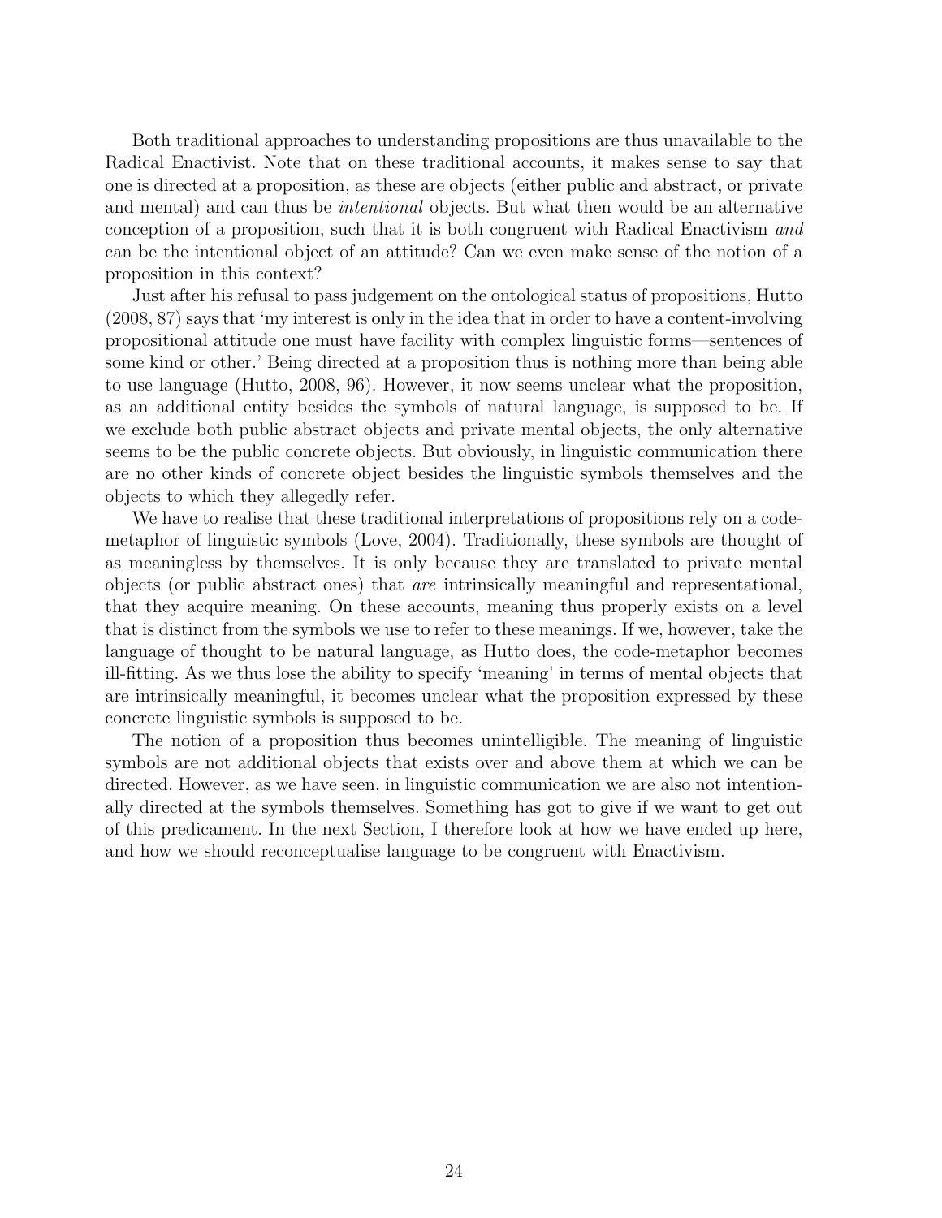Both traditional approaches to understanding propositions are thus unavailable to the Radical Enactivist. Note that on these traditional accounts, it makes sense to say that one is directed at a proposition, as these are objects (either public and abstract, or private and mental) and can thus be *intentional* objects. But what then would be an alternative conception of a proposition, such that it is both congruent with Radical Enactivism *and* can be the intentional object of an attitude? Can we even make sense of the notion of a proposition in this context?

Just after his refusal to pass judgement on the ontological status of propositions, Hutto (2008, 87) says that 'my interest is only in the idea that in order to have a content-involving propositional attitude one must have facility with complex linguistic forms—sentences of some kind or other.' Being directed at a proposition thus is nothing more than being able to use language (Hutto, 2008, 96). However, it now seems unclear what the proposition, as an additional entity besides the symbols of natural language, is supposed to be. If we exclude both public abstract objects and private mental objects, the only alternative seems to be the public concrete objects. But obviously, in linguistic communication there are no other kinds of concrete object besides the linguistic symbols themselves and the objects to which they allegedly refer.

We have to realise that these traditional interpretations of propositions rely on a code-metaphor of linguistic symbols (Love, 2004). Traditionally, these symbols are thought of as meaningless by themselves. It is only because they are translated to private mental objects (or public abstract ones) that *are* intrinsically meaningful and representational, that they acquire meaning. On these accounts, meaning thus properly exists on a level that is distinct from the symbols we use to refer to these meanings. If we, however, take the language of thought to be natural language, as Hutto does, the code-metaphor becomes ill-fitting. As we thus lose the ability to specify 'meaning' in terms of mental objects that are intrinsically meaningful, it becomes unclear what the proposition expressed by these concrete linguistic symbols is supposed to be.

The notion of a proposition thus becomes unintelligible. The meaning of linguistic symbols are not additional objects that exists over and above them at which we can be directed. However, as we have seen, in linguistic communication we are also not intentionally directed at the symbols themselves. Something has got to give if we want to get out of this predicament. In the next Section, I therefore look at how we have ended up here, and how we should reconceptualise language to be congruent with Enactivism.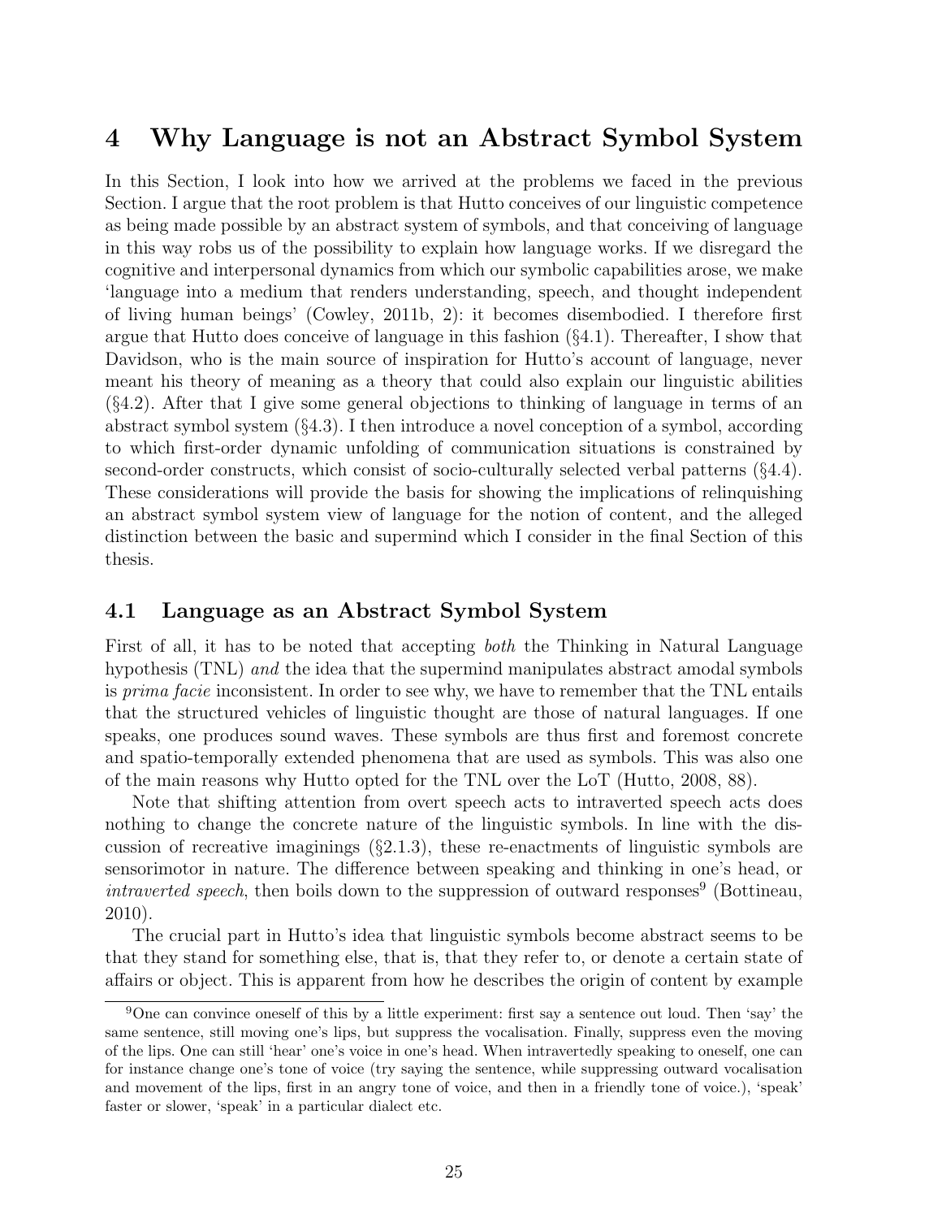# 4 Why Language is not an Abstract Symbol System

In this Section, I look into how we arrived at the problems we faced in the previous Section. I argue that the root problem is that Hutto conceives of our linguistic competence as being made possible by an abstract system of symbols, and that conceiving of language in this way robs us of the possibility to explain how language works. If we disregard the cognitive and interpersonal dynamics from which our symbolic capabilities arose, we make 'language into a medium that renders understanding, speech, and thought independent of living human beings' (Cowley, 2011b, 2): it becomes disembodied. I therefore first argue that Hutto does conceive of language in this fashion (§4.1). Thereafter, I show that Davidson, who is the main source of inspiration for Hutto's account of language, never meant his theory of meaning as a theory that could also explain our linguistic abilities (§4.2). After that I give some general objections to thinking of language in terms of an abstract symbol system (§4.3). I then introduce a novel conception of a symbol, according to which first-order dynamic unfolding of communication situations is constrained by second-order constructs, which consist of socio-culturally selected verbal patterns (§4.4). These considerations will provide the basis for showing the implications of relinquishing an abstract symbol system view of language for the notion of content, and the alleged distinction between the basic and supermind which I consider in the final Section of this thesis.

## 4.1 Language as an Abstract Symbol System

First of all, it has to be noted that accepting *both* the Thinking in Natural Language hypothesis (TNL) *and* the idea that the supermind manipulates abstract amodal symbols is *prima facie* inconsistent. In order to see why, we have to remember that the TNL entails that the structured vehicles of linguistic thought are those of natural languages. If one speaks, one produces sound waves. These symbols are thus first and foremost concrete and spatio-temporally extended phenomena that are used as symbols. This was also one of the main reasons why Hutto opted for the TNL over the LoT (Hutto, 2008, 88).

Note that shifting attention from overt speech acts to intraverted speech acts does nothing to change the concrete nature of the linguistic symbols. In line with the discussion of recreative imaginings (§2.1.3), these re-enactments of linguistic symbols are sensorimotor in nature. The difference between speaking and thinking in one's head, or *intraverted speech*, then boils down to the suppression of outward responses[9] (Bottineau, 2010).

The crucial part in Hutto's idea that linguistic symbols become abstract seems to be that they stand for something else, that is, that they refer to, or denote a certain state of affairs or object. This is apparent from how he describes the origin of content by example

[9] One can convince oneself of this by a little experiment: first say a sentence out loud. Then 'say' the same sentence, still moving one's lips, but suppress the vocalisation. Finally, suppress even the moving of the lips. One can still 'hear' one's voice in one's head. When intravertedly speaking to oneself, one can for instance change one's tone of voice (try saying the sentence, while suppressing outward vocalisation and movement of the lips, first in an angry tone of voice, and then in a friendly tone of voice.), 'speak' faster or slower, 'speak' in a particular dialect etc.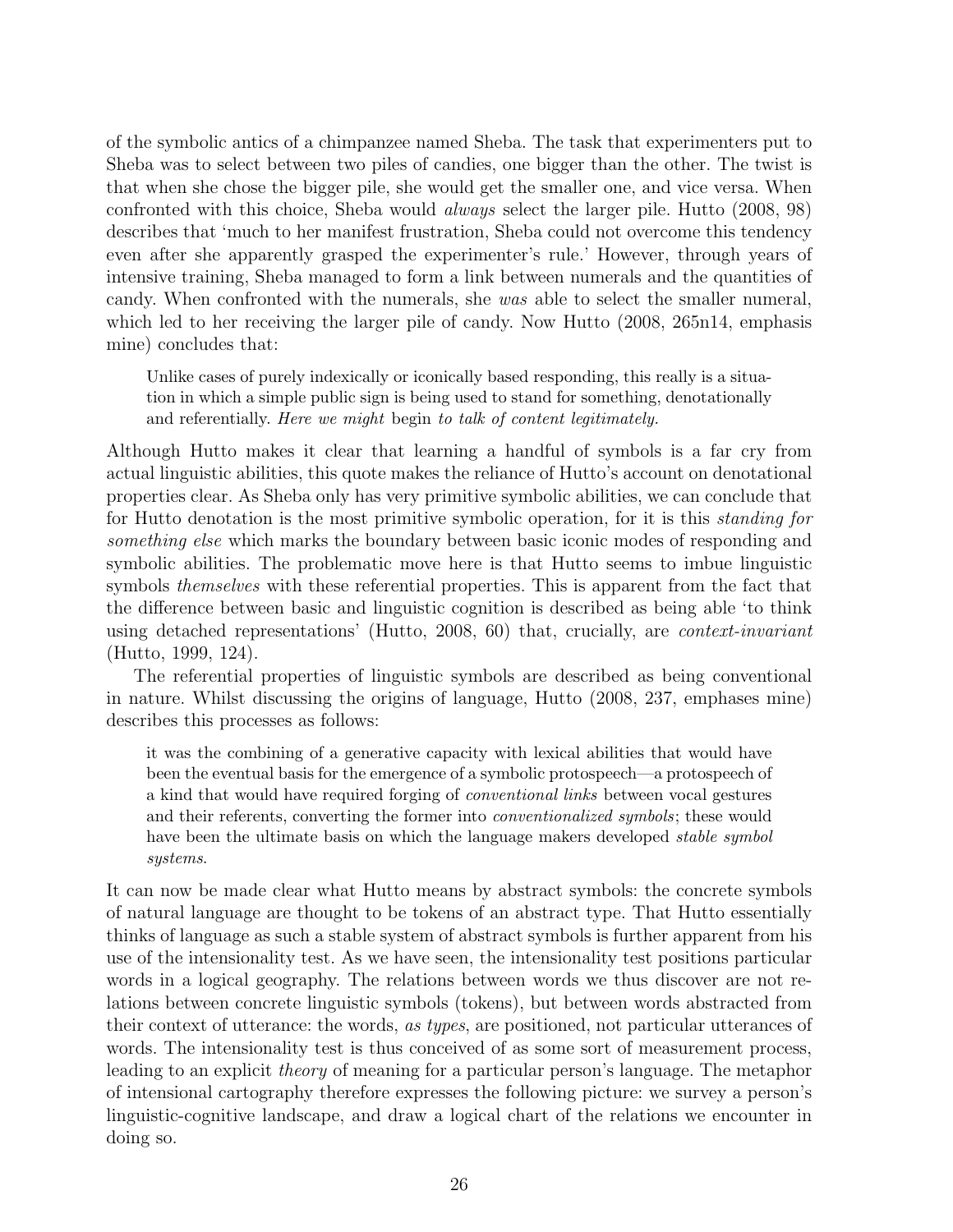of the symbolic antics of a chimpanzee named Sheba. The task that experimenters put to Sheba was to select between two piles of candies, one bigger than the other. The twist is that when she chose the bigger pile, she would get the smaller one, and vice versa. When confronted with this choice, Sheba would *always* select the larger pile. Hutto (2008, 98) describes that 'much to her manifest frustration, Sheba could not overcome this tendency even after she apparently grasped the experimenter's rule.' However, through years of intensive training, Sheba managed to form a link between numerals and the quantities of candy. When confronted with the numerals, she *was* able to select the smaller numeral, which led to her receiving the larger pile of candy. Now Hutto (2008, 265n14, emphasis mine) concludes that:

> Unlike cases of purely indexically or iconically based responding, this really is a situation in which a simple public sign is being used to stand for something, denotationally and referentially. *Here we might* begin *to talk of content legitimately.*

Although Hutto makes it clear that learning a handful of symbols is a far cry from actual linguistic abilities, this quote makes the reliance of Hutto's account on denotational properties clear. As Sheba only has very primitive symbolic abilities, we can conclude that for Hutto denotation is the most primitive symbolic operation, for it is this *standing for something else* which marks the boundary between basic iconic modes of responding and symbolic abilities. The problematic move here is that Hutto seems to imbue linguistic symbols *themselves* with these referential properties. This is apparent from the fact that the difference between basic and linguistic cognition is described as being able 'to think using detached representations' (Hutto, 2008, 60) that, crucially, are *context-invariant* (Hutto, 1999, 124).

The referential properties of linguistic symbols are described as being conventional in nature. Whilst discussing the origins of language, Hutto (2008, 237, emphases mine) describes this processes as follows:

> it was the combining of a generative capacity with lexical abilities that would have been the eventual basis for the emergence of a symbolic protospeech—a protospeech of a kind that would have required forging of *conventional links* between vocal gestures and their referents, converting the former into *conventionalized symbols*; these would have been the ultimate basis on which the language makers developed *stable symbol systems.*

It can now be made clear what Hutto means by abstract symbols: the concrete symbols of natural language are thought to be tokens of an abstract type. That Hutto essentially thinks of language as such a stable system of abstract symbols is further apparent from his use of the intensionality test. As we have seen, the intensionality test positions particular words in a logical geography. The relations between words we thus discover are not relations between concrete linguistic symbols (tokens), but between words abstracted from their context of utterance: the words, *as types*, are positioned, not particular utterances of words. The intensionality test is thus conceived of as some sort of measurement process, leading to an explicit *theory* of meaning for a particular person's language. The metaphor of intensional cartography therefore expresses the following picture: we survey a person's linguistic-cognitive landscape, and draw a logical chart of the relations we encounter in doing so.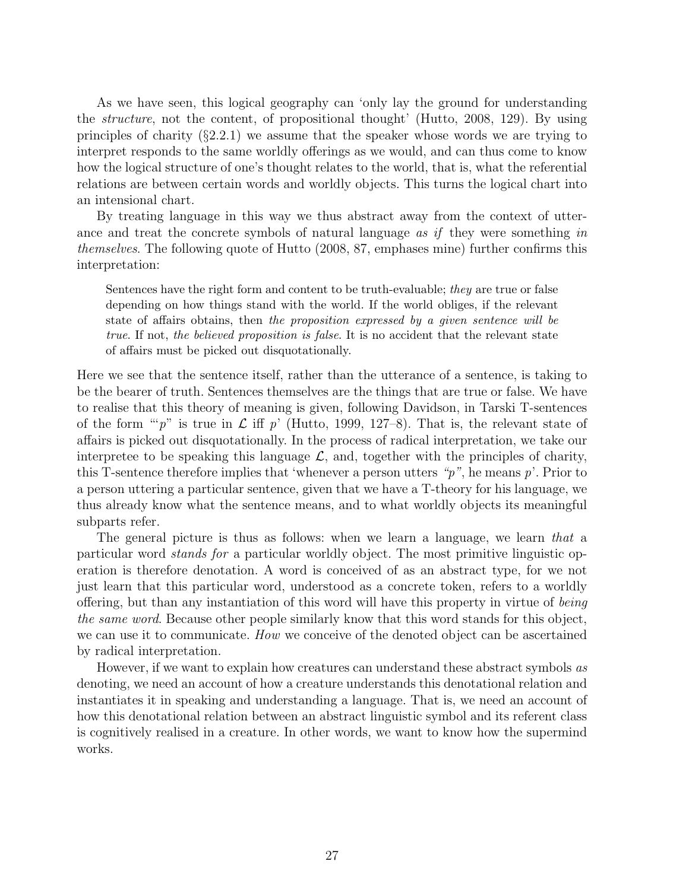As we have seen, this logical geography can 'only lay the ground for understanding the *structure*, not the content, of propositional thought' (Hutto, 2008, 129). By using principles of charity (§2.2.1) we assume that the speaker whose words we are trying to interpret responds to the same worldly offerings as we would, and can thus come to know how the logical structure of one's thought relates to the world, that is, what the referential relations are between certain words and worldly objects. This turns the logical chart into an intensional chart.

By treating language in this way we thus abstract away from the context of utterance and treat the concrete symbols of natural language *as if* they were something *in themselves*. The following quote of Hutto (2008, 87, emphases mine) further confirms this interpretation:

> Sentences have the right form and content to be truth-evaluable; *they* are true or false depending on how things stand with the world. If the world obliges, if the relevant state of affairs obtains, then *the proposition expressed by a given sentence will be true*. If not, *the believed proposition is false*. It is no accident that the relevant state of affairs must be picked out disquotationally.

Here we see that the sentence itself, rather than the utterance of a sentence, is taking to be the bearer of truth. Sentences themselves are the things that are true or false. We have to realise that this theory of meaning is given, following Davidson, in Tarski T-sentences of the form "'$p$" is true in $\mathcal{L}$ iff $p$' (Hutto, 1999, 127–8). That is, the relevant state of affairs is picked out disquotationally. In the process of radical interpretation, we take our interpretee to be speaking this language $\mathcal{L}$, and, together with the principles of charity, this T-sentence therefore implies that 'whenever a person utters *"p"*, he means $p$'. Prior to a person uttering a particular sentence, given that we have a T-theory for his language, we thus already know what the sentence means, and to what worldly objects its meaningful subparts refer.

The general picture is thus as follows: when we learn a language, we learn *that* a particular word *stands for* a particular worldly object. The most primitive linguistic operation is therefore denotation. A word is conceived of as an abstract type, for we not just learn that this particular word, understood as a concrete token, refers to a worldly offering, but than any instantiation of this word will have this property in virtue of *being the same word*. Because other people similarly know that this word stands for this object, we can use it to communicate. *How* we conceive of the denoted object can be ascertained by radical interpretation.

However, if we want to explain how creatures can understand these abstract symbols *as* denoting, we need an account of how a creature understands this denotational relation and instantiates it in speaking and understanding a language. That is, we need an account of how this denotational relation between an abstract linguistic symbol and its referent class is cognitively realised in a creature. In other words, we want to know how the supermind works.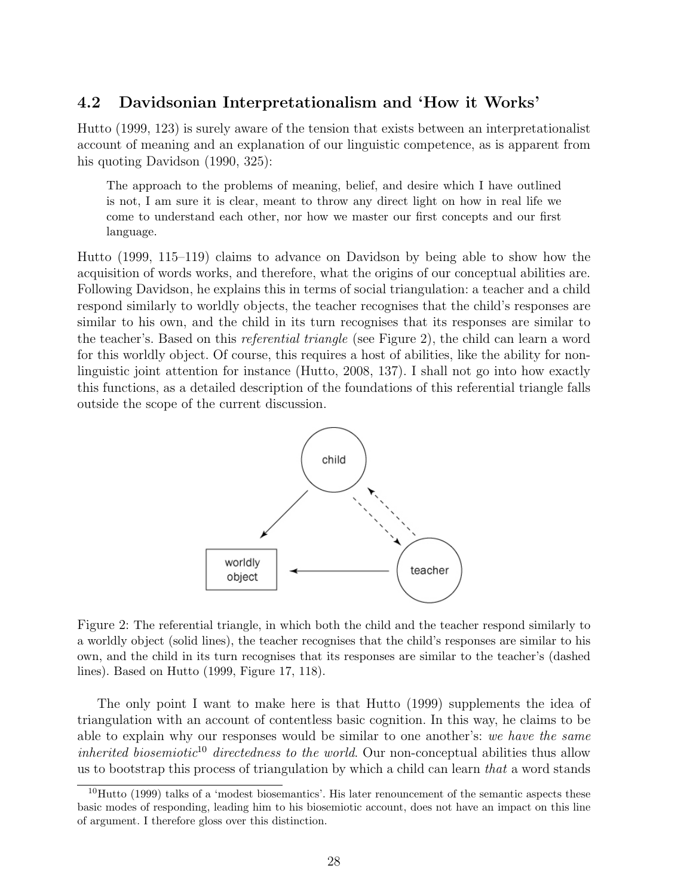## 4.2 Davidsonian Interpretationalism and 'How it Works'

Hutto (1999, 123) is surely aware of the tension that exists between an interpretationalist account of meaning and an explanation of our linguistic competence, as is apparent from his quoting Davidson (1990, 325):

> The approach to the problems of meaning, belief, and desire which I have outlined is not, I am sure it is clear, meant to throw any direct light on how in real life we come to understand each other, nor how we master our first concepts and our first language.

Hutto (1999, 115–119) claims to advance on Davidson by being able to show how the acquisition of words works, and therefore, what the origins of our conceptual abilities are. Following Davidson, he explains this in terms of social triangulation: a teacher and a child respond similarly to worldly objects, the teacher recognises that the child's responses are similar to his own, and the child in its turn recognises that its responses are similar to the teacher's. Based on this *referential triangle* (see Figure 2), the child can learn a word for this worldly object. Of course, this requires a host of abilities, like the ability for non-linguistic joint attention for instance (Hutto, 2008, 137). I shall not go into how exactly this functions, as a detailed description of the foundations of this referential triangle falls outside the scope of the current discussion.

Figure 2: The referential triangle, in which both the child and the teacher respond similarly to a worldly object (solid lines), the teacher recognises that the child's responses are similar to his own, and the child in its turn recognises that its responses are similar to the teacher's (dashed lines). Based on Hutto (1999, Figure 17, 118).

The only point I want to make here is that Hutto (1999) supplements the idea of triangulation with an account of contentless basic cognition. In this way, he claims to be able to explain why our responses would be similar to one another's: *we have the same inherited biosemiotic*[10] *directedness to the world*. Our non-conceptual abilities thus allow us to bootstrap this process of triangulation by which a child can learn *that* a word stands

[10] Hutto (1999) talks of a 'modest biosemantics'. His later renouncement of the semantic aspects these basic modes of responding, leading him to his biosemiotic account, does not have an impact on this line of argument. I therefore gloss over this distinction.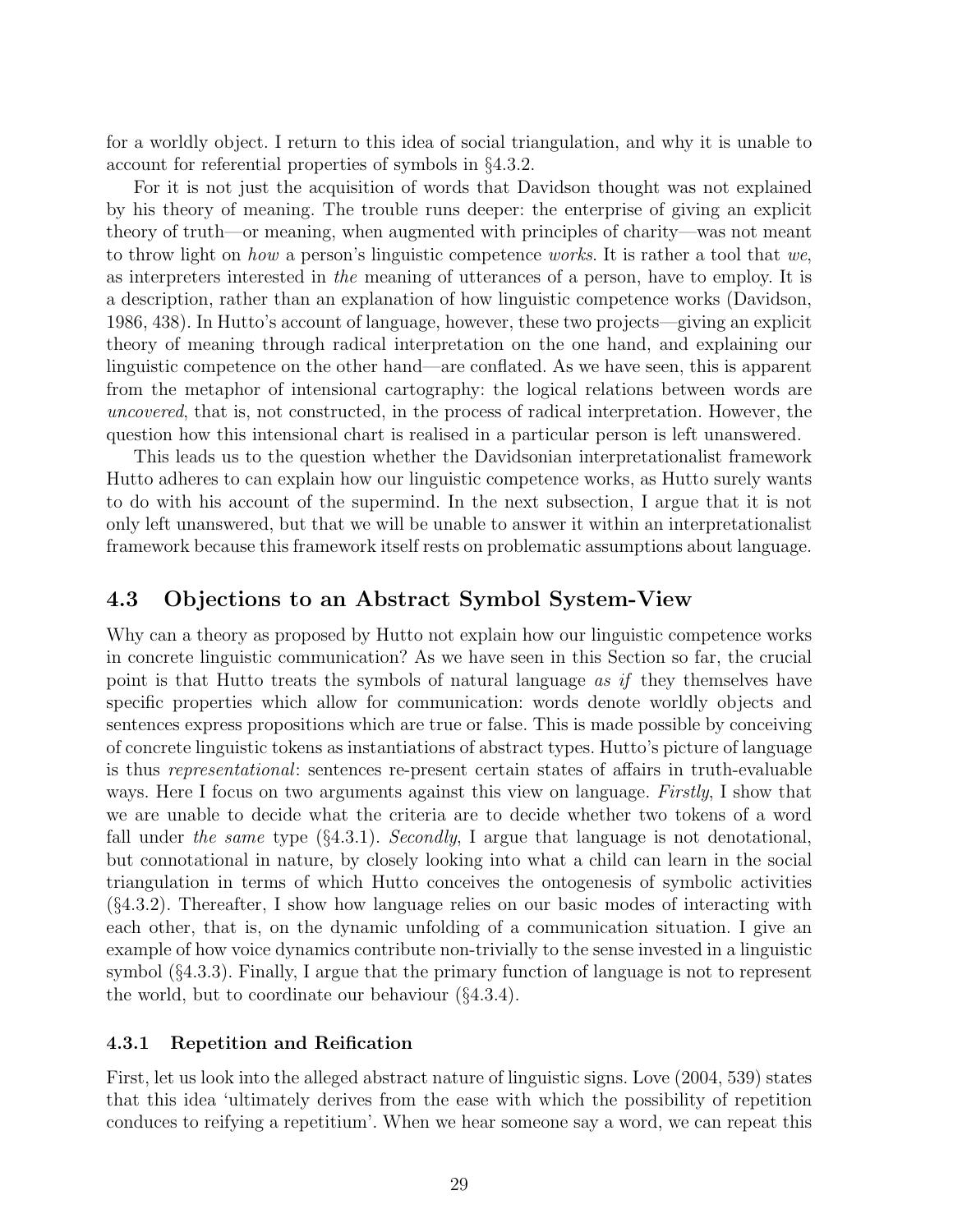for a worldly object. I return to this idea of social triangulation, and why it is unable to account for referential properties of symbols in §4.3.2.

For it is not just the acquisition of words that Davidson thought was not explained by his theory of meaning. The trouble runs deeper: the enterprise of giving an explicit theory of truth—or meaning, when augmented with principles of charity—was not meant to throw light on *how* a person's linguistic competence *works*. It is rather a tool that *we*, as interpreters interested in *the* meaning of utterances of a person, have to employ. It is a description, rather than an explanation of how linguistic competence works (Davidson, 1986, 438). In Hutto's account of language, however, these two projects—giving an explicit theory of meaning through radical interpretation on the one hand, and explaining our linguistic competence on the other hand—are conflated. As we have seen, this is apparent from the metaphor of intensional cartography: the logical relations between words are *uncovered*, that is, not constructed, in the process of radical interpretation. However, the question how this intensional chart is realised in a particular person is left unanswered.

This leads us to the question whether the Davidsonian interpretationalist framework Hutto adheres to can explain how our linguistic competence works, as Hutto surely wants to do with his account of the supermind. In the next subsection, I argue that it is not only left unanswered, but that we will be unable to answer it within an interpretationalist framework because this framework itself rests on problematic assumptions about language.

## 4.3 Objections to an Abstract Symbol System-View

Why can a theory as proposed by Hutto not explain how our linguistic competence works in concrete linguistic communication? As we have seen in this Section so far, the crucial point is that Hutto treats the symbols of natural language *as if* they themselves have specific properties which allow for communication: words denote worldly objects and sentences express propositions which are true or false. This is made possible by conceiving of concrete linguistic tokens as instantiations of abstract types. Hutto's picture of language is thus *representational*: sentences re-present certain states of affairs in truth-evaluable ways. Here I focus on two arguments against this view on language. *Firstly*, I show that we are unable to decide what the criteria are to decide whether two tokens of a word fall under *the same* type (§4.3.1). *Secondly*, I argue that language is not denotational, but connotational in nature, by closely looking into what a child can learn in the social triangulation in terms of which Hutto conceives the ontogenesis of symbolic activities (§4.3.2). Thereafter, I show how language relies on our basic modes of interacting with each other, that is, on the dynamic unfolding of a communication situation. I give an example of how voice dynamics contribute non-trivially to the sense invested in a linguistic symbol (§4.3.3). Finally, I argue that the primary function of language is not to represent the world, but to coordinate our behaviour (§4.3.4).

### 4.3.1 Repetition and Reification

First, let us look into the alleged abstract nature of linguistic signs. Love (2004, 539) states that this idea 'ultimately derives from the ease with which the possibility of repetition conduces to reifying a repetitium'. When we hear someone say a word, we can repeat this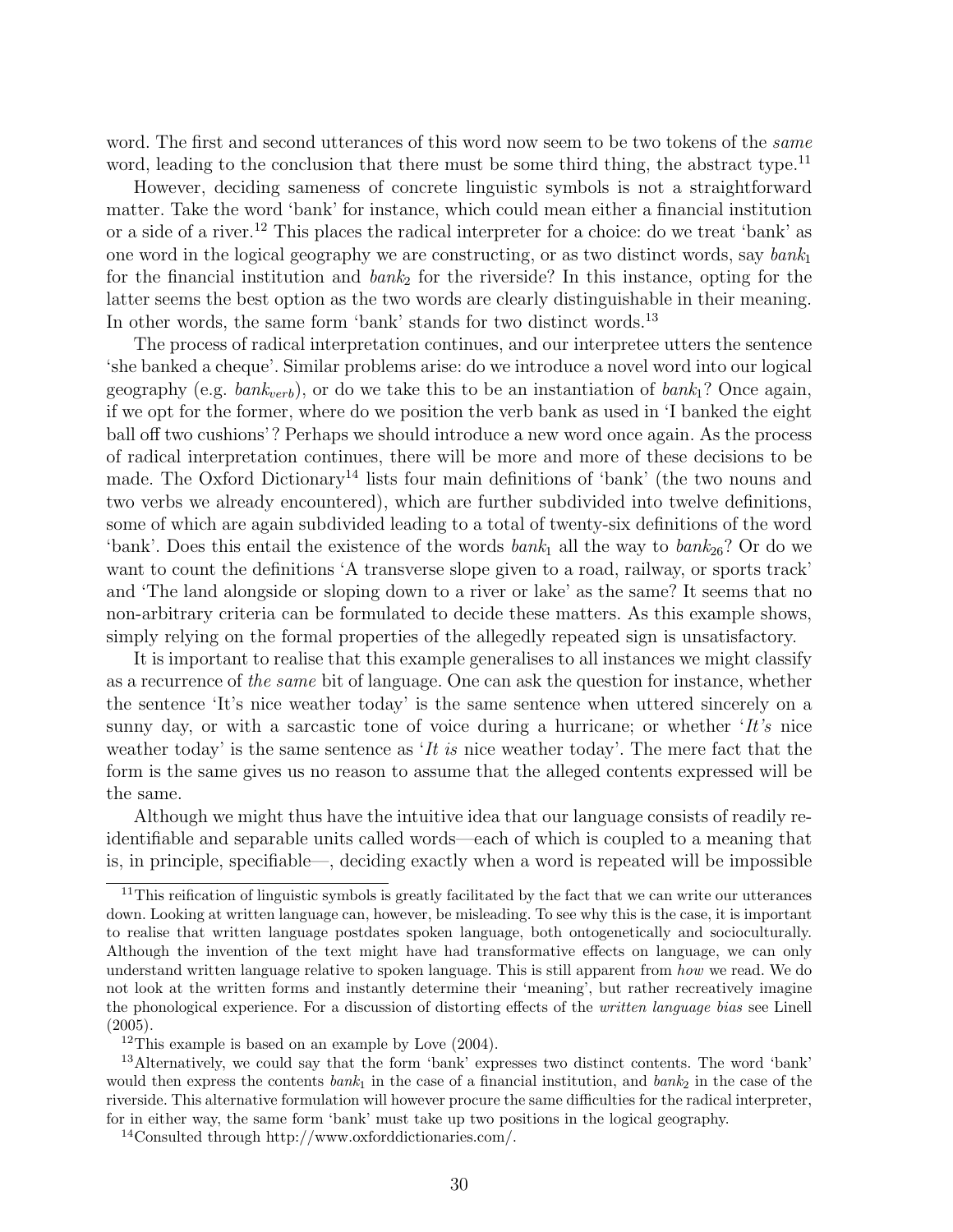word. The first and second utterances of this word now seem to be two tokens of the *same* word, leading to the conclusion that there must be some third thing, the abstract type.[11]

However, deciding sameness of concrete linguistic symbols is not a straightforward matter. Take the word 'bank' for instance, which could mean either a financial institution or a side of a river.[12] This places the radical interpreter for a choice: do we treat 'bank' as one word in the logical geography we are constructing, or as two distinct words, say $bank_1$ for the financial institution and $bank_2$ for the riverside? In this instance, opting for the latter seems the best option as the two words are clearly distinguishable in their meaning. In other words, the same form 'bank' stands for two distinct words.[13]

The process of radical interpretation continues, and our interpretee utters the sentence 'she banked a cheque'. Similar problems arise: do we introduce a novel word into our logical geography (e.g. $bank_{verb}$), or do we take this to be an instantiation of $bank_1$? Once again, if we opt for the former, where do we position the verb bank as used in 'I banked the eight ball off two cushions'? Perhaps we should introduce a new word once again. As the process of radical interpretation continues, there will be more and more of these decisions to be made. The Oxford Dictionary[14] lists four main definitions of 'bank' (the two nouns and two verbs we already encountered), which are further subdivided into twelve definitions, some of which are again subdivided leading to a total of twenty-six definitions of the word 'bank'. Does this entail the existence of the words $bank_1$ all the way to $bank_{26}$? Or do we want to count the definitions 'A transverse slope given to a road, railway, or sports track' and 'The land alongside or sloping down to a river or lake' as the same? It seems that no non-arbitrary criteria can be formulated to decide these matters. As this example shows, simply relying on the formal properties of the allegedly repeated sign is unsatisfactory.

It is important to realise that this example generalises to all instances we might classify as a recurrence of *the same* bit of language. One can ask the question for instance, whether the sentence 'It's nice weather today' is the same sentence when uttered sincerely on a sunny day, or with a sarcastic tone of voice during a hurricane; or whether '*It's* nice weather today' is the same sentence as '*It is* nice weather today'. The mere fact that the form is the same gives us no reason to assume that the alleged contents expressed will be the same.

Although we might thus have the intuitive idea that our language consists of readily re-identifiable and separable units called words—each of which is coupled to a meaning that is, in principle, specifiable—, deciding exactly when a word is repeated will be impossible

---

[11] This reification of linguistic symbols is greatly facilitated by the fact that we can write our utterances down. Looking at written language can, however, be misleading. To see why this is the case, it is important to realise that written language postdates spoken language, both ontogenetically and socioculturally. Although the invention of the text might have had transformative effects on language, we can only understand written language relative to spoken language. This is still apparent from *how* we read. We do not look at the written forms and instantly determine their 'meaning', but rather recreatively imagine the phonological experience. For a discussion of distorting effects of the *written language bias* see Linell (2005).

[12] This example is based on an example by Love (2004).

[13] Alternatively, we could say that the form 'bank' expresses two distinct contents. The word 'bank' would then express the contents $bank_1$ in the case of a financial institution, and $bank_2$ in the case of the riverside. This alternative formulation will however procure the same difficulties for the radical interpreter, for in either way, the same form 'bank' must take up two positions in the logical geography.

[14] Consulted through http://www.oxforddictionaries.com/.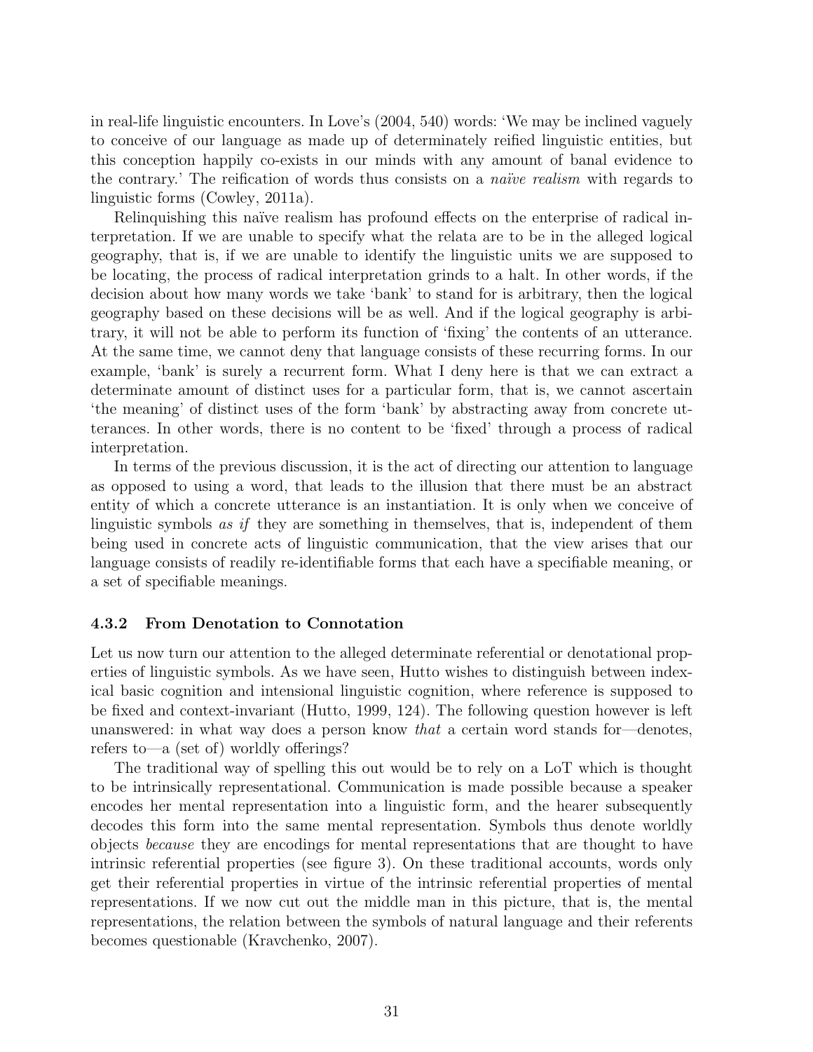in real-life linguistic encounters. In Love's (2004, 540) words: 'We may be inclined vaguely to conceive of our language as made up of determinately reified linguistic entities, but this conception happily co-exists in our minds with any amount of banal evidence to the contrary.' The reification of words thus consists on a *naïve realism* with regards to linguistic forms (Cowley, 2011a).

Relinquishing this naïve realism has profound effects on the enterprise of radical interpretation. If we are unable to specify what the relata are to be in the alleged logical geography, that is, if we are unable to identify the linguistic units we are supposed to be locating, the process of radical interpretation grinds to a halt. In other words, if the decision about how many words we take 'bank' to stand for is arbitrary, then the logical geography based on these decisions will be as well. And if the logical geography is arbitrary, it will not be able to perform its function of 'fixing' the contents of an utterance. At the same time, we cannot deny that language consists of these recurring forms. In our example, 'bank' is surely a recurrent form. What I deny here is that we can extract a determinate amount of distinct uses for a particular form, that is, we cannot ascertain 'the meaning' of distinct uses of the form 'bank' by abstracting away from concrete utterances. In other words, there is no content to be 'fixed' through a process of radical interpretation.

In terms of the previous discussion, it is the act of directing our attention to language as opposed to using a word, that leads to the illusion that there must be an abstract entity of which a concrete utterance is an instantiation. It is only when we conceive of linguistic symbols *as if* they are something in themselves, that is, independent of them being used in concrete acts of linguistic communication, that the view arises that our language consists of readily re-identifiable forms that each have a specifiable meaning, or a set of specifiable meanings.

### 4.3.2 From Denotation to Connotation

Let us now turn our attention to the alleged determinate referential or denotational properties of linguistic symbols. As we have seen, Hutto wishes to distinguish between indexical basic cognition and intensional linguistic cognition, where reference is supposed to be fixed and context-invariant (Hutto, 1999, 124). The following question however is left unanswered: in what way does a person know *that* a certain word stands for—denotes, refers to—a (set of) worldly offerings?

The traditional way of spelling this out would be to rely on a LoT which is thought to be intrinsically representational. Communication is made possible because a speaker encodes her mental representation into a linguistic form, and the hearer subsequently decodes this form into the same mental representation. Symbols thus denote worldly objects *because* they are encodings for mental representations that are thought to have intrinsic referential properties (see figure 3). On these traditional accounts, words only get their referential properties in virtue of the intrinsic referential properties of mental representations. If we now cut out the middle man in this picture, that is, the mental representations, the relation between the symbols of natural language and their referents becomes questionable (Kravchenko, 2007).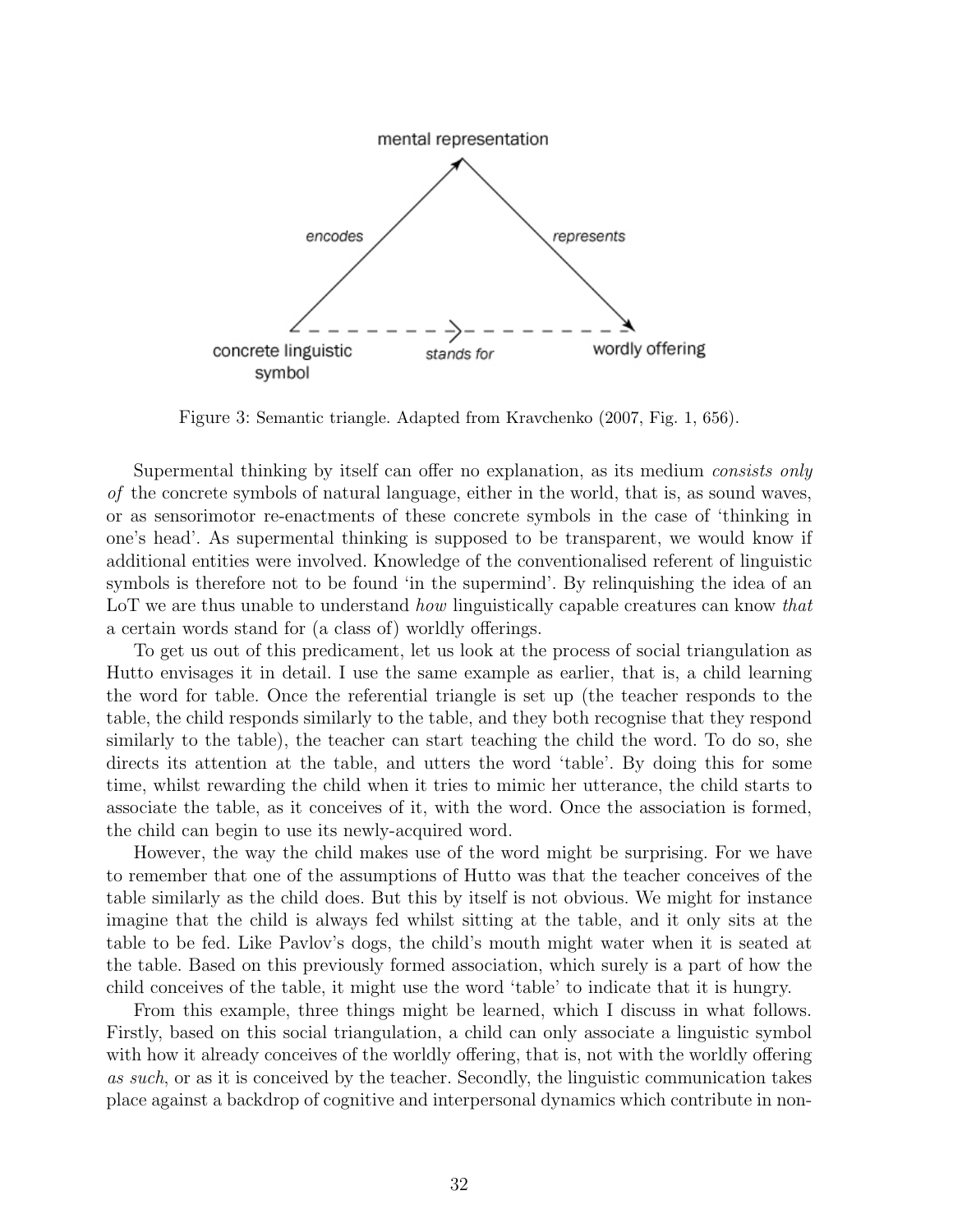Figure 3: Semantic triangle. Adapted from Kravchenko (2007, Fig. 1, 656).

Supermental thinking by itself can offer no explanation, as its medium *consists only of* the concrete symbols of natural language, either in the world, that is, as sound waves, or as sensorimotor re-enactments of these concrete symbols in the case of 'thinking in one's head'. As supermental thinking is supposed to be transparent, we would know if additional entities were involved. Knowledge of the conventionalised referent of linguistic symbols is therefore not to be found 'in the supermind'. By relinquishing the idea of an LoT we are thus unable to understand *how* linguistically capable creatures can know *that* a certain words stand for (a class of) worldly offerings.

To get us out of this predicament, let us look at the process of social triangulation as Hutto envisages it in detail. I use the same example as earlier, that is, a child learning the word for table. Once the referential triangle is set up (the teacher responds to the table, the child responds similarly to the table, and they both recognise that they respond similarly to the table), the teacher can start teaching the child the word. To do so, she directs its attention at the table, and utters the word 'table'. By doing this for some time, whilst rewarding the child when it tries to mimic her utterance, the child starts to associate the table, as it conceives of it, with the word. Once the association is formed, the child can begin to use its newly-acquired word.

However, the way the child makes use of the word might be surprising. For we have to remember that one of the assumptions of Hutto was that the teacher conceives of the table similarly as the child does. But this by itself is not obvious. We might for instance imagine that the child is always fed whilst sitting at the table, and it only sits at the table to be fed. Like Pavlov's dogs, the child's mouth might water when it is seated at the table. Based on this previously formed association, which surely is a part of how the child conceives of the table, it might use the word 'table' to indicate that it is hungry.

From this example, three things might be learned, which I discuss in what follows. Firstly, based on this social triangulation, a child can only associate a linguistic symbol with how it already conceives of the worldly offering, that is, not with the worldly offering *as such*, or as it is conceived by the teacher. Secondly, the linguistic communication takes place against a backdrop of cognitive and interpersonal dynamics which contribute in non-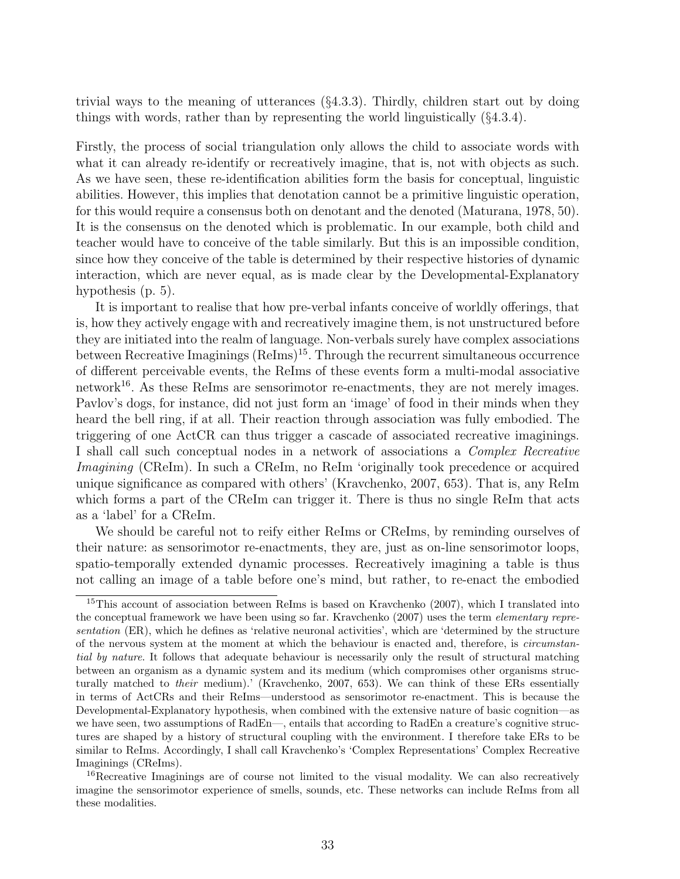trivial ways to the meaning of utterances (§4.3.3). Thirdly, children start out by doing things with words, rather than by representing the world linguistically (§4.3.4).

Firstly, the process of social triangulation only allows the child to associate words with what it can already re-identify or recreatively imagine, that is, not with objects as such. As we have seen, these re-identification abilities form the basis for conceptual, linguistic abilities. However, this implies that denotation cannot be a primitive linguistic operation, for this would require a consensus both on denotant and the denoted (Maturana, 1978, 50). It is the consensus on the denoted which is problematic. In our example, both child and teacher would have to conceive of the table similarly. But this is an impossible condition, since how they conceive of the table is determined by their respective histories of dynamic interaction, which are never equal, as is made clear by the Developmental-Explanatory hypothesis (p. 5).

It is important to realise that how pre-verbal infants conceive of worldly offerings, that is, how they actively engage with and recreatively imagine them, is not unstructured before they are initiated into the realm of language. Non-verbals surely have complex associations between Recreative Imaginings (ReIms)[15]. Through the recurrent simultaneous occurrence of different perceivable events, the ReIms of these events form a multi-modal associative network[16]. As these ReIms are sensorimotor re-enactments, they are not merely images. Pavlov's dogs, for instance, did not just form an 'image' of food in their minds when they heard the bell ring, if at all. Their reaction through association was fully embodied. The triggering of one ActCR can thus trigger a cascade of associated recreative imaginings. I shall call such conceptual nodes in a network of associations a *Complex Recreative Imagining* (CReIm). In such a CReIm, no ReIm 'originally took precedence or acquired unique significance as compared with others' (Kravchenko, 2007, 653). That is, any ReIm which forms a part of the CReIm can trigger it. There is thus no single ReIm that acts as a 'label' for a CReIm.

We should be careful not to reify either ReIms or CReIms, by reminding ourselves of their nature: as sensorimotor re-enactments, they are, just as on-line sensorimotor loops, spatio-temporally extended dynamic processes. Recreatively imagining a table is thus not calling an image of a table before one's mind, but rather, to re-enact the embodied

[15]This account of association between ReIms is based on Kravchenko (2007), which I translated into the conceptual framework we have been using so far. Kravchenko (2007) uses the term *elementary representation* (ER), which he defines as 'relative neuronal activities', which are 'determined by the structure of the nervous system at the moment at which the behaviour is enacted and, therefore, is *circumstantial by nature*. It follows that adequate behaviour is necessarily only the result of structural matching between an organism as a dynamic system and its medium (which compromises other organisms structurally matched to *their* medium).' (Kravchenko, 2007, 653). We can think of these ERs essentially in terms of ActCRs and their ReIms—understood as sensorimotor re-enactment. This is because the Developmental-Explanatory hypothesis, when combined with the extensive nature of basic cognition—as we have seen, two assumptions of RadEn—, entails that according to RadEn a creature's cognitive structures are shaped by a history of structural coupling with the environment. I therefore take ERs to be similar to ReIms. Accordingly, I shall call Kravchenko's 'Complex Representations' Complex Recreative Imaginings (CReIms).

[16]Recreative Imaginings are of course not limited to the visual modality. We can also recreatively imagine the sensorimotor experience of smells, sounds, etc. These networks can include ReIms from all these modalities.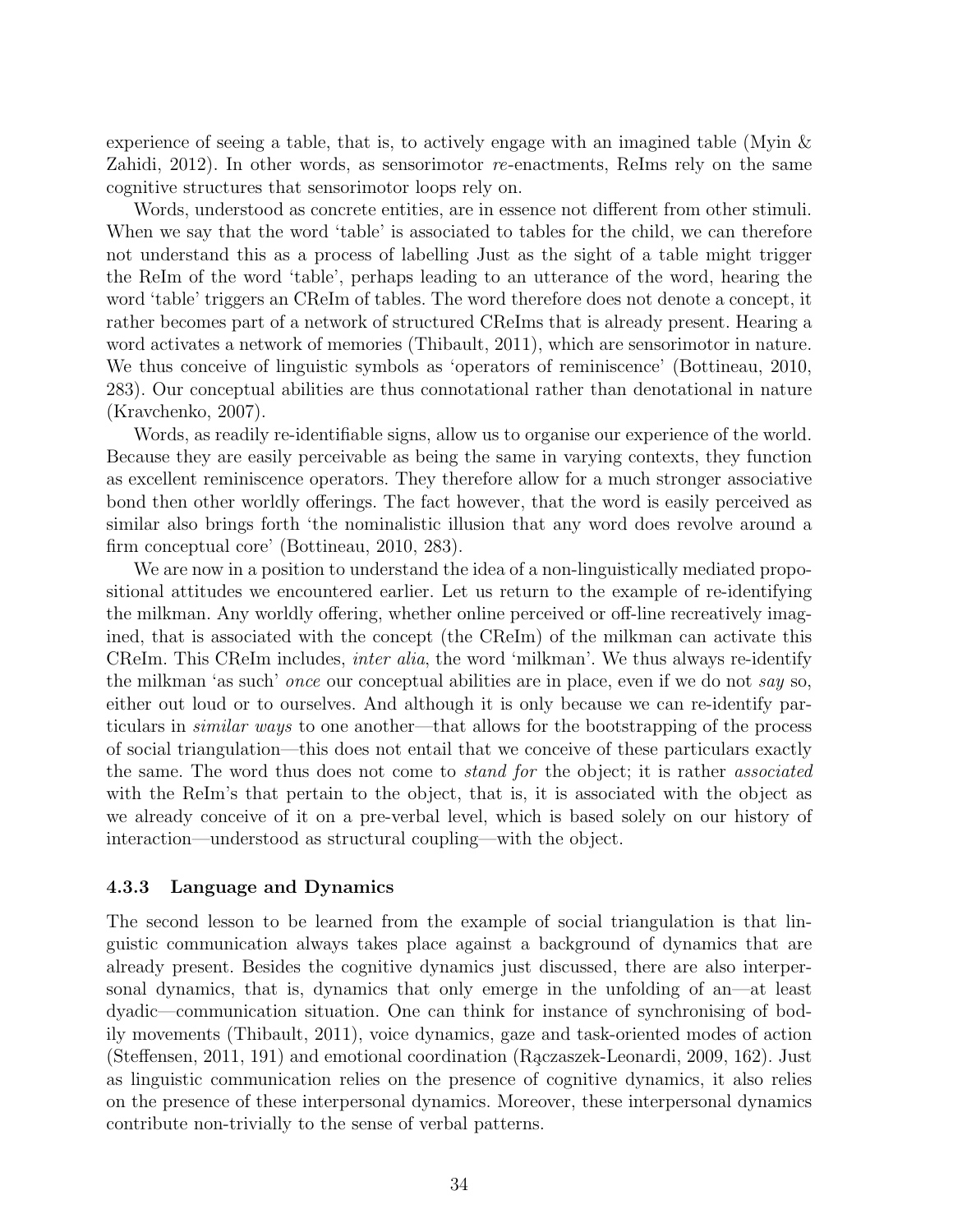experience of seeing a table, that is, to actively engage with an imagined table (Myin & Zahidi, 2012). In other words, as sensorimotor *re*-enactments, ReIms rely on the same cognitive structures that sensorimotor loops rely on.

Words, understood as concrete entities, are in essence not different from other stimuli. When we say that the word 'table' is associated to tables for the child, we can therefore not understand this as a process of labelling Just as the sight of a table might trigger the ReIm of the word 'table', perhaps leading to an utterance of the word, hearing the word 'table' triggers an CReIm of tables. The word therefore does not denote a concept, it rather becomes part of a network of structured CReIms that is already present. Hearing a word activates a network of memories (Thibault, 2011), which are sensorimotor in nature. We thus conceive of linguistic symbols as 'operators of reminiscence' (Bottineau, 2010, 283). Our conceptual abilities are thus connotational rather than denotational in nature (Kravchenko, 2007).

Words, as readily re-identifiable signs, allow us to organise our experience of the world. Because they are easily perceivable as being the same in varying contexts, they function as excellent reminiscence operators. They therefore allow for a much stronger associative bond then other worldly offerings. The fact however, that the word is easily perceived as similar also brings forth 'the nominalistic illusion that any word does revolve around a firm conceptual core' (Bottineau, 2010, 283).

We are now in a position to understand the idea of a non-linguistically mediated propositional attitudes we encountered earlier. Let us return to the example of re-identifying the milkman. Any worldly offering, whether online perceived or off-line recreatively imagined, that is associated with the concept (the CReIm) of the milkman can activate this CReIm. This CReIm includes, *inter alia*, the word 'milkman'. We thus always re-identify the milkman 'as such' *once* our conceptual abilities are in place, even if we do not *say* so, either out loud or to ourselves. And although it is only because we can re-identify particulars in *similar ways* to one another—that allows for the bootstrapping of the process of social triangulation—this does not entail that we conceive of these particulars exactly the same. The word thus does not come to *stand for* the object; it is rather *associated* with the ReIm's that pertain to the object, that is, it is associated with the object as we already conceive of it on a pre-verbal level, which is based solely on our history of interaction—understood as structural coupling—with the object.

### 4.3.3 Language and Dynamics

The second lesson to be learned from the example of social triangulation is that linguistic communication always takes place against a background of dynamics that are already present. Besides the cognitive dynamics just discussed, there are also interpersonal dynamics, that is, dynamics that only emerge in the unfolding of an—at least dyadic—communication situation. One can think for instance of synchronising of bodily movements (Thibault, 2011), voice dynamics, gaze and task-oriented modes of action (Steffensen, 2011, 191) and emotional coordination (Rączaszek-Leonardi, 2009, 162). Just as linguistic communication relies on the presence of cognitive dynamics, it also relies on the presence of these interpersonal dynamics. Moreover, these interpersonal dynamics contribute non-trivially to the sense of verbal patterns.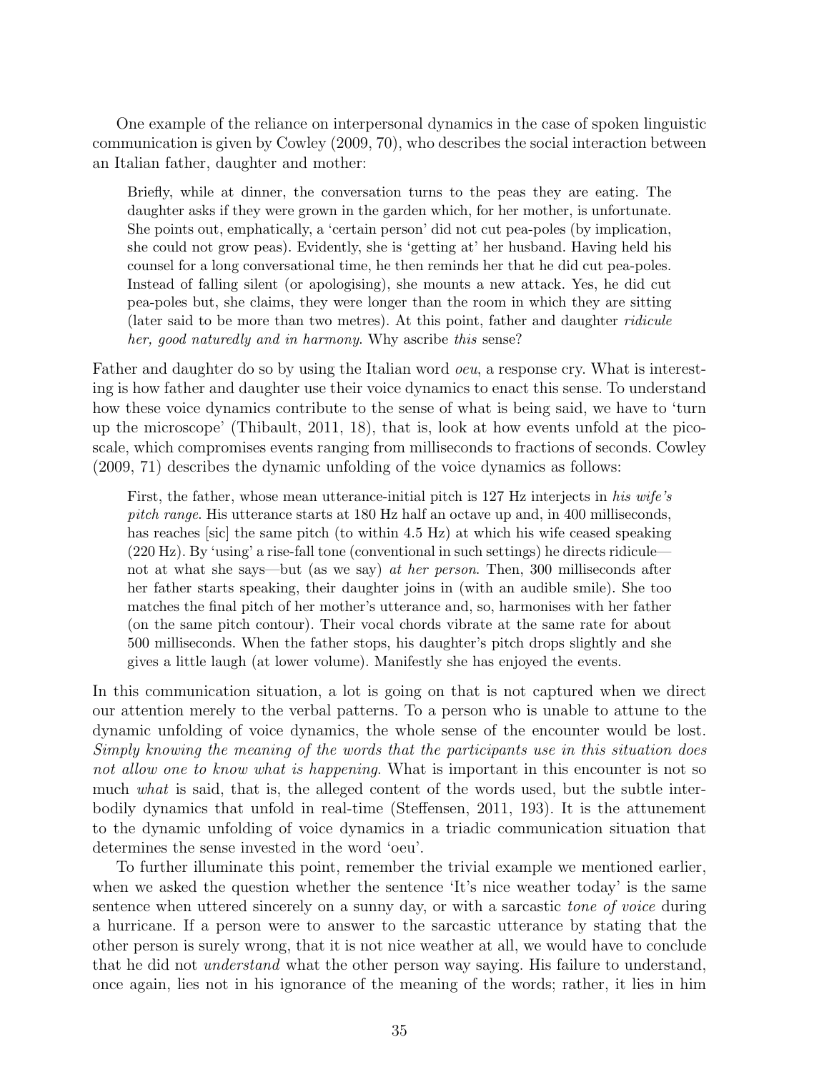One example of the reliance on interpersonal dynamics in the case of spoken linguistic communication is given by Cowley (2009, 70), who describes the social interaction between an Italian father, daughter and mother:

> Briefly, while at dinner, the conversation turns to the peas they are eating. The daughter asks if they were grown in the garden which, for her mother, is unfortunate. She points out, emphatically, a 'certain person' did not cut pea-poles (by implication, she could not grow peas). Evidently, she is 'getting at' her husband. Having held his counsel for a long conversational time, he then reminds her that he did cut pea-poles. Instead of falling silent (or apologising), she mounts a new attack. Yes, he did cut pea-poles but, she claims, they were longer than the room in which they are sitting (later said to be more than two metres). At this point, father and daughter *ridicule her, good naturedly and in harmony*. Why ascribe *this* sense?

Father and daughter do so by using the Italian word *oeu*, a response cry. What is interesting is how father and daughter use their voice dynamics to enact this sense. To understand how these voice dynamics contribute to the sense of what is being said, we have to 'turn up the microscope' (Thibault, 2011, 18), that is, look at how events unfold at the pico-scale, which compromises events ranging from milliseconds to fractions of seconds. Cowley (2009, 71) describes the dynamic unfolding of the voice dynamics as follows:

> First, the father, whose mean utterance-initial pitch is 127 Hz interjects in *his wife's pitch range*. His utterance starts at 180 Hz half an octave up and, in 400 milliseconds, has reaches [sic] the same pitch (to within 4.5 Hz) at which his wife ceased speaking (220 Hz). By 'using' a rise-fall tone (conventional in such settings) he directs ridicule—not at what she says—but (as we say) *at her person*. Then, 300 milliseconds after her father starts speaking, their daughter joins in (with an audible smile). She too matches the final pitch of her mother's utterance and, so, harmonises with her father (on the same pitch contour). Their vocal chords vibrate at the same rate for about 500 milliseconds. When the father stops, his daughter's pitch drops slightly and she gives a little laugh (at lower volume). Manifestly she has enjoyed the events.

In this communication situation, a lot is going on that is not captured when we direct our attention merely to the verbal patterns. To a person who is unable to attune to the dynamic unfolding of voice dynamics, the whole sense of the encounter would be lost. *Simply knowing the meaning of the words that the participants use in this situation does not allow one to know what is happening.* What is important in this encounter is not so much *what* is said, that is, the alleged content of the words used, but the subtle inter-bodily dynamics that unfold in real-time (Steffensen, 2011, 193). It is the attunement to the dynamic unfolding of voice dynamics in a triadic communication situation that determines the sense invested in the word 'oeu'.

To further illuminate this point, remember the trivial example we mentioned earlier, when we asked the question whether the sentence 'It's nice weather today' is the same sentence when uttered sincerely on a sunny day, or with a sarcastic *tone of voice* during a hurricane. If a person were to answer to the sarcastic utterance by stating that the other person is surely wrong, that it is not nice weather at all, we would have to conclude that he did not *understand* what the other person way saying. His failure to understand, once again, lies not in his ignorance of the meaning of the words; rather, it lies in him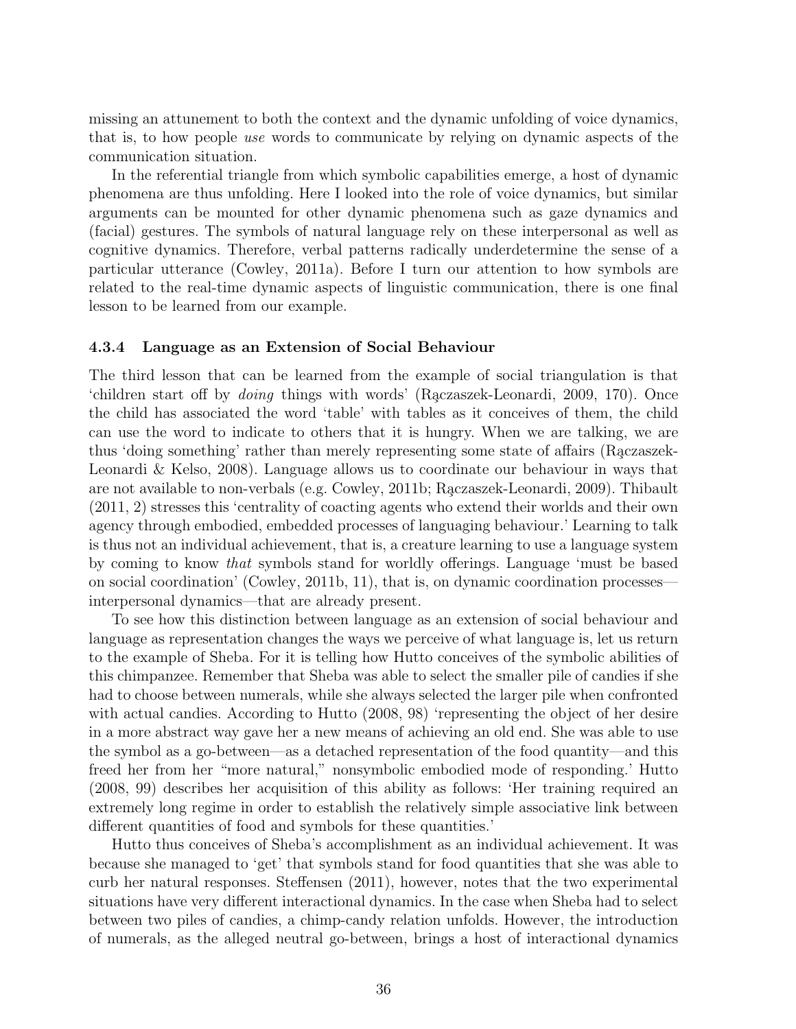missing an attunement to both the context and the dynamic unfolding of voice dynamics, that is, to how people *use* words to communicate by relying on dynamic aspects of the communication situation.

In the referential triangle from which symbolic capabilities emerge, a host of dynamic phenomena are thus unfolding. Here I looked into the role of voice dynamics, but similar arguments can be mounted for other dynamic phenomena such as gaze dynamics and (facial) gestures. The symbols of natural language rely on these interpersonal as well as cognitive dynamics. Therefore, verbal patterns radically underdetermine the sense of a particular utterance (Cowley, 2011a). Before I turn our attention to how symbols are related to the real-time dynamic aspects of linguistic communication, there is one final lesson to be learned from our example.

### 4.3.4 Language as an Extension of Social Behaviour

The third lesson that can be learned from the example of social triangulation is that 'children start off by *doing* things with words' (Rączaszek-Leonardi, 2009, 170). Once the child has associated the word 'table' with tables as it conceives of them, the child can use the word to indicate to others that it is hungry. When we are talking, we are thus 'doing something' rather than merely representing some state of affairs (Rączaszek-Leonardi & Kelso, 2008). Language allows us to coordinate our behaviour in ways that are not available to non-verbals (e.g. Cowley, 2011b; Rączaszek-Leonardi, 2009). Thibault (2011, 2) stresses this 'centrality of coacting agents who extend their worlds and their own agency through embodied, embedded processes of languaging behaviour.' Learning to talk is thus not an individual achievement, that is, a creature learning to use a language system by coming to know *that* symbols stand for worldly offerings. Language 'must be based on social coordination' (Cowley, 2011b, 11), that is, on dynamic coordination processes—interpersonal dynamics—that are already present.

To see how this distinction between language as an extension of social behaviour and language as representation changes the ways we perceive of what language is, let us return to the example of Sheba. For it is telling how Hutto conceives of the symbolic abilities of this chimpanzee. Remember that Sheba was able to select the smaller pile of candies if she had to choose between numerals, while she always selected the larger pile when confronted with actual candies. According to Hutto (2008, 98) 'representing the object of her desire in a more abstract way gave her a new means of achieving an old end. She was able to use the symbol as a go-between—as a detached representation of the food quantity—and this freed her from her "more natural," nonsymbolic embodied mode of responding.' Hutto (2008, 99) describes her acquisition of this ability as follows: 'Her training required an extremely long regime in order to establish the relatively simple associative link between different quantities of food and symbols for these quantities.'

Hutto thus conceives of Sheba's accomplishment as an individual achievement. It was because she managed to 'get' that symbols stand for food quantities that she was able to curb her natural responses. Steffensen (2011), however, notes that the two experimental situations have very different interactional dynamics. In the case when Sheba had to select between two piles of candies, a chimp-candy relation unfolds. However, the introduction of numerals, as the alleged neutral go-between, brings a host of interactional dynamics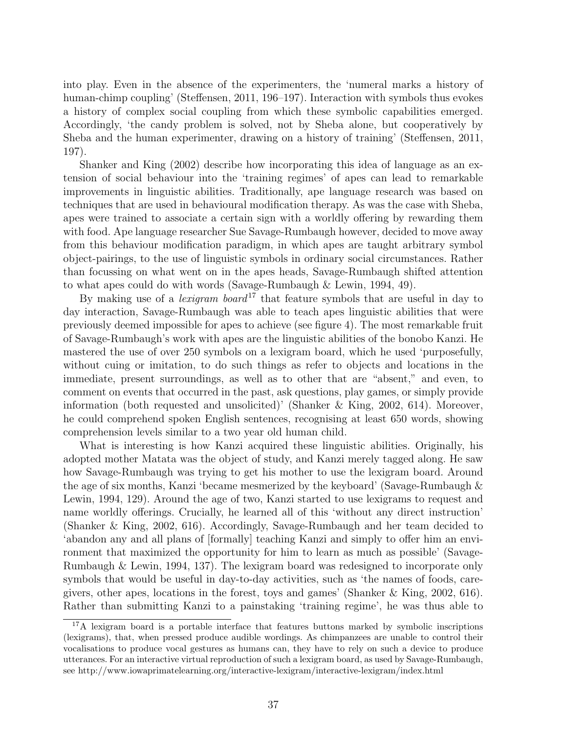into play. Even in the absence of the experimenters, the 'numeral marks a history of human-chimp coupling' (Steffensen, 2011, 196–197). Interaction with symbols thus evokes a history of complex social coupling from which these symbolic capabilities emerged. Accordingly, 'the candy problem is solved, not by Sheba alone, but cooperatively by Sheba and the human experimenter, drawing on a history of training' (Steffensen, 2011, 197).

Shanker and King (2002) describe how incorporating this idea of language as an extension of social behaviour into the 'training regimes' of apes can lead to remarkable improvements in linguistic abilities. Traditionally, ape language research was based on techniques that are used in behavioural modification therapy. As was the case with Sheba, apes were trained to associate a certain sign with a worldly offering by rewarding them with food. Ape language researcher Sue Savage-Rumbaugh however, decided to move away from this behaviour modification paradigm, in which apes are taught arbitrary symbol object-pairings, to the use of linguistic symbols in ordinary social circumstances. Rather than focussing on what went on in the apes heads, Savage-Rumbaugh shifted attention to what apes could do with words (Savage-Rumbaugh & Lewin, 1994, 49).

By making use of a *lexigram board*[17] that feature symbols that are useful in day to day interaction, Savage-Rumbaugh was able to teach apes linguistic abilities that were previously deemed impossible for apes to achieve (see figure 4). The most remarkable fruit of Savage-Rumbaugh's work with apes are the linguistic abilities of the bonobo Kanzi. He mastered the use of over 250 symbols on a lexigram board, which he used 'purposefully, without cuing or imitation, to do such things as refer to objects and locations in the immediate, present surroundings, as well as to other that are "absent," and even, to comment on events that occurred in the past, ask questions, play games, or simply provide information (both requested and unsolicited)' (Shanker & King, 2002, 614). Moreover, he could comprehend spoken English sentences, recognising at least 650 words, showing comprehension levels similar to a two year old human child.

What is interesting is how Kanzi acquired these linguistic abilities. Originally, his adopted mother Matata was the object of study, and Kanzi merely tagged along. He saw how Savage-Rumbaugh was trying to get his mother to use the lexigram board. Around the age of six months, Kanzi 'became mesmerized by the keyboard' (Savage-Rumbaugh & Lewin, 1994, 129). Around the age of two, Kanzi started to use lexigrams to request and name worldly offerings. Crucially, he learned all of this 'without any direct instruction' (Shanker & King, 2002, 616). Accordingly, Savage-Rumbaugh and her team decided to 'abandon any and all plans of [formally] teaching Kanzi and simply to offer him an environment that maximized the opportunity for him to learn as much as possible' (Savage-Rumbaugh & Lewin, 1994, 137). The lexigram board was redesigned to incorporate only symbols that would be useful in day-to-day activities, such as 'the names of foods, caregivers, other apes, locations in the forest, toys and games' (Shanker & King, 2002, 616). Rather than submitting Kanzi to a painstaking 'training regime', he was thus able to

[17] A lexigram board is a portable interface that features buttons marked by symbolic inscriptions (lexigrams), that, when pressed produce audible wordings. As chimpanzees are unable to control their vocalisations to produce vocal gestures as humans can, they have to rely on such a device to produce utterances. For an interactive virtual reproduction of such a lexigram board, as used by Savage-Rumbaugh, see http://www.iowaprimatelearning.org/interactive-lexigram/interactive-lexigram/index.html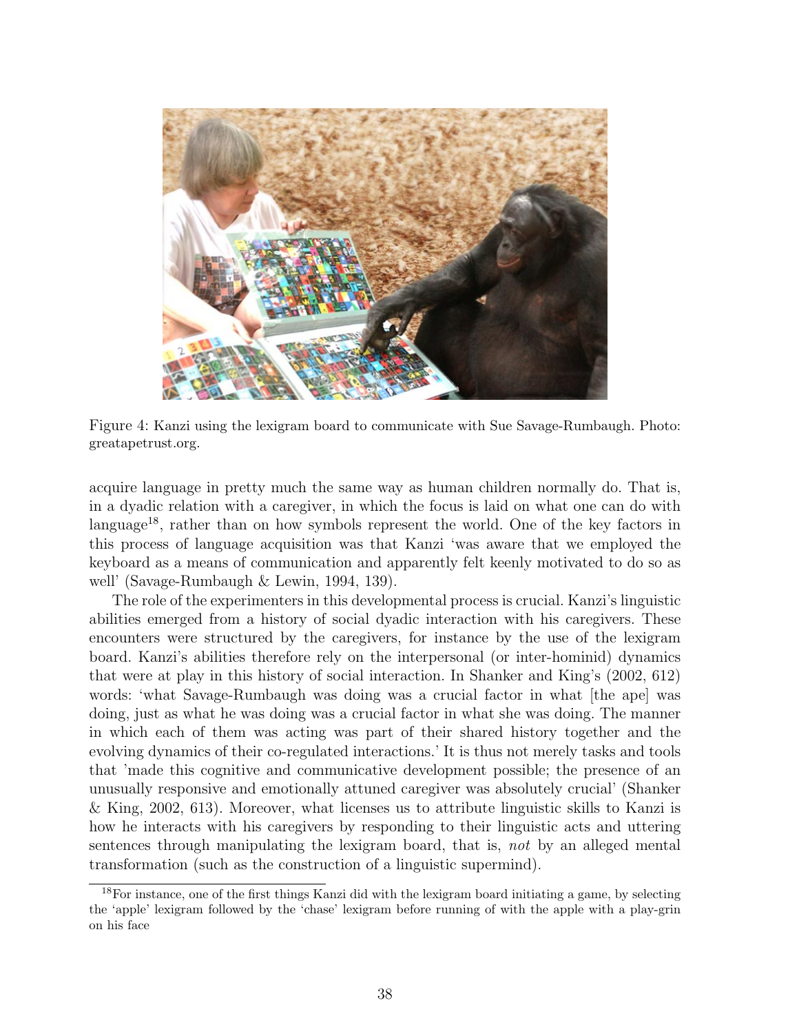Figure 4: Kanzi using the lexigram board to communicate with Sue Savage-Rumbaugh. Photo: greatapetrust.org.

acquire language in pretty much the same way as human children normally do. That is, in a dyadic relation with a caregiver, in which the focus is laid on what one can do with language[18], rather than on how symbols represent the world. One of the key factors in this process of language acquisition was that Kanzi 'was aware that we employed the keyboard as a means of communication and apparently felt keenly motivated to do so as well' (Savage-Rumbaugh & Lewin, 1994, 139).

The role of the experimenters in this developmental process is crucial. Kanzi's linguistic abilities emerged from a history of social dyadic interaction with his caregivers. These encounters were structured by the caregivers, for instance by the use of the lexigram board. Kanzi's abilities therefore rely on the interpersonal (or inter-hominid) dynamics that were at play in this history of social interaction. In Shanker and King's (2002, 612) words: 'what Savage-Rumbaugh was doing was a crucial factor in what [the ape] was doing, just as what he was doing was a crucial factor in what she was doing. The manner in which each of them was acting was part of their shared history together and the evolving dynamics of their co-regulated interactions.' It is thus not merely tasks and tools that 'made this cognitive and communicative development possible; the presence of an unusually responsive and emotionally attuned caregiver was absolutely crucial' (Shanker & King, 2002, 613). Moreover, what licenses us to attribute linguistic skills to Kanzi is how he interacts with his caregivers by responding to their linguistic acts and uttering sentences through manipulating the lexigram board, that is, *not* by an alleged mental transformation (such as the construction of a linguistic supermind).

[18]For instance, one of the first things Kanzi did with the lexigram board initiating a game, by selecting the 'apple' lexigram followed by the 'chase' lexigram before running of with the apple with a play-grin on his face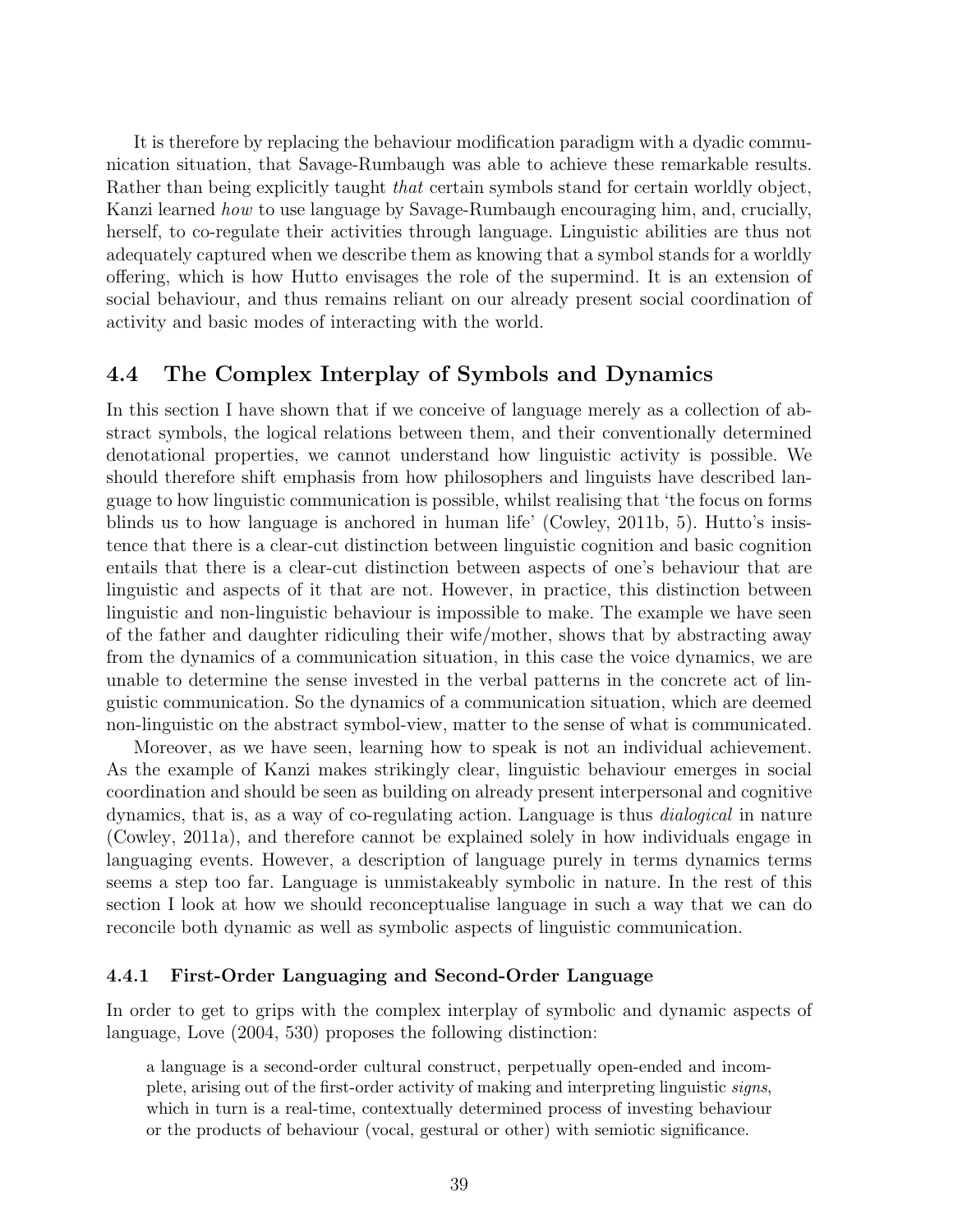It is therefore by replacing the behaviour modification paradigm with a dyadic communication situation, that Savage-Rumbaugh was able to achieve these remarkable results. Rather than being explicitly taught *that* certain symbols stand for certain worldly object, Kanzi learned *how* to use language by Savage-Rumbaugh encouraging him, and, crucially, herself, to co-regulate their activities through language. Linguistic abilities are thus not adequately captured when we describe them as knowing that a symbol stands for a worldly offering, which is how Hutto envisages the role of the supermind. It is an extension of social behaviour, and thus remains reliant on our already present social coordination of activity and basic modes of interacting with the world.

## 4.4 The Complex Interplay of Symbols and Dynamics

In this section I have shown that if we conceive of language merely as a collection of abstract symbols, the logical relations between them, and their conventionally determined denotational properties, we cannot understand how linguistic activity is possible. We should therefore shift emphasis from how philosophers and linguists have described language to how linguistic communication is possible, whilst realising that 'the focus on forms blinds us to how language is anchored in human life' (Cowley, 2011b, 5). Hutto's insistence that there is a clear-cut distinction between linguistic cognition and basic cognition entails that there is a clear-cut distinction between aspects of one's behaviour that are linguistic and aspects of it that are not. However, in practice, this distinction between linguistic and non-linguistic behaviour is impossible to make. The example we have seen of the father and daughter ridiculing their wife/mother, shows that by abstracting away from the dynamics of a communication situation, in this case the voice dynamics, we are unable to determine the sense invested in the verbal patterns in the concrete act of linguistic communication. So the dynamics of a communication situation, which are deemed non-linguistic on the abstract symbol-view, matter to the sense of what is communicated.

Moreover, as we have seen, learning how to speak is not an individual achievement. As the example of Kanzi makes strikingly clear, linguistic behaviour emerges in social coordination and should be seen as building on already present interpersonal and cognitive dynamics, that is, as a way of co-regulating action. Language is thus *dialogical* in nature (Cowley, 2011a), and therefore cannot be explained solely in how individuals engage in languaging events. However, a description of language purely in terms dynamics terms seems a step too far. Language is unmistakeably symbolic in nature. In the rest of this section I look at how we should reconceptualise language in such a way that we can do reconcile both dynamic as well as symbolic aspects of linguistic communication.

### 4.4.1 First-Order Languaging and Second-Order Language

In order to get to grips with the complex interplay of symbolic and dynamic aspects of language, Love (2004, 530) proposes the following distinction:

> a language is a second-order cultural construct, perpetually open-ended and incomplete, arising out of the first-order activity of making and interpreting linguistic *signs*, which in turn is a real-time, contextually determined process of investing behaviour or the products of behaviour (vocal, gestural or other) with semiotic significance.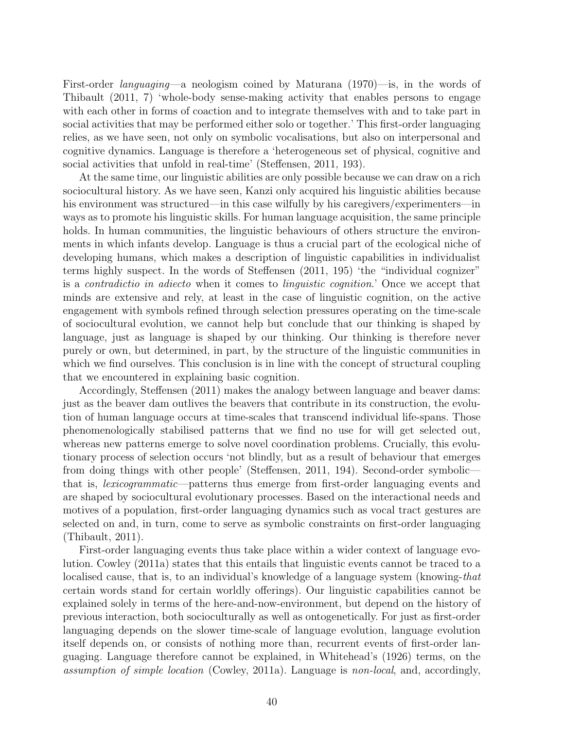First-order *languaging*—a neologism coined by Maturana (1970)—is, in the words of Thibault (2011, 7) 'whole-body sense-making activity that enables persons to engage with each other in forms of coaction and to integrate themselves with and to take part in social activities that may be performed either solo or together.' This first-order languaging relies, as we have seen, not only on symbolic vocalisations, but also on interpersonal and cognitive dynamics. Language is therefore a 'heterogeneous set of physical, cognitive and social activities that unfold in real-time' (Steffensen, 2011, 193).

At the same time, our linguistic abilities are only possible because we can draw on a rich sociocultural history. As we have seen, Kanzi only acquired his linguistic abilities because his environment was structured—in this case wilfully by his caregivers/experimenters—in ways as to promote his linguistic skills. For human language acquisition, the same principle holds. In human communities, the linguistic behaviours of others structure the environments in which infants develop. Language is thus a crucial part of the ecological niche of developing humans, which makes a description of linguistic capabilities in individualist terms highly suspect. In the words of Steffensen (2011, 195) 'the "individual cognizer" is a *contradictio in adiecto* when it comes to *linguistic cognition*.' Once we accept that minds are extensive and rely, at least in the case of linguistic cognition, on the active engagement with symbols refined through selection pressures operating on the time-scale of sociocultural evolution, we cannot help but conclude that our thinking is shaped by language, just as language is shaped by our thinking. Our thinking is therefore never purely or own, but determined, in part, by the structure of the linguistic communities in which we find ourselves. This conclusion is in line with the concept of structural coupling that we encountered in explaining basic cognition.

Accordingly, Steffensen (2011) makes the analogy between language and beaver dams: just as the beaver dam outlives the beavers that contribute in its construction, the evolution of human language occurs at time-scales that transcend individual life-spans. Those phenomenologically stabilised patterns that we find no use for will get selected out, whereas new patterns emerge to solve novel coordination problems. Crucially, this evolutionary process of selection occurs 'not blindly, but as a result of behaviour that emerges from doing things with other people' (Steffensen, 2011, 194). Second-order symbolic—that is, *lexicogrammatic*—patterns thus emerge from first-order languaging events and are shaped by sociocultural evolutionary processes. Based on the interactional needs and motives of a population, first-order languaging dynamics such as vocal tract gestures are selected on and, in turn, come to serve as symbolic constraints on first-order languaging (Thibault, 2011).

First-order languaging events thus take place within a wider context of language evolution. Cowley (2011a) states that this entails that linguistic events cannot be traced to a localised cause, that is, to an individual's knowledge of a language system (knowing-*that* certain words stand for certain worldly offerings). Our linguistic capabilities cannot be explained solely in terms of the here-and-now-environment, but depend on the history of previous interaction, both socioculturally as well as ontogenetically. For just as first-order languaging depends on the slower time-scale of language evolution, language evolution itself depends on, or consists of nothing more than, recurrent events of first-order languaging. Language therefore cannot be explained, in Whitehead's (1926) terms, on the *assumption of simple location* (Cowley, 2011a). Language is *non-local*, and, accordingly,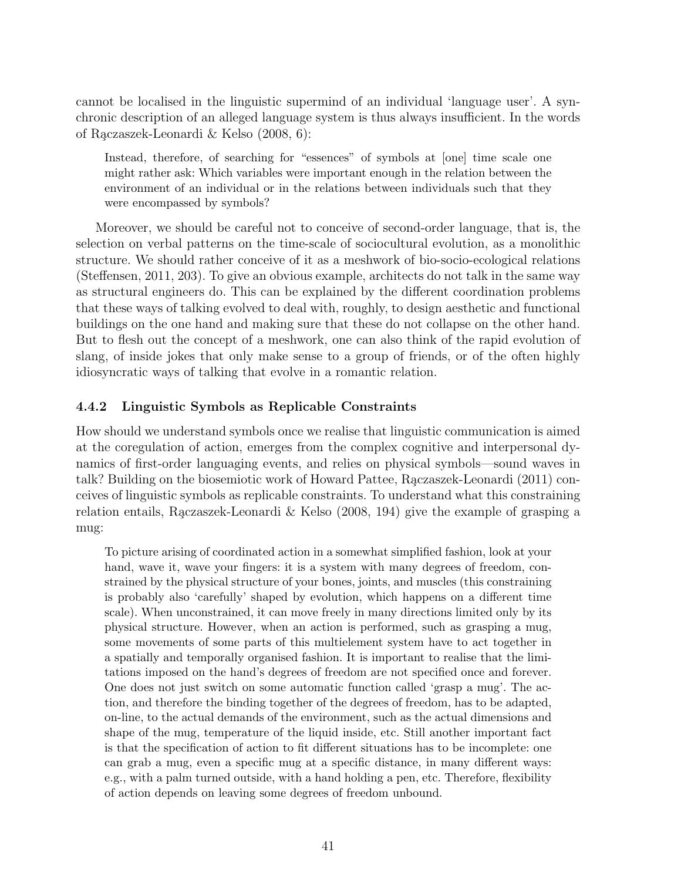cannot be localised in the linguistic supermind of an individual 'language user'. A synchronic description of an alleged language system is thus always insufficient. In the words of Rączaszek-Leonardi & Kelso (2008, 6):

> Instead, therefore, of searching for "essences" of symbols at [one] time scale one might rather ask: Which variables were important enough in the relation between the environment of an individual or in the relations between individuals such that they were encompassed by symbols?

Moreover, we should be careful not to conceive of second-order language, that is, the selection on verbal patterns on the time-scale of sociocultural evolution, as a monolithic structure. We should rather conceive of it as a meshwork of bio-socio-ecological relations (Steffensen, 2011, 203). To give an obvious example, architects do not talk in the same way as structural engineers do. This can be explained by the different coordination problems that these ways of talking evolved to deal with, roughly, to design aesthetic and functional buildings on the one hand and making sure that these do not collapse on the other hand. But to flesh out the concept of a meshwork, one can also think of the rapid evolution of slang, of inside jokes that only make sense to a group of friends, or of the often highly idiosyncratic ways of talking that evolve in a romantic relation.

### 4.4.2 Linguistic Symbols as Replicable Constraints

How should we understand symbols once we realise that linguistic communication is aimed at the coregulation of action, emerges from the complex cognitive and interpersonal dynamics of first-order languaging events, and relies on physical symbols—sound waves in talk? Building on the biosemiotic work of Howard Pattee, Rączaszek-Leonardi (2011) conceives of linguistic symbols as replicable constraints. To understand what this constraining relation entails, Rączaszek-Leonardi & Kelso (2008, 194) give the example of grasping a mug:

> To picture arising of coordinated action in a somewhat simplified fashion, look at your hand, wave it, wave your fingers: it is a system with many degrees of freedom, constrained by the physical structure of your bones, joints, and muscles (this constraining is probably also 'carefully' shaped by evolution, which happens on a different time scale). When unconstrained, it can move freely in many directions limited only by its physical structure. However, when an action is performed, such as grasping a mug, some movements of some parts of this multielement system have to act together in a spatially and temporally organised fashion. It is important to realise that the limitations imposed on the hand's degrees of freedom are not specified once and forever. One does not just switch on some automatic function called 'grasp a mug'. The action, and therefore the binding together of the degrees of freedom, has to be adapted, on-line, to the actual demands of the environment, such as the actual dimensions and shape of the mug, temperature of the liquid inside, etc. Still another important fact is that the specification of action to fit different situations has to be incomplete: one can grab a mug, even a specific mug at a specific distance, in many different ways: e.g., with a palm turned outside, with a hand holding a pen, etc. Therefore, flexibility of action depends on leaving some degrees of freedom unbound.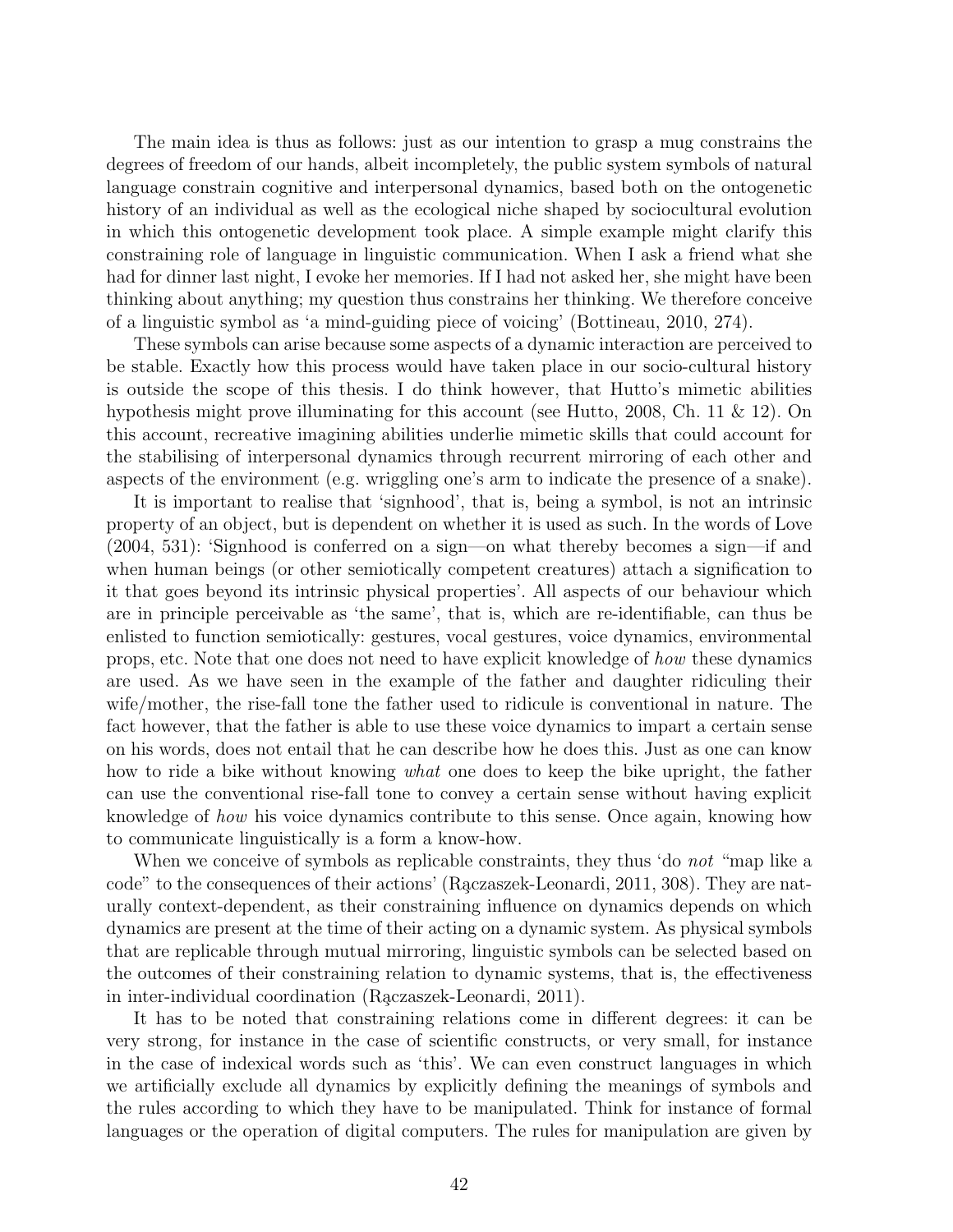The main idea is thus as follows: just as our intention to grasp a mug constrains the degrees of freedom of our hands, albeit incompletely, the public system symbols of natural language constrain cognitive and interpersonal dynamics, based both on the ontogenetic history of an individual as well as the ecological niche shaped by sociocultural evolution in which this ontogenetic development took place. A simple example might clarify this constraining role of language in linguistic communication. When I ask a friend what she had for dinner last night, I evoke her memories. If I had not asked her, she might have been thinking about anything; my question thus constrains her thinking. We therefore conceive of a linguistic symbol as 'a mind-guiding piece of voicing' (Bottineau, 2010, 274).

These symbols can arise because some aspects of a dynamic interaction are perceived to be stable. Exactly how this process would have taken place in our socio-cultural history is outside the scope of this thesis. I do think however, that Hutto's mimetic abilities hypothesis might prove illuminating for this account (see Hutto, 2008, Ch. 11 & 12). On this account, recreative imagining abilities underlie mimetic skills that could account for the stabilising of interpersonal dynamics through recurrent mirroring of each other and aspects of the environment (e.g. wriggling one's arm to indicate the presence of a snake).

It is important to realise that 'signhood', that is, being a symbol, is not an intrinsic property of an object, but is dependent on whether it is used as such. In the words of Love (2004, 531): 'Signhood is conferred on a sign—on what thereby becomes a sign—if and when human beings (or other semiotically competent creatures) attach a signification to it that goes beyond its intrinsic physical properties'. All aspects of our behaviour which are in principle perceivable as 'the same', that is, which are re-identifiable, can thus be enlisted to function semiotically: gestures, vocal gestures, voice dynamics, environmental props, etc. Note that one does not need to have explicit knowledge of *how* these dynamics are used. As we have seen in the example of the father and daughter ridiculing their wife/mother, the rise-fall tone the father used to ridicule is conventional in nature. The fact however, that the father is able to use these voice dynamics to impart a certain sense on his words, does not entail that he can describe how he does this. Just as one can know how to ride a bike without knowing *what* one does to keep the bike upright, the father can use the conventional rise-fall tone to convey a certain sense without having explicit knowledge of *how* his voice dynamics contribute to this sense. Once again, knowing how to communicate linguistically is a form a know-how.

When we conceive of symbols as replicable constraints, they thus 'do *not* "map like a code" to the consequences of their actions' (Rączaszek-Leonardi, 2011, 308). They are naturally context-dependent, as their constraining influence on dynamics depends on which dynamics are present at the time of their acting on a dynamic system. As physical symbols that are replicable through mutual mirroring, linguistic symbols can be selected based on the outcomes of their constraining relation to dynamic systems, that is, the effectiveness in inter-individual coordination (Rączaszek-Leonardi, 2011).

It has to be noted that constraining relations come in different degrees: it can be very strong, for instance in the case of scientific constructs, or very small, for instance in the case of indexical words such as 'this'. We can even construct languages in which we artificially exclude all dynamics by explicitly defining the meanings of symbols and the rules according to which they have to be manipulated. Think for instance of formal languages or the operation of digital computers. The rules for manipulation are given by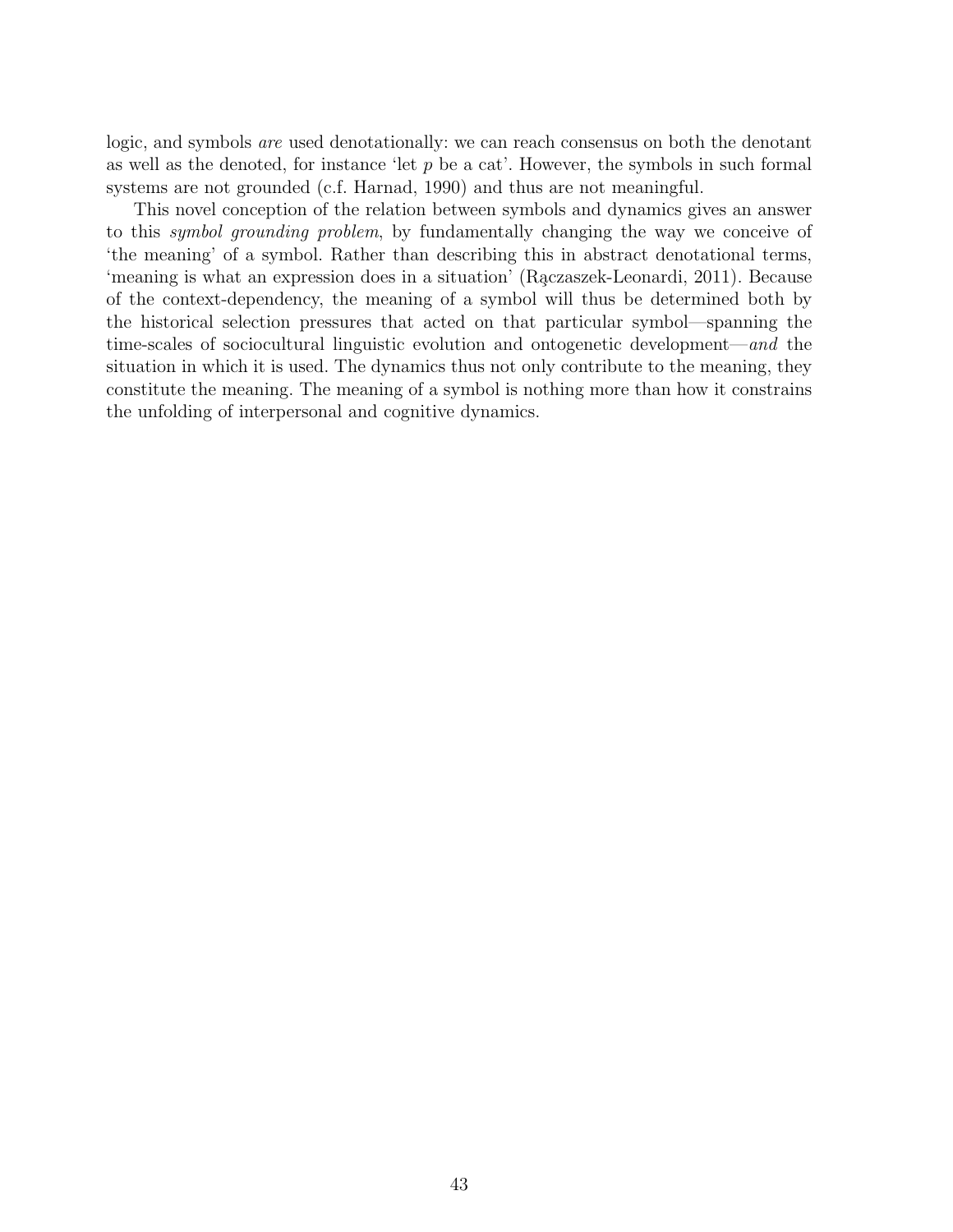logic, and symbols *are* used denotationally: we can reach consensus on both the denotant as well as the denoted, for instance 'let $p$ be a cat'. However, the symbols in such formal systems are not grounded (c.f. Harnad, 1990) and thus are not meaningful.

This novel conception of the relation between symbols and dynamics gives an answer to this *symbol grounding problem*, by fundamentally changing the way we conceive of 'the meaning' of a symbol. Rather than describing this in abstract denotational terms, 'meaning is what an expression does in a situation' (Rączaszek-Leonardi, 2011). Because of the context-dependency, the meaning of a symbol will thus be determined both by the historical selection pressures that acted on that particular symbol—spanning the time-scales of sociocultural linguistic evolution and ontogenetic development—*and* the situation in which it is used. The dynamics thus not only contribute to the meaning, they constitute the meaning. The meaning of a symbol is nothing more than how it constrains the unfolding of interpersonal and cognitive dynamics.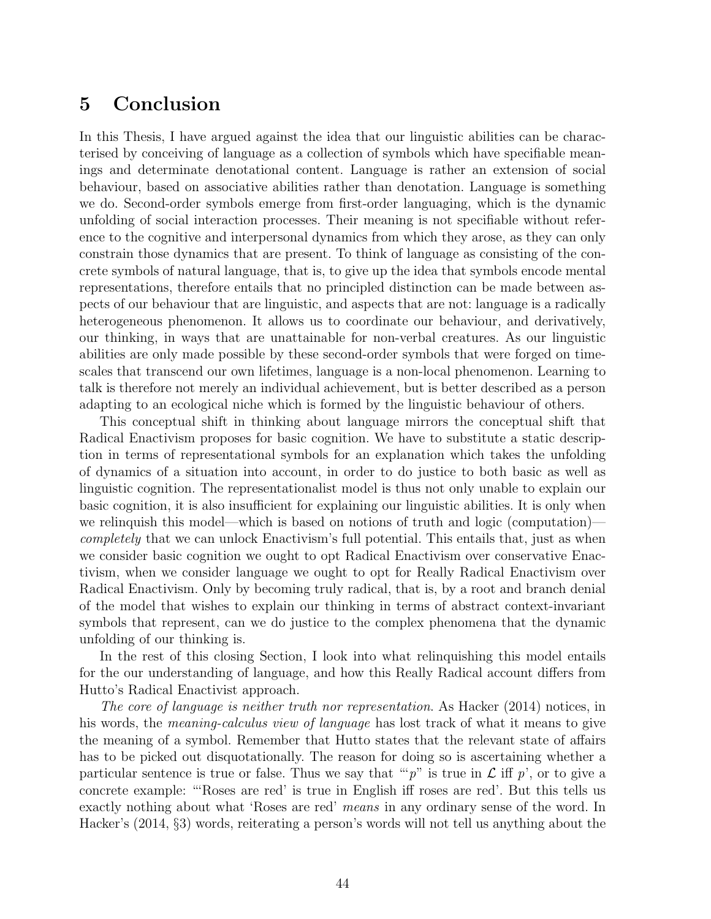# 5 Conclusion

In this Thesis, I have argued against the idea that our linguistic abilities can be characterised by conceiving of language as a collection of symbols which have specifiable meanings and determinate denotational content. Language is rather an extension of social behaviour, based on associative abilities rather than denotation. Language is something we do. Second-order symbols emerge from first-order languaging, which is the dynamic unfolding of social interaction processes. Their meaning is not specifiable without reference to the cognitive and interpersonal dynamics from which they arose, as they can only constrain those dynamics that are present. To think of language as consisting of the concrete symbols of natural language, that is, to give up the idea that symbols encode mental representations, therefore entails that no principled distinction can be made between aspects of our behaviour that are linguistic, and aspects that are not: language is a radically heterogeneous phenomenon. It allows us to coordinate our behaviour, and derivatively, our thinking, in ways that are unattainable for non-verbal creatures. As our linguistic abilities are only made possible by these second-order symbols that were forged on timescales that transcend our own lifetimes, language is a non-local phenomenon. Learning to talk is therefore not merely an individual achievement, but is better described as a person adapting to an ecological niche which is formed by the linguistic behaviour of others.

This conceptual shift in thinking about language mirrors the conceptual shift that Radical Enactivism proposes for basic cognition. We have to substitute a static description in terms of representational symbols for an explanation which takes the unfolding of dynamics of a situation into account, in order to do justice to both basic as well as linguistic cognition. The representationalist model is thus not only unable to explain our basic cognition, it is also insufficient for explaining our linguistic abilities. It is only when we relinquish this model—which is based on notions of truth and logic (computation)—*completely* that we can unlock Enactivism's full potential. This entails that, just as when we consider basic cognition we ought to opt Radical Enactivism over conservative Enactivism, when we consider language we ought to opt for Really Radical Enactivism over Radical Enactivism. Only by becoming truly radical, that is, by a root and branch denial of the model that wishes to explain our thinking in terms of abstract context-invariant symbols that represent, can we do justice to the complex phenomena that the dynamic unfolding of our thinking is.

In the rest of this closing Section, I look into what relinquishing this model entails for the our understanding of language, and how this Really Radical account differs from Hutto's Radical Enactivist approach.

*The core of language is neither truth nor representation*. As Hacker (2014) notices, in his words, the *meaning-calculus view of language* has lost track of what it means to give the meaning of a symbol. Remember that Hutto states that the relevant state of affairs has to be picked out disquotationally. The reason for doing so is ascertaining whether a particular sentence is true or false. Thus we say that '"$p$" is true in $\mathcal{L}$ iff $p$', or to give a concrete example: '"Roses are red' is true in English iff roses are red'. But this tells us exactly nothing about what 'Roses are red' *means* in any ordinary sense of the word. In Hacker's (2014, §3) words, reiterating a person's words will not tell us anything about the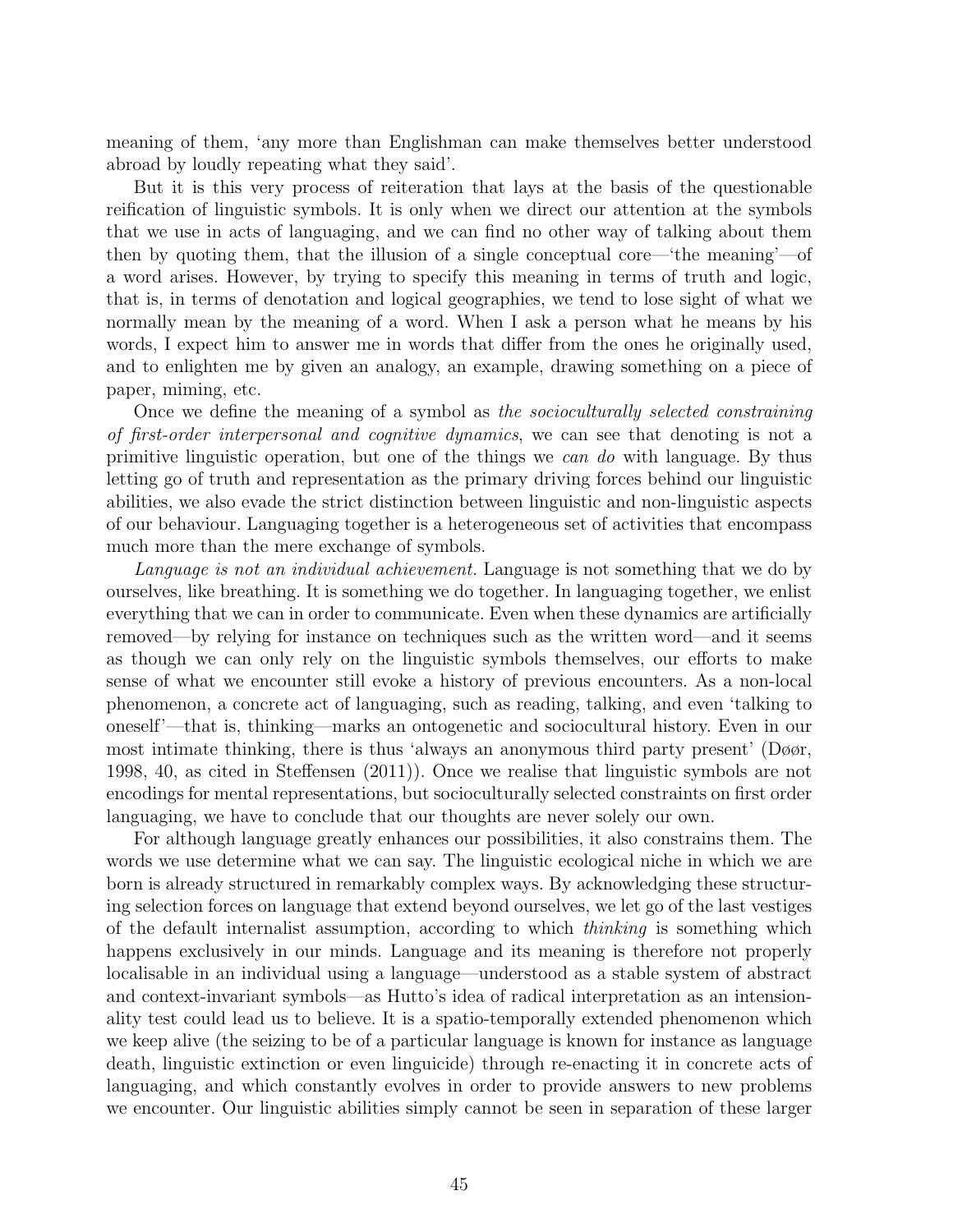meaning of them, 'any more than Englishman can make themselves better understood abroad by loudly repeating what they said'.

But it is this very process of reiteration that lays at the basis of the questionable reification of linguistic symbols. It is only when we direct our attention at the symbols that we use in acts of languaging, and we can find no other way of talking about them then by quoting them, that the illusion of a single conceptual core—'the meaning'—of a word arises. However, by trying to specify this meaning in terms of truth and logic, that is, in terms of denotation and logical geographies, we tend to lose sight of what we normally mean by the meaning of a word. When I ask a person what he means by his words, I expect him to answer me in words that differ from the ones he originally used, and to enlighten me by given an analogy, an example, drawing something on a piece of paper, miming, etc.

Once we define the meaning of a symbol as *the socioculturally selected constraining of first-order interpersonal and cognitive dynamics*, we can see that denoting is not a primitive linguistic operation, but one of the things we *can do* with language. By thus letting go of truth and representation as the primary driving forces behind our linguistic abilities, we also evade the strict distinction between linguistic and non-linguistic aspects of our behaviour. Languaging together is a heterogeneous set of activities that encompass much more than the mere exchange of symbols.

*Language is not an individual achievement.* Language is not something that we do by ourselves, like breathing. It is something we do together. In languaging together, we enlist everything that we can in order to communicate. Even when these dynamics are artificially removed—by relying for instance on techniques such as the written word—and it seems as though we can only rely on the linguistic symbols themselves, our efforts to make sense of what we encounter still evoke a history of previous encounters. As a non-local phenomenon, a concrete act of languaging, such as reading, talking, and even 'talking to oneself'—that is, thinking—marks an ontogenetic and sociocultural history. Even in our most intimate thinking, there is thus 'always an anonymous third party present' (Døør, 1998, 40, as cited in Steffensen (2011)). Once we realise that linguistic symbols are not encodings for mental representations, but socioculturally selected constraints on first order languaging, we have to conclude that our thoughts are never solely our own.

For although language greatly enhances our possibilities, it also constrains them. The words we use determine what we can say. The linguistic ecological niche in which we are born is already structured in remarkably complex ways. By acknowledging these structuring selection forces on language that extend beyond ourselves, we let go of the last vestiges of the default internalist assumption, according to which *thinking* is something which happens exclusively in our minds. Language and its meaning is therefore not properly localisable in an individual using a language—understood as a stable system of abstract and context-invariant symbols—as Hutto's idea of radical interpretation as an intensionality test could lead us to believe. It is a spatio-temporally extended phenomenon which we keep alive (the seizing to be of a particular language is known for instance as language death, linguistic extinction or even linguicide) through re-enacting it in concrete acts of languaging, and which constantly evolves in order to provide answers to new problems we encounter. Our linguistic abilities simply cannot be seen in separation of these larger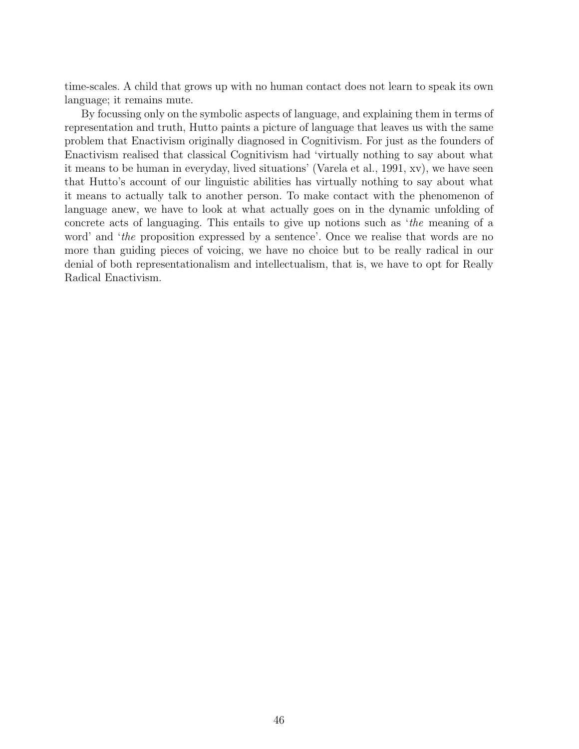time-scales. A child that grows up with no human contact does not learn to speak its own language; it remains mute.

By focussing only on the symbolic aspects of language, and explaining them in terms of representation and truth, Hutto paints a picture of language that leaves us with the same problem that Enactivism originally diagnosed in Cognitivism. For just as the founders of Enactivism realised that classical Cognitivism had 'virtually nothing to say about what it means to be human in everyday, lived situations' (Varela et al., 1991, xv), we have seen that Hutto's account of our linguistic abilities has virtually nothing to say about what it means to actually talk to another person. To make contact with the phenomenon of language anew, we have to look at what actually goes on in the dynamic unfolding of concrete acts of languaging. This entails to give up notions such as '*the* meaning of a word' and '*the* proposition expressed by a sentence'. Once we realise that words are no more than guiding pieces of voicing, we have no choice but to be really radical in our denial of both representationalism and intellectualism, that is, we have to opt for Really Radical Enactivism.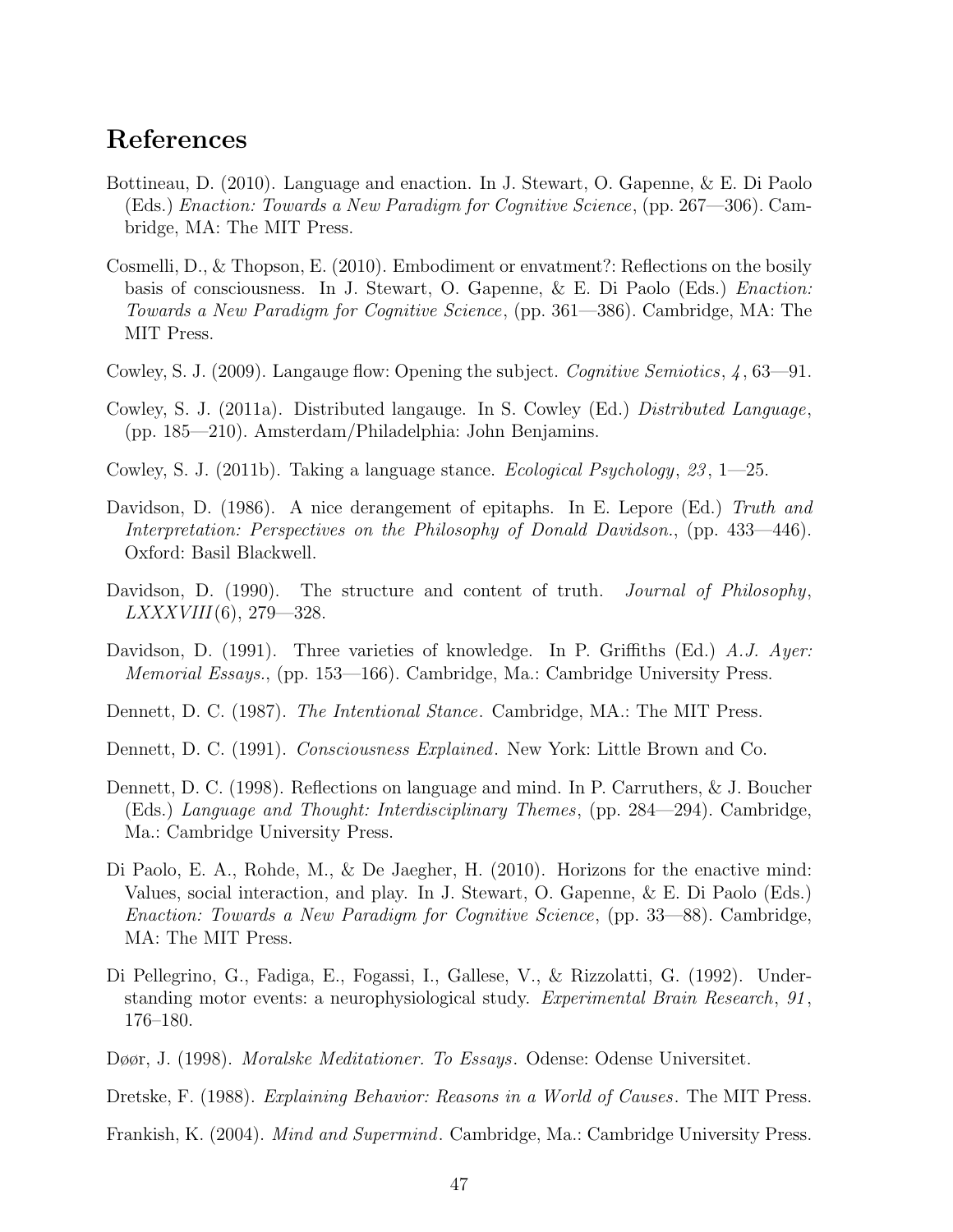## References

Bottineau, D. (2010). Language and enaction. In J. Stewart, O. Gapenne, & E. Di Paolo (Eds.) *Enaction: Towards a New Paradigm for Cognitive Science*, (pp. 267—306). Cambridge, MA: The MIT Press.

Cosmelli, D., & Thopson, E. (2010). Embodiment or envatment?: Reflections on the bosily basis of consciousness. In J. Stewart, O. Gapenne, & E. Di Paolo (Eds.) *Enaction: Towards a New Paradigm for Cognitive Science*, (pp. 361—386). Cambridge, MA: The MIT Press.

Cowley, S. J. (2009). Langauge flow: Opening the subject. *Cognitive Semiotics*, *4*, 63—91.

Cowley, S. J. (2011a). Distributed langauge. In S. Cowley (Ed.) *Distributed Language*, (pp. 185—210). Amsterdam/Philadelphia: John Benjamins.

Cowley, S. J. (2011b). Taking a language stance. *Ecological Psychology*, *23*, 1—25.

Davidson, D. (1986). A nice derangement of epitaphs. In E. Lepore (Ed.) *Truth and Interpretation: Perspectives on the Philosophy of Donald Davidson.*, (pp. 433—446). Oxford: Basil Blackwell.

Davidson, D. (1990). The structure and content of truth. *Journal of Philosophy*, *LXXXVIII*(6), 279—328.

Davidson, D. (1991). Three varieties of knowledge. In P. Griffiths (Ed.) *A.J. Ayer: Memorial Essays.*, (pp. 153—166). Cambridge, Ma.: Cambridge University Press.

Dennett, D. C. (1987). *The Intentional Stance*. Cambridge, MA.: The MIT Press.

Dennett, D. C. (1991). *Consciousness Explained*. New York: Little Brown and Co.

Dennett, D. C. (1998). Reflections on language and mind. In P. Carruthers, & J. Boucher (Eds.) *Language and Thought: Interdisciplinary Themes*, (pp. 284—294). Cambridge, Ma.: Cambridge University Press.

Di Paolo, E. A., Rohde, M., & De Jaegher, H. (2010). Horizons for the enactive mind: Values, social interaction, and play. In J. Stewart, O. Gapenne, & E. Di Paolo (Eds.) *Enaction: Towards a New Paradigm for Cognitive Science*, (pp. 33—88). Cambridge, MA: The MIT Press.

Di Pellegrino, G., Fadiga, E., Fogassi, I., Gallese, V., & Rizzolatti, G. (1992). Understanding motor events: a neurophysiological study. *Experimental Brain Research*, *91*, 176–180.

Døør, J. (1998). *Moralske Meditationer. To Essays*. Odense: Odense Universitet.

Dretske, F. (1988). *Explaining Behavior: Reasons in a World of Causes*. The MIT Press.

Frankish, K. (2004). *Mind and Supermind*. Cambridge, Ma.: Cambridge University Press.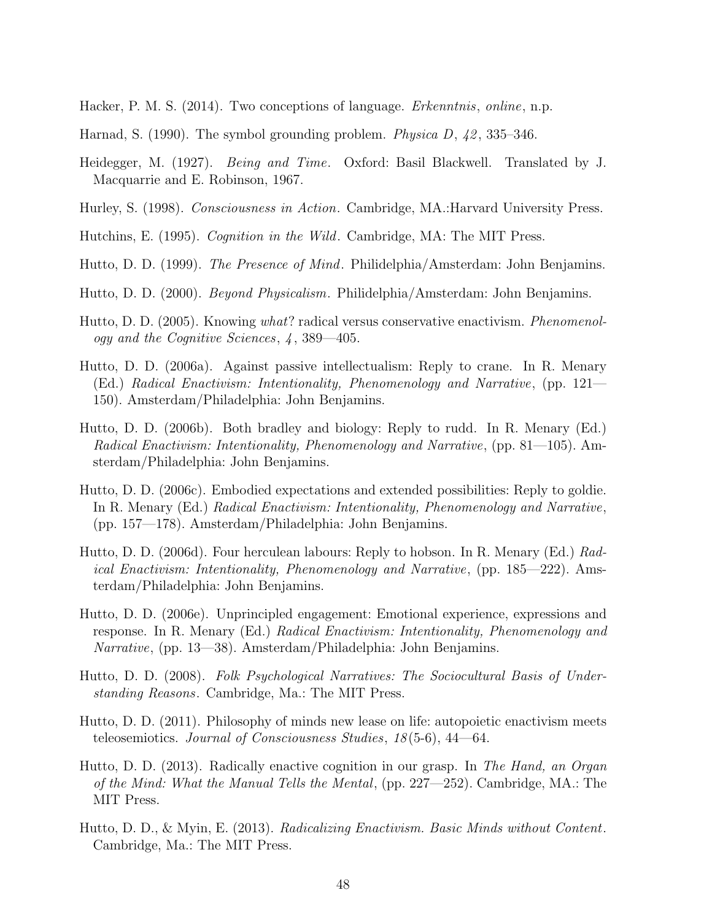Hacker, P. M. S. (2014). Two conceptions of language. *Erkenntnis*, *online*, n.p.

Harnad, S. (1990). The symbol grounding problem. *Physica D*, *42*, 335–346.

Heidegger, M. (1927). *Being and Time*. Oxford: Basil Blackwell. Translated by J. Macquarrie and E. Robinson, 1967.

Hurley, S. (1998). *Consciousness in Action*. Cambridge, MA.:Harvard University Press.

Hutchins, E. (1995). *Cognition in the Wild*. Cambridge, MA: The MIT Press.

Hutto, D. D. (1999). *The Presence of Mind*. Philidelphia/Amsterdam: John Benjamins.

Hutto, D. D. (2000). *Beyond Physicalism*. Philidelphia/Amsterdam: John Benjamins.

Hutto, D. D. (2005). Knowing *what*? radical versus conservative enactivism. *Phenomenology and the Cognitive Sciences*, *4*, 389—405.

Hutto, D. D. (2006a). Against passive intellectualism: Reply to crane. In R. Menary (Ed.) *Radical Enactivism: Intentionality, Phenomenology and Narrative*, (pp. 121—150). Amsterdam/Philadelphia: John Benjamins.

Hutto, D. D. (2006b). Both bradley and biology: Reply to rudd. In R. Menary (Ed.) *Radical Enactivism: Intentionality, Phenomenology and Narrative*, (pp. 81—105). Amsterdam/Philadelphia: John Benjamins.

Hutto, D. D. (2006c). Embodied expectations and extended possibilities: Reply to goldie. In R. Menary (Ed.) *Radical Enactivism: Intentionality, Phenomenology and Narrative*, (pp. 157—178). Amsterdam/Philadelphia: John Benjamins.

Hutto, D. D. (2006d). Four herculean labours: Reply to hobson. In R. Menary (Ed.) *Radical Enactivism: Intentionality, Phenomenology and Narrative*, (pp. 185—222). Amsterdam/Philadelphia: John Benjamins.

Hutto, D. D. (2006e). Unprincipled engagement: Emotional experience, expressions and response. In R. Menary (Ed.) *Radical Enactivism: Intentionality, Phenomenology and Narrative*, (pp. 13—38). Amsterdam/Philadelphia: John Benjamins.

Hutto, D. D. (2008). *Folk Psychological Narratives: The Sociocultural Basis of Understanding Reasons*. Cambridge, Ma.: The MIT Press.

Hutto, D. D. (2011). Philosophy of minds new lease on life: autopoietic enactivism meets teleosemiotics. *Journal of Consciousness Studies*, *18*(5-6), 44—64.

Hutto, D. D. (2013). Radically enactive cognition in our grasp. In *The Hand, an Organ of the Mind: What the Manual Tells the Mental*, (pp. 227—252). Cambridge, MA.: The MIT Press.

Hutto, D. D., & Myin, E. (2013). *Radicalizing Enactivism. Basic Minds without Content*. Cambridge, Ma.: The MIT Press.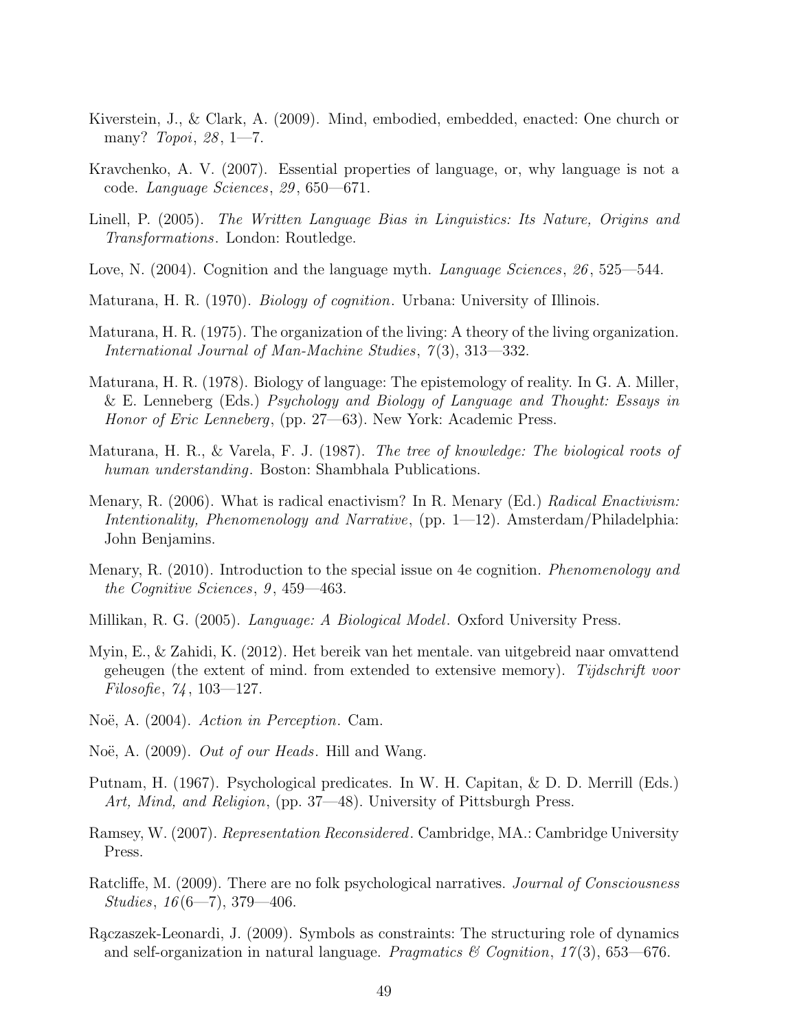Kiverstein, J., & Clark, A. (2009). Mind, embodied, embedded, enacted: One church or many? *Topoi*, *28*, 1—7.

Kravchenko, A. V. (2007). Essential properties of language, or, why language is not a code. *Language Sciences*, *29*, 650—671.

Linell, P. (2005). *The Written Language Bias in Linguistics: Its Nature, Origins and Transformations*. London: Routledge.

Love, N. (2004). Cognition and the language myth. *Language Sciences*, *26*, 525—544.

Maturana, H. R. (1970). *Biology of cognition*. Urbana: University of Illinois.

Maturana, H. R. (1975). The organization of the living: A theory of the living organization. *International Journal of Man-Machine Studies*, *7*(3), 313—332.

Maturana, H. R. (1978). Biology of language: The epistemology of reality. In G. A. Miller, & E. Lenneberg (Eds.) *Psychology and Biology of Language and Thought: Essays in Honor of Eric Lenneberg*, (pp. 27—63). New York: Academic Press.

Maturana, H. R., & Varela, F. J. (1987). *The tree of knowledge: The biological roots of human understanding*. Boston: Shambhala Publications.

Menary, R. (2006). What is radical enactivism? In R. Menary (Ed.) *Radical Enactivism: Intentionality, Phenomenology and Narrative*, (pp. 1—12). Amsterdam/Philadelphia: John Benjamins.

Menary, R. (2010). Introduction to the special issue on 4e cognition. *Phenomenology and the Cognitive Sciences*, *9*, 459—463.

Millikan, R. G. (2005). *Language: A Biological Model*. Oxford University Press.

Myin, E., & Zahidi, K. (2012). Het bereik van het mentale. van uitgebreid naar omvattend geheugen (the extent of mind. from extended to extensive memory). *Tijdschrift voor Filosofie*, *74*, 103—127.

Noë, A. (2004). *Action in Perception*. Cam.

Noë, A. (2009). *Out of our Heads*. Hill and Wang.

Putnam, H. (1967). Psychological predicates. In W. H. Capitan, & D. D. Merrill (Eds.) *Art, Mind, and Religion*, (pp. 37—48). University of Pittsburgh Press.

Ramsey, W. (2007). *Representation Reconsidered*. Cambridge, MA.: Cambridge University Press.

Ratcliffe, M. (2009). There are no folk psychological narratives. *Journal of Consciousness Studies*, *16*(6—7), 379—406.

Rączaszek-Leonardi, J. (2009). Symbols as constraints: The structuring role of dynamics and self-organization in natural language. *Pragmatics & Cognition*, *17*(3), 653—676.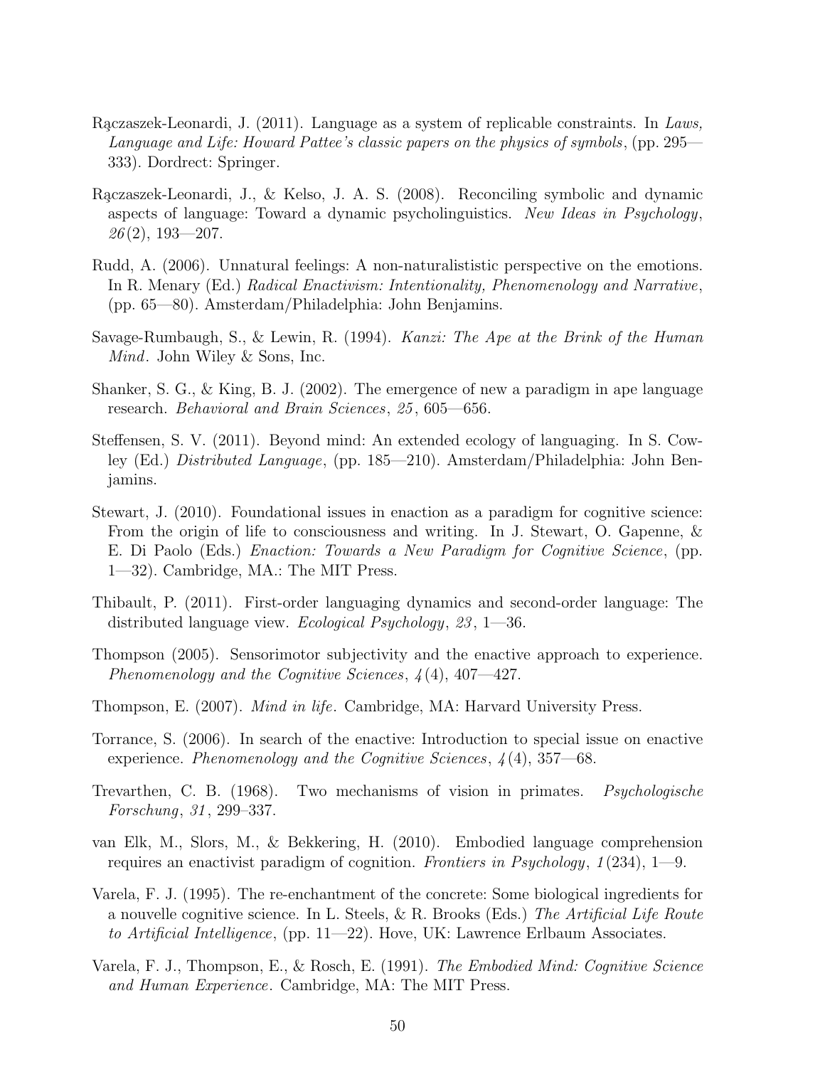Rączaszek-Leonardi, J. (2011). Language as a system of replicable constraints. In *Laws, Language and Life: Howard Pattee's classic papers on the physics of symbols*, (pp. 295—333). Dordrect: Springer.

Rączaszek-Leonardi, J., & Kelso, J. A. S. (2008). Reconciling symbolic and dynamic aspects of language: Toward a dynamic psycholinguistics. *New Ideas in Psychology*, *26*(2), 193—207.

Rudd, A. (2006). Unnatural feelings: A non-naturalististic perspective on the emotions. In R. Menary (Ed.) *Radical Enactivism: Intentionality, Phenomenology and Narrative*, (pp. 65—80). Amsterdam/Philadelphia: John Benjamins.

Savage-Rumbaugh, S., & Lewin, R. (1994). *Kanzi: The Ape at the Brink of the Human Mind*. John Wiley & Sons, Inc.

Shanker, S. G., & King, B. J. (2002). The emergence of new a paradigm in ape language research. *Behavioral and Brain Sciences*, *25*, 605—656.

Steffensen, S. V. (2011). Beyond mind: An extended ecology of languaging. In S. Cowley (Ed.) *Distributed Language*, (pp. 185—210). Amsterdam/Philadelphia: John Benjamins.

Stewart, J. (2010). Foundational issues in enaction as a paradigm for cognitive science: From the origin of life to consciousness and writing. In J. Stewart, O. Gapenne, & E. Di Paolo (Eds.) *Enaction: Towards a New Paradigm for Cognitive Science*, (pp. 1—32). Cambridge, MA.: The MIT Press.

Thibault, P. (2011). First-order languaging dynamics and second-order language: The distributed language view. *Ecological Psychology*, *23*, 1—36.

Thompson (2005). Sensorimotor subjectivity and the enactive approach to experience. *Phenomenology and the Cognitive Sciences*, *4*(4), 407—427.

Thompson, E. (2007). *Mind in life*. Cambridge, MA: Harvard University Press.

Torrance, S. (2006). In search of the enactive: Introduction to special issue on enactive experience. *Phenomenology and the Cognitive Sciences*, *4*(4), 357—68.

Trevarthen, C. B. (1968). Two mechanisms of vision in primates. *Psychologische Forschung*, *31*, 299–337.

van Elk, M., Slors, M., & Bekkering, H. (2010). Embodied language comprehension requires an enactivist paradigm of cognition. *Frontiers in Psychology*, *1*(234), 1—9.

Varela, F. J. (1995). The re-enchantment of the concrete: Some biological ingredients for a nouvelle cognitive science. In L. Steels, & R. Brooks (Eds.) *The Artificial Life Route to Artificial Intelligence*, (pp. 11—22). Hove, UK: Lawrence Erlbaum Associates.

Varela, F. J., Thompson, E., & Rosch, E. (1991). *The Embodied Mind: Cognitive Science and Human Experience*. Cambridge, MA: The MIT Press.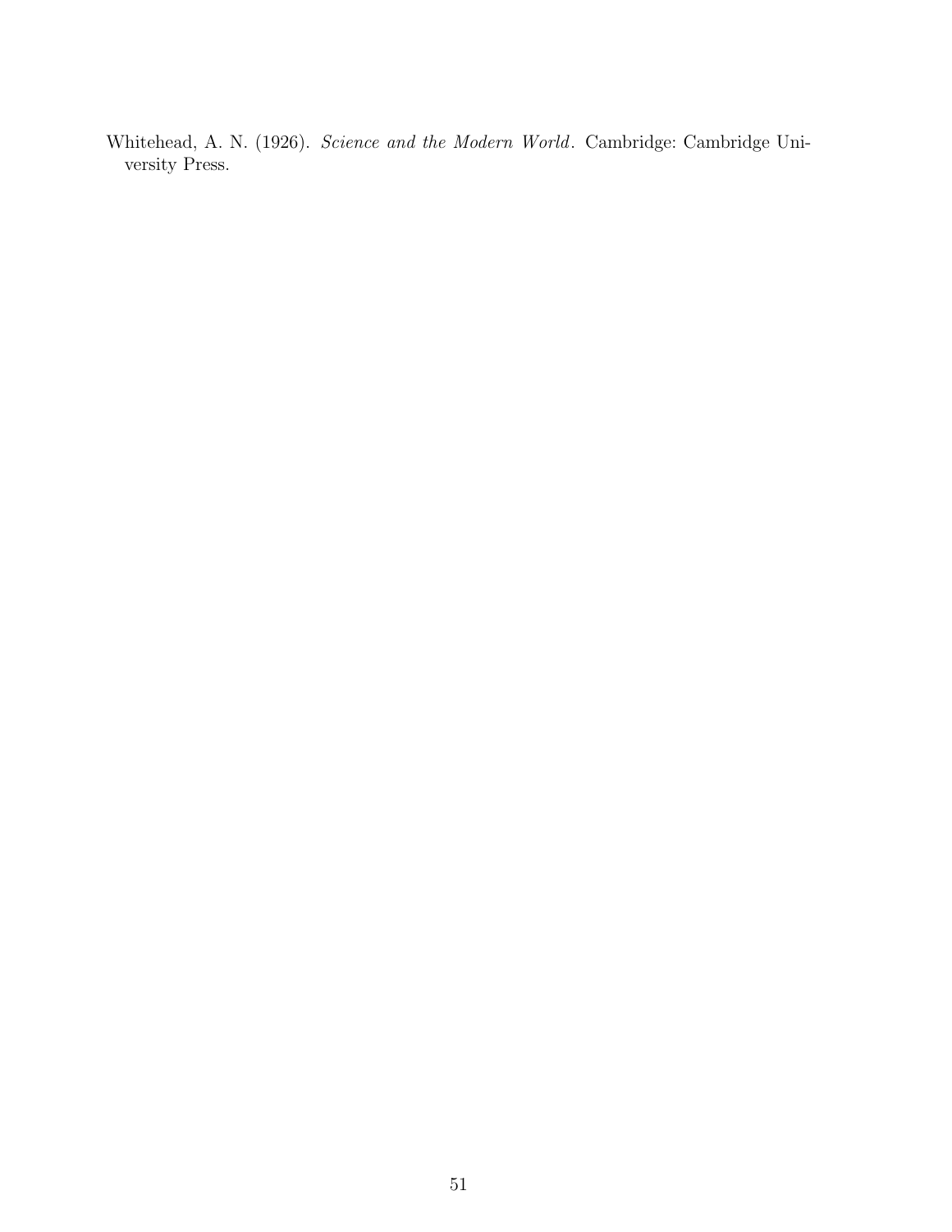Whitehead, A. N. (1926). *Science and the Modern World*. Cambridge: Cambridge University Press.